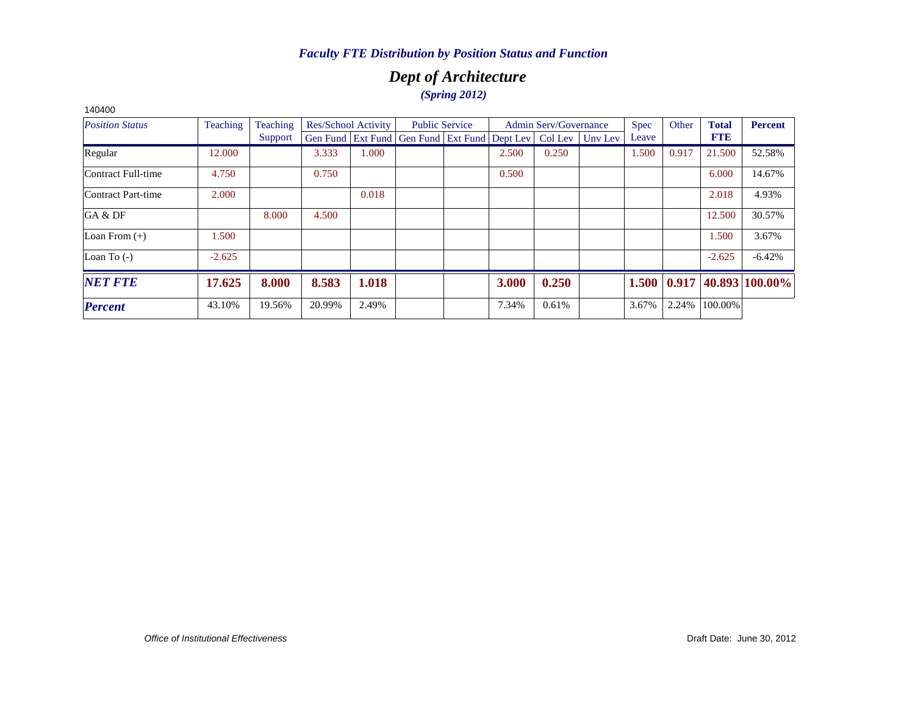*Faculty FTE Distribution by Position Status and Function*

## *Dept of Architecture*

*(Spring 2012)*

140400

| *Position Status* | Teaching | Teaching Support | Res/School Activity | | Public Service | | Admin Serv/Governance | | | Spec Leave | Other | **Total FTE** | **Percent** |
|---|---|---|---|---|---|---|---|---|---|---|---|---|---|
| | | | Gen Fund | Ext Fund | Gen Fund | Ext Fund | Dept Lev | Col Lev | Unv Lev | | | | |
| Regular | 12.000 | | 3.333 | 1.000 | | | 2.500 | 0.250 | | 1.500 | 0.917 | 21.500 | 52.58% |
| Contract Full-time | 4.750 | | 0.750 | | | | 0.500 | | | | | 6.000 | 14.67% |
| Contract Part-time | 2.000 | | | 0.018 | | | | | | | | 2.018 | 4.93% |
| GA & DF | | 8.000 | 4.500 | | | | | | | | | 12.500 | 30.57% |
| Loan From (+) | 1.500 | | | | | | | | | | | 1.500 | 3.67% |
| Loan To (-) | -2.625 | | | | | | | | | | | -2.625 | -6.42% |
| ***NET FTE*** | **17.625** | **8.000** | **8.583** | **1.018** | | | **3.000** | **0.250** | | **1.500** | **0.917** | **40.893** | **100.00%** |
| ***Percent*** | 43.10% | 19.56% | 20.99% | 2.49% | | | 7.34% | 0.61% | | 3.67% | 2.24% | 100.00% | |

*Office of Institutional Effectiveness*

Draft Date: June 30, 2012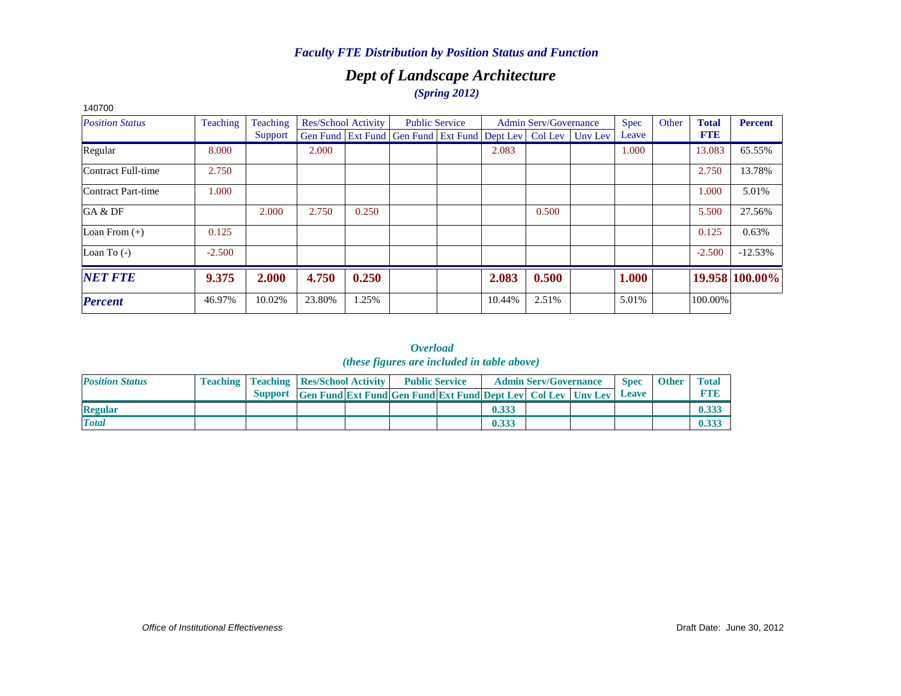*Faculty FTE Distribution by Position Status and Function*

## *Dept of Landscape Architecture*

*(Spring 2012)*

140700

| *Position Status* | Teaching | Teaching Support | Res/School Activity | | Public Service | | Admin Serv/Governance | | | Spec Leave | Other | **Total FTE** | **Percent** |
|---|---|---|---|---|---|---|---|---|---|---|---|---|---|
| | | | Gen Fund | Ext Fund | Gen Fund | Ext Fund | Dept Lev | Col Lev | Unv Lev | | | | |
| Regular | 8.000 | | 2.000 | | | | 2.083 | | | 1.000 | | 13.083 | 65.55% |
| Contract Full-time | 2.750 | | | | | | | | | | | 2.750 | 13.78% |
| Contract Part-time | 1.000 | | | | | | | | | | | 1.000 | 5.01% |
| GA & DF | | 2.000 | 2.750 | 0.250 | | | | 0.500 | | | | 5.500 | 27.56% |
| Loan From (+) | 0.125 | | | | | | | | | | | 0.125 | 0.63% |
| Loan To (-) | -2.500 | | | | | | | | | | | -2.500 | -12.53% |
| ***NET FTE*** | **9.375** | **2.000** | **4.750** | **0.250** | | | **2.083** | **0.500** | | **1.000** | | **19.958** | **100.00%** |
| ***Percent*** | 46.97% | 10.02% | 23.80% | 1.25% | | | 10.44% | 2.51% | | 5.01% | | 100.00% | |

***Overload***

***(these figures are included in table above)***

| *Position Status* | Teaching | Teaching Support | Res/School Activity | | Public Service | | Admin Serv/Governance | | | Spec Leave | Other | Total FTE |
|---|---|---|---|---|---|---|---|---|---|---|---|---|
| | | | Gen Fund | Ext Fund | Gen Fund | Ext Fund | Dept Lev | Col Lev | Unv Lev | | | |
| **Regular** | | | | | | | **0.333** | | | | | **0.333** |
| ***Total*** | | | | | | | **0.333** | | | | | **0.333** |

*Office of Institutional Effectiveness*

Draft Date: June 30, 2012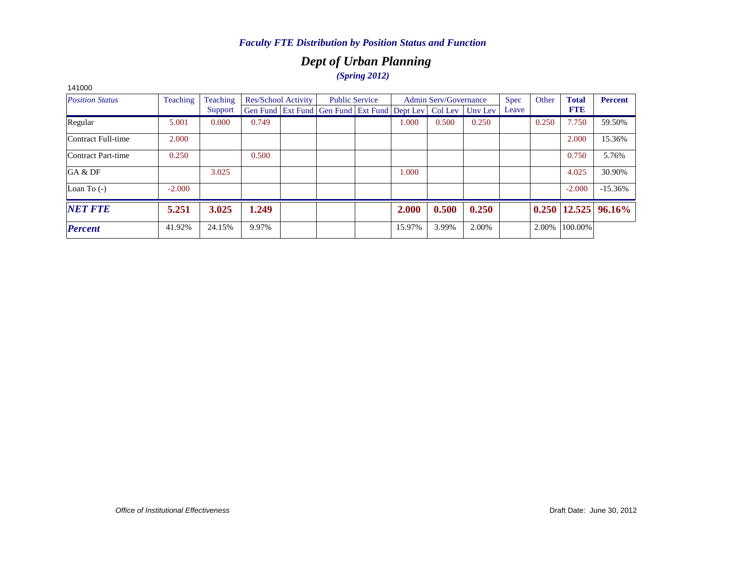*Faculty FTE Distribution by Position Status and Function*

# *Dept of Urban Planning*

***(Spring 2012)***

141000

| *Position Status* | Teaching | Teaching Support | Res/School Activity | | Public Service | | Admin Serv/Governance | | | Spec Leave | Other | **Total FTE** | **Percent** |
|---|---|---|---|---|---|---|---|---|---|---|---|---|---|
| | | | Gen Fund | Ext Fund | Gen Fund | Ext Fund | Dept Lev | Col Lev | Unv Lev | | | | |
| Regular | 5.001 | 0.000 | 0.749 | | | | 1.000 | 0.500 | 0.250 | | 0.250 | 7.750 | 59.50% |
| Contract Full-time | 2.000 | | | | | | | | | | | 2.000 | 15.36% |
| Contract Part-time | 0.250 | | 0.500 | | | | | | | | | 0.750 | 5.76% |
| GA & DF | | 3.025 | | | | | 1.000 | | | | | 4.025 | 30.90% |
| Loan To (-) | -2.000 | | | | | | | | | | | -2.000 | -15.36% |
| ***NET FTE*** | **5.251** | **3.025** | **1.249** | | | | **2.000** | **0.500** | **0.250** | | **0.250** | **12.525** | **96.16%** |
| ***Percent*** | 41.92% | 24.15% | 9.97% | | | | 15.97% | 3.99% | 2.00% | | 2.00% | 100.00% | |

*Office of Institutional Effectiveness*

Draft Date: June 30, 2012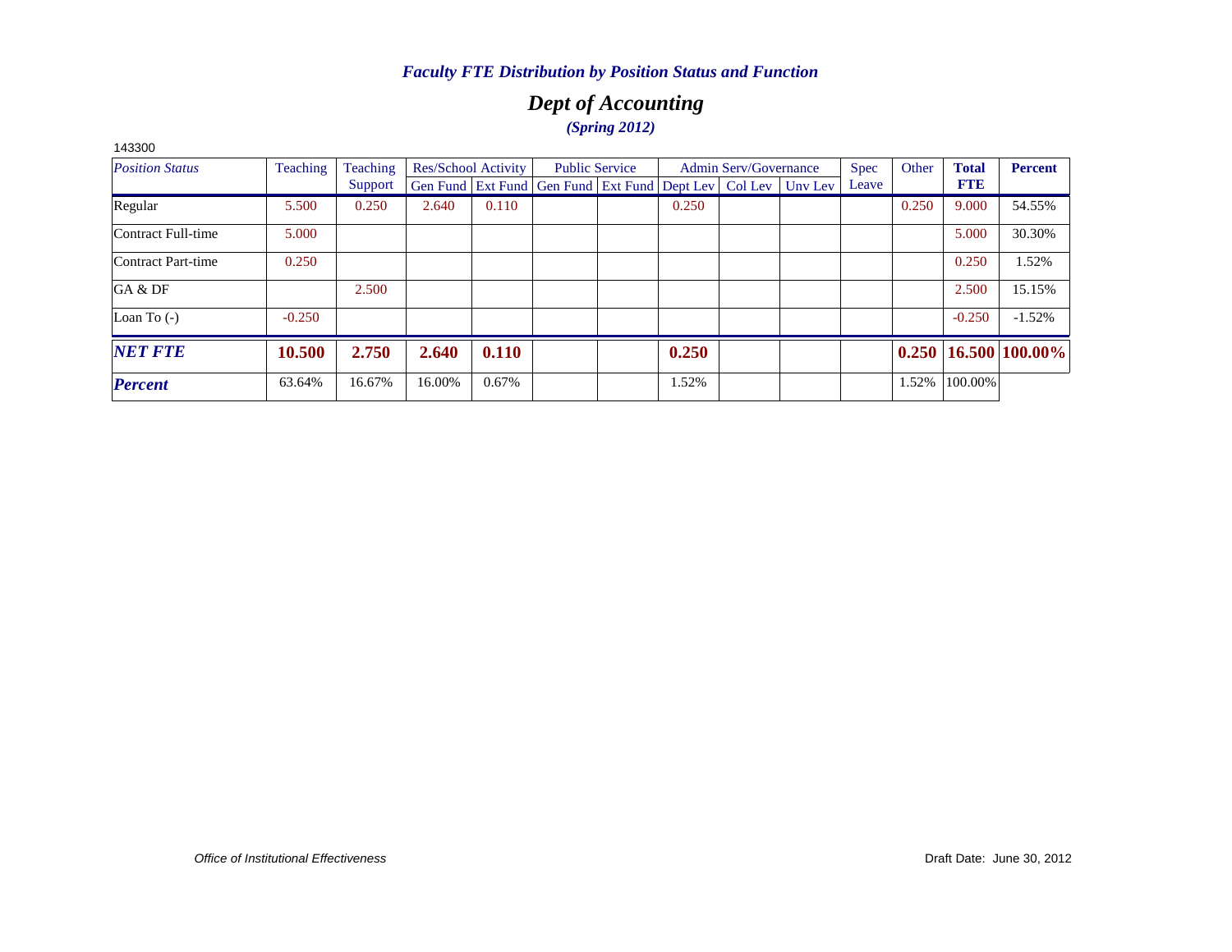*Faculty FTE Distribution by Position Status and Function*

# *Dept of Accounting*

*(Spring 2012)*

143300

| *Position Status* | Teaching | Teaching Support | Res/School Activity | | Public Service | | Admin Serv/Governance | | | Spec Leave | Other | **Total FTE** | **Percent** |
|---|---|---|---|---|---|---|---|---|---|---|---|---|---|
| | | | Gen Fund | Ext Fund | Gen Fund | Ext Fund | Dept Lev | Col Lev | Unv Lev | | | | |
| Regular | 5.500 | 0.250 | 2.640 | 0.110 | | | 0.250 | | | | 0.250 | 9.000 | 54.55% |
| Contract Full-time | 5.000 | | | | | | | | | | | 5.000 | 30.30% |
| Contract Part-time | 0.250 | | | | | | | | | | | 0.250 | 1.52% |
| GA & DF | | 2.500 | | | | | | | | | | 2.500 | 15.15% |
| Loan To (-) | -0.250 | | | | | | | | | | | -0.250 | -1.52% |
| ***NET FTE*** | **10.500** | **2.750** | **2.640** | **0.110** | | | **0.250** | | | | **0.250** | **16.500** | **100.00%** |
| ***Percent*** | 63.64% | 16.67% | 16.00% | 0.67% | | | 1.52% | | | | 1.52% | 100.00% | |

*Office of Institutional Effectiveness*

Draft Date: June 30, 2012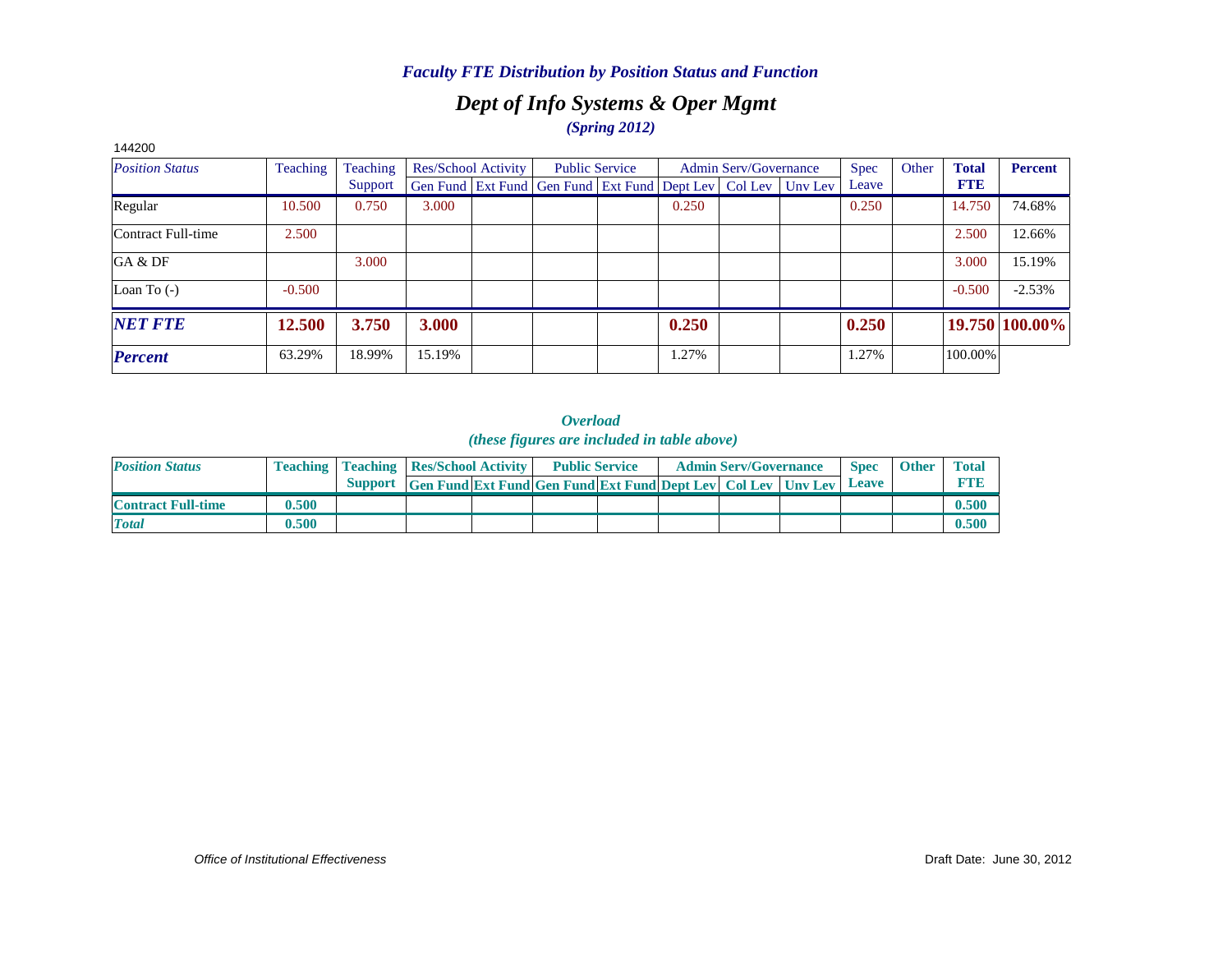*Faculty FTE Distribution by Position Status and Function*

## *Dept of Info Systems & Oper Mgmt*

*(Spring 2012)*

144200

| *Position Status* | Teaching | Teaching Support | Res/School Activity | | Public Service | | Admin Serv/Governance | | | Spec Leave | Other | **Total FTE** | **Percent** |
|---|---|---|---|---|---|---|---|---|---|---|---|---|---|
| | | | Gen Fund | Ext Fund | Gen Fund | Ext Fund | Dept Lev | Col Lev | Unv Lev | | | | |
| Regular | 10.500 | 0.750 | 3.000 | | | | 0.250 | | | 0.250 | | 14.750 | 74.68% |
| Contract Full-time | 2.500 | | | | | | | | | | | 2.500 | 12.66% |
| GA & DF | | 3.000 | | | | | | | | | | 3.000 | 15.19% |
| Loan To (-) | -0.500 | | | | | | | | | | | -0.500 | -2.53% |
| ***NET FTE*** | **12.500** | **3.750** | **3.000** | | | | **0.250** | | | **0.250** | | **19.750** | **100.00%** |
| ***Percent*** | 63.29% | 18.99% | 15.19% | | | | 1.27% | | | 1.27% | | 100.00% | |

*Overload*
*(these figures are included in table above)*

| *Position Status* | **Teaching** | **Teaching Support** | **Res/School Activity** | | **Public Service** | | **Admin Serv/Governance** | | | **Spec Leave** | **Other** | **Total FTE** |
|---|---|---|---|---|---|---|---|---|---|---|---|---|
| | | | **Gen Fund** | **Ext Fund** | **Gen Fund** | **Ext Fund** | **Dept Lev** | **Col Lev** | **Unv Lev** | | | |
| **Contract Full-time** | **0.500** | | | | | | | | | | | **0.500** |
| ***Total*** | **0.500** | | | | | | | | | | | **0.500** |

*Office of Institutional Effectiveness*

Draft Date: June 30, 2012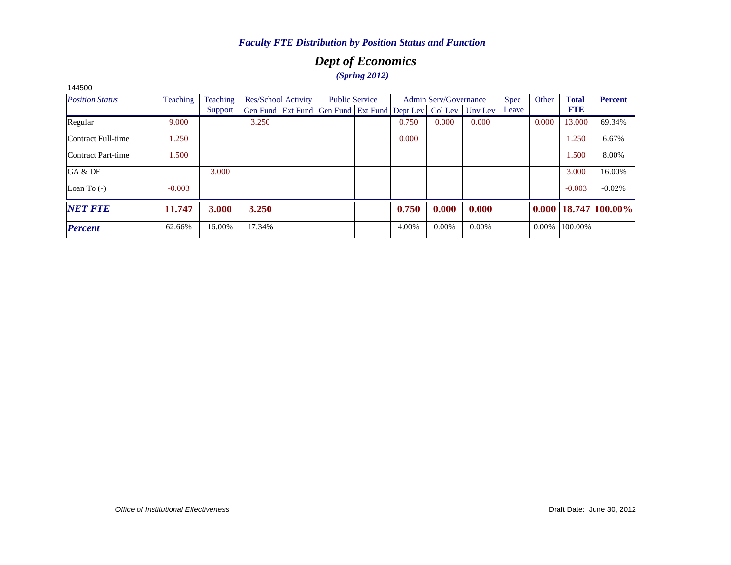*Faculty FTE Distribution by Position Status and Function*

## *Dept of Economics*

***(Spring 2012)***

144500

| *Position Status* | Teaching | Teaching Support | Res/School Activity | | Public Service | | Admin Serv/Governance | | | Spec Leave | Other | **Total FTE** | **Percent** |
|---|---|---|---|---|---|---|---|---|---|---|---|---|---|
| | | | Gen Fund | Ext Fund | Gen Fund | Ext Fund | Dept Lev | Col Lev | Unv Lev | | | | |
| Regular | 9.000 | | 3.250 | | | | 0.750 | 0.000 | 0.000 | | 0.000 | 13.000 | 69.34% |
| Contract Full-time | 1.250 | | | | | | 0.000 | | | | | 1.250 | 6.67% |
| Contract Part-time | 1.500 | | | | | | | | | | | 1.500 | 8.00% |
| GA & DF | | 3.000 | | | | | | | | | | 3.000 | 16.00% |
| Loan To (-) | -0.003 | | | | | | | | | | | -0.003 | -0.02% |
| ***NET FTE*** | **11.747** | **3.000** | **3.250** | | | | **0.750** | **0.000** | **0.000** | | **0.000** | **18.747** | **100.00%** |
| ***Percent*** | 62.66% | 16.00% | 17.34% | | | | 4.00% | 0.00% | 0.00% | | 0.00% | 100.00% | |

*Office of Institutional Effectiveness*

Draft Date: June 30, 2012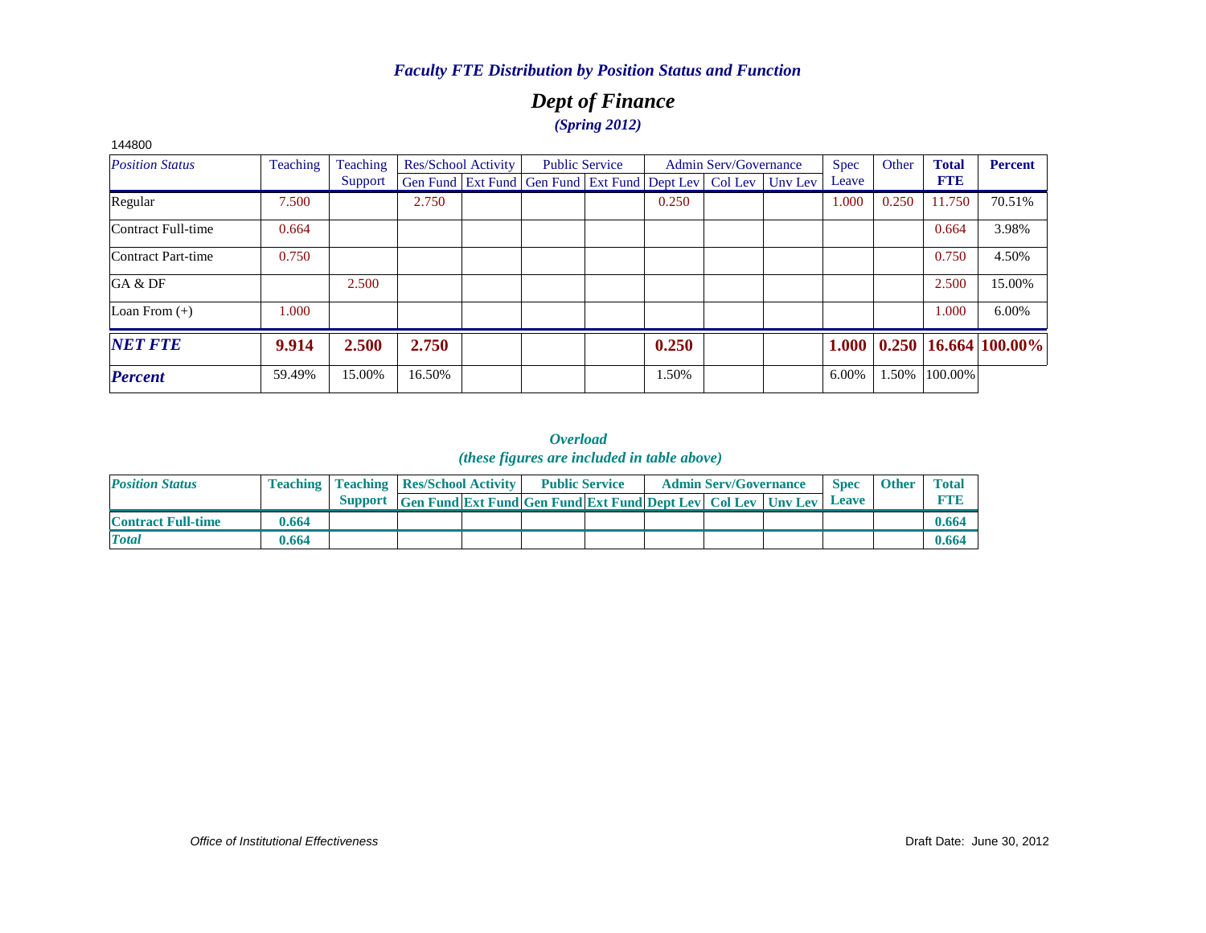*Faculty FTE Distribution by Position Status and Function*

# *Dept of Finance*

***(Spring 2012)***

144800

| *Position Status* | Teaching | Teaching Support | Res/School Activity | | Public Service | | Admin Serv/Governance | | | Spec Leave | Other | **Total FTE** | **Percent** |
|---|---|---|---|---|---|---|---|---|---|---|---|---|---|
| | | | Gen Fund | Ext Fund | Gen Fund | Ext Fund | Dept Lev | Col Lev | Unv Lev | | | | |
| Regular | 7.500 | | 2.750 | | | | 0.250 | | | 1.000 | 0.250 | 11.750 | 70.51% |
| Contract Full-time | 0.664 | | | | | | | | | | | 0.664 | 3.98% |
| Contract Part-time | 0.750 | | | | | | | | | | | 0.750 | 4.50% |
| GA & DF | | 2.500 | | | | | | | | | | 2.500 | 15.00% |
| Loan From (+) | 1.000 | | | | | | | | | | | 1.000 | 6.00% |
| ***NET FTE*** | **9.914** | **2.500** | **2.750** | | | | **0.250** | | | **1.000** | **0.250** | **16.664** | **100.00%** |
| ***Percent*** | 59.49% | 15.00% | 16.50% | | | | 1.50% | | | 6.00% | 1.50% | 100.00% | |

*Overload*

*(these figures are included in table above)*

| *Position Status* | Teaching | Teaching Support | Res/School Activity | | Public Service | | Admin Serv/Governance | | | Spec Leave | Other | Total FTE |
|---|---|---|---|---|---|---|---|---|---|---|---|---|
| | | | Gen Fund | Ext Fund | Gen Fund | Ext Fund | Dept Lev | Col Lev | Unv Lev | | | |
| **Contract Full-time** | **0.664** | | | | | | | | | | | **0.664** |
| ***Total*** | **0.664** | | | | | | | | | | | **0.664** |

*Office of Institutional Effectiveness*

Draft Date: June 30, 2012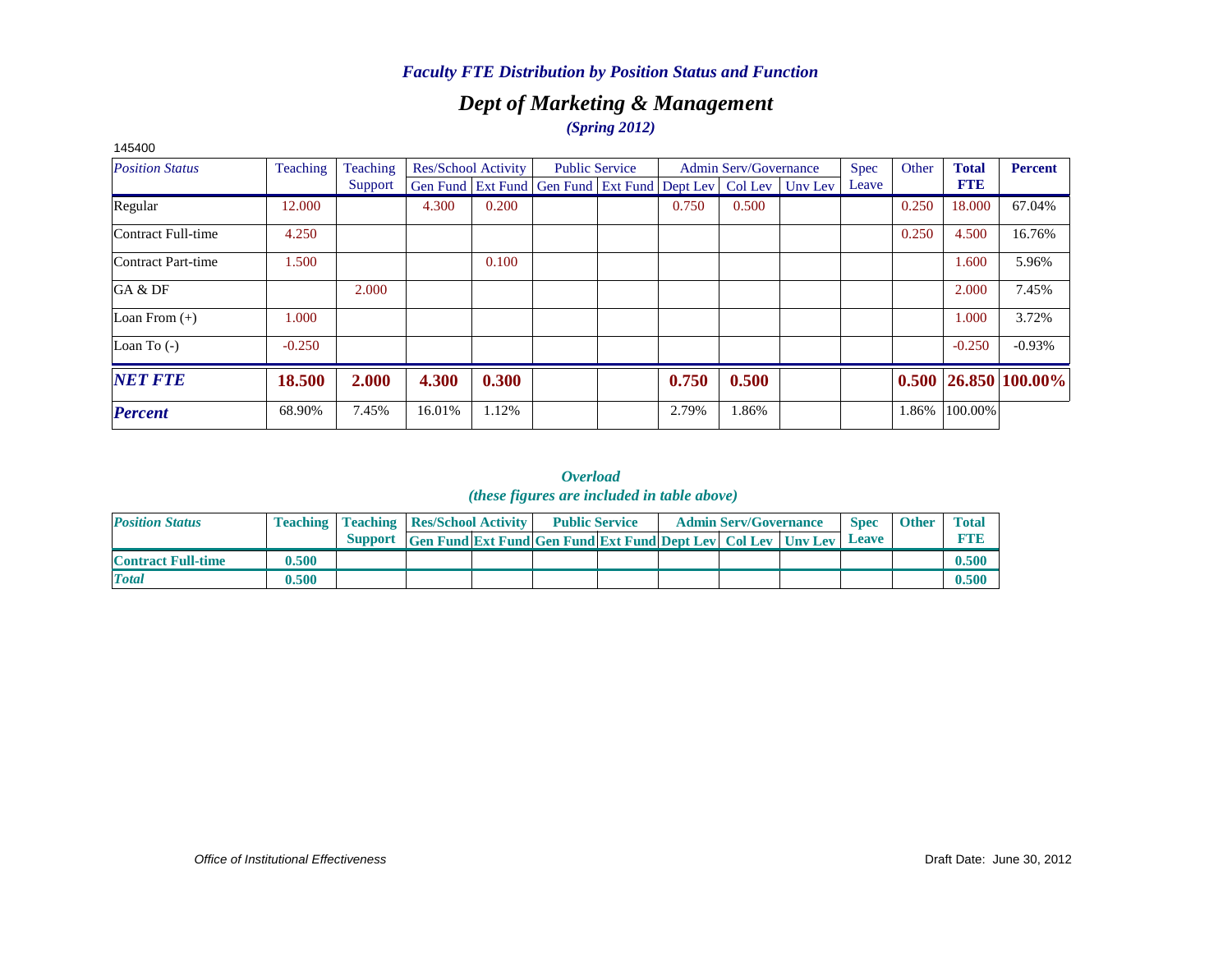*Faculty FTE Distribution by Position Status and Function*

## *Dept of Marketing & Management*

*(Spring 2012)*

145400

| *Position Status* | Teaching | Teaching Support | Res/School Activity | | Public Service | | Admin Serv/Governance | | | Spec Leave | Other | **Total FTE** | **Percent** |
|---|---|---|---|---|---|---|---|---|---|---|---|---|---|
| | | | Gen Fund | Ext Fund | Gen Fund | Ext Fund | Dept Lev | Col Lev | Unv Lev | | | | |
| Regular | 12.000 | | 4.300 | 0.200 | | | 0.750 | 0.500 | | | 0.250 | 18.000 | 67.04% |
| Contract Full-time | 4.250 | | | | | | | | | | 0.250 | 4.500 | 16.76% |
| Contract Part-time | 1.500 | | | 0.100 | | | | | | | | 1.600 | 5.96% |
| GA & DF | | 2.000 | | | | | | | | | | 2.000 | 7.45% |
| Loan From (+) | 1.000 | | | | | | | | | | | 1.000 | 3.72% |
| Loan To (-) | -0.250 | | | | | | | | | | | -0.250 | -0.93% |
| ***NET FTE*** | **18.500** | **2.000** | **4.300** | **0.300** | | | **0.750** | **0.500** | | | **0.500** | **26.850** | **100.00%** |
| ***Percent*** | 68.90% | 7.45% | 16.01% | 1.12% | | | 2.79% | 1.86% | | | 1.86% | 100.00% | |

*Overload*

*(these figures are included in table above)*

| *Position Status* | Teaching | Teaching Support | Res/School Activity | | Public Service | | Admin Serv/Governance | | | Spec Leave | Other | Total FTE |
|---|---|---|---|---|---|---|---|---|---|---|---|---|
| | | | Gen Fund | Ext Fund | Gen Fund | Ext Fund | Dept Lev | Col Lev | Unv Lev | | | |
| **Contract Full-time** | **0.500** | | | | | | | | | | | **0.500** |
| ***Total*** | **0.500** | | | | | | | | | | | **0.500** |

*Office of Institutional Effectiveness*

Draft Date: June 30, 2012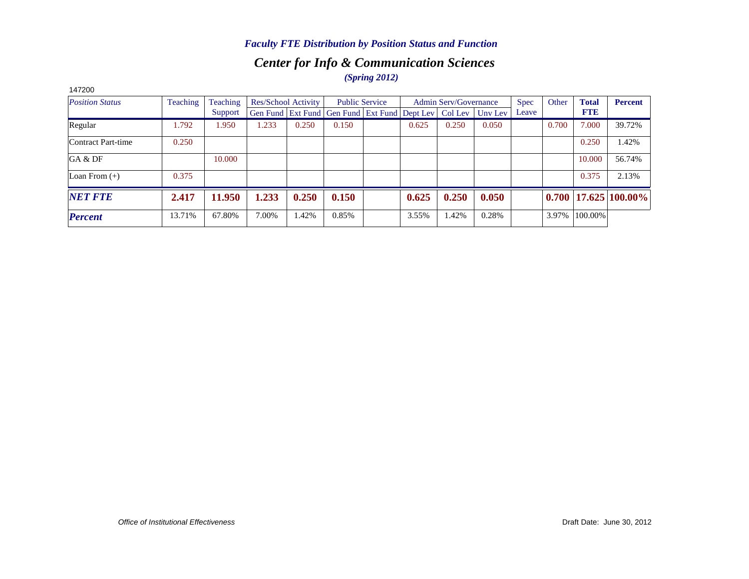*Faculty FTE Distribution by Position Status and Function*

## *Center for Info & Communication Sciences*

*(Spring 2012)*

147200

| *Position Status* | Teaching | Teaching Support | Res/School Activity | | Public Service | | Admin Serv/Governance | | | Spec Leave | Other | **Total FTE** | **Percent** |
|---|---|---|---|---|---|---|---|---|---|---|---|---|---|
| | | | Gen Fund | Ext Fund | Gen Fund | Ext Fund | Dept Lev | Col Lev | Unv Lev | | | | |
| Regular | 1.792 | 1.950 | 1.233 | 0.250 | 0.150 | | 0.625 | 0.250 | 0.050 | | 0.700 | 7.000 | 39.72% |
| Contract Part-time | 0.250 | | | | | | | | | | | 0.250 | 1.42% |
| GA & DF | | 10.000 | | | | | | | | | | 10.000 | 56.74% |
| Loan From (+) | 0.375 | | | | | | | | | | | 0.375 | 2.13% |
| ***NET FTE*** | **2.417** | **11.950** | **1.233** | **0.250** | **0.150** | | **0.625** | **0.250** | **0.050** | | **0.700** | **17.625** | **100.00%** |
| ***Percent*** | 13.71% | 67.80% | 7.00% | 1.42% | 0.85% | | 3.55% | 1.42% | 0.28% | | 3.97% | 100.00% | |

*Office of Institutional Effectiveness*

Draft Date: June 30, 2012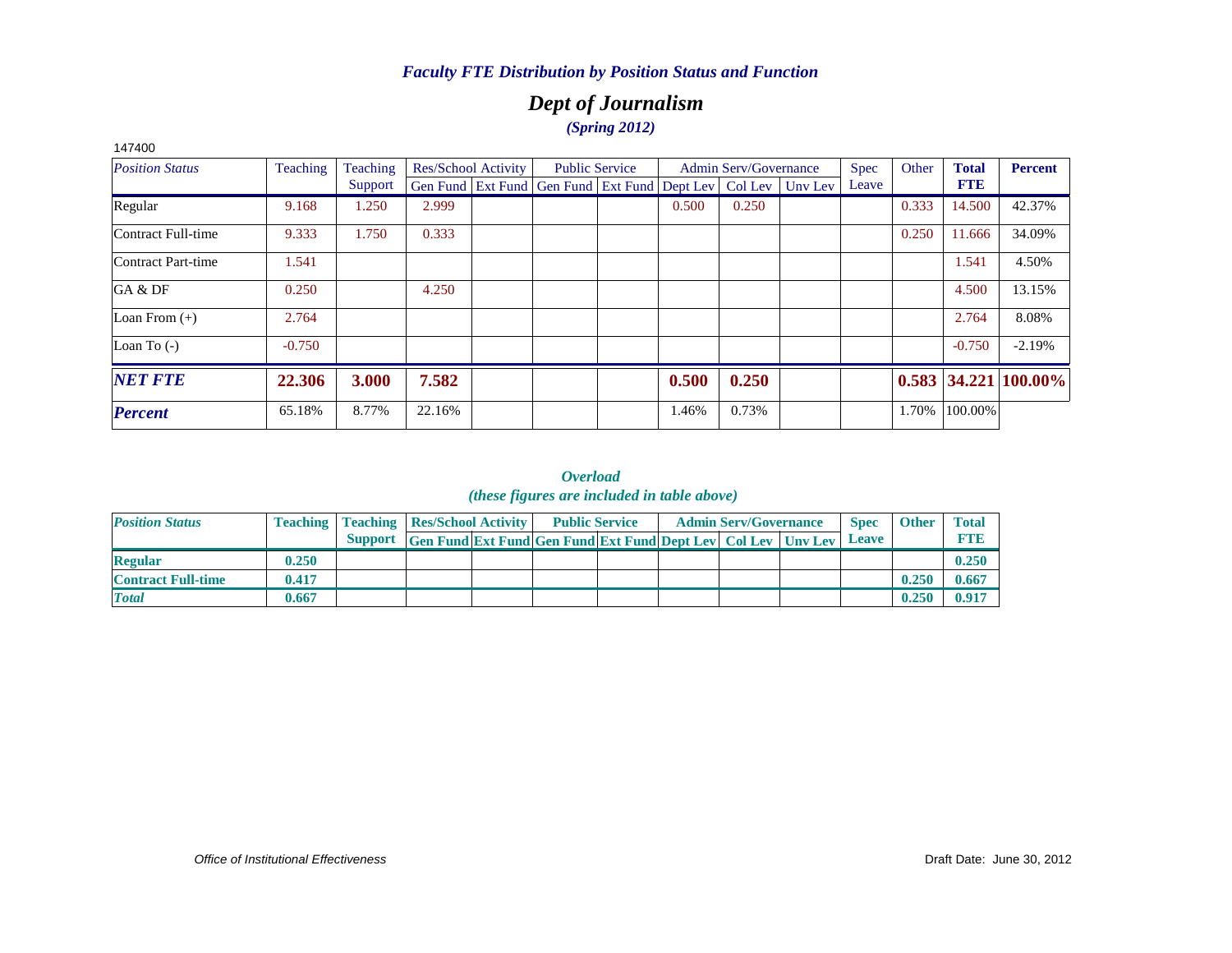*Faculty FTE Distribution by Position Status and Function*

## *Dept of Journalism*

*(Spring 2012)*

147400

| *Position Status* | Teaching | Teaching Support | Res/School Activity | | Public Service | | Admin Serv/Governance | | | Spec Leave | Other | **Total FTE** | **Percent** |
|---|---|---|---|---|---|---|---|---|---|---|---|---|---|
| | | | Gen Fund | Ext Fund | Gen Fund | Ext Fund | Dept Lev | Col Lev | Unv Lev | | | | |
| Regular | 9.168 | 1.250 | 2.999 | | | | 0.500 | 0.250 | | | 0.333 | 14.500 | 42.37% |
| Contract Full-time | 9.333 | 1.750 | 0.333 | | | | | | | | 0.250 | 11.666 | 34.09% |
| Contract Part-time | 1.541 | | | | | | | | | | | 1.541 | 4.50% |
| GA & DF | 0.250 | | 4.250 | | | | | | | | | 4.500 | 13.15% |
| Loan From (+) | 2.764 | | | | | | | | | | | 2.764 | 8.08% |
| Loan To (-) | -0.750 | | | | | | | | | | | -0.750 | -2.19% |
| ***NET FTE*** | **22.306** | **3.000** | **7.582** | | | | **0.500** | **0.250** | | | **0.583** | **34.221** | **100.00%** |
| ***Percent*** | 65.18% | 8.77% | 22.16% | | | | 1.46% | 0.73% | | | 1.70% | 100.00% | |

***Overload***

***(these figures are included in table above)***

| *Position Status* | Teaching | Teaching Support | Res/School Activity | | Public Service | | Admin Serv/Governance | | | Spec Leave | Other | Total FTE |
|---|---|---|---|---|---|---|---|---|---|---|---|---|
| | | | Gen Fund | Ext Fund | Gen Fund | Ext Fund | Dept Lev | Col Lev | Unv Lev | | | |
| **Regular** | **0.250** | | | | | | | | | | | **0.250** |
| **Contract Full-time** | **0.417** | | | | | | | | | | **0.250** | **0.667** |
| ***Total*** | **0.667** | | | | | | | | | | **0.250** | **0.917** |

*Office of Institutional Effectiveness*

Draft Date: June 30, 2012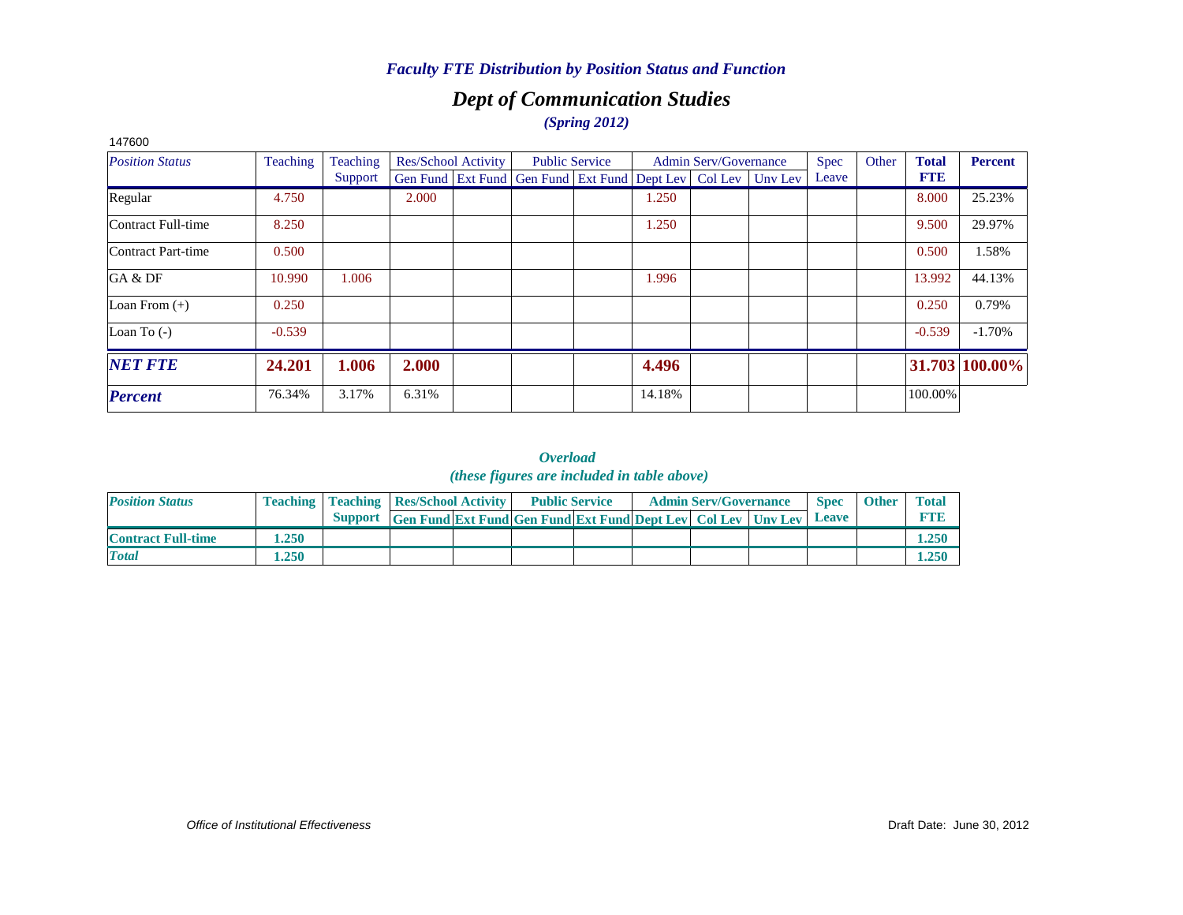*Faculty FTE Distribution by Position Status and Function*

## *Dept of Communication Studies*

*(Spring 2012)*

147600

| *Position Status* | Teaching | Teaching Support | Res/School Activity | | Public Service | | Admin Serv/Governance | | | Spec Leave | Other | **Total FTE** | **Percent** |
|---|---|---|---|---|---|---|---|---|---|---|---|---|---|
| | | | Gen Fund | Ext Fund | Gen Fund | Ext Fund | Dept Lev | Col Lev | Unv Lev | | | | |
| Regular | 4.750 | | 2.000 | | | | 1.250 | | | | | 8.000 | 25.23% |
| Contract Full-time | 8.250 | | | | | | 1.250 | | | | | 9.500 | 29.97% |
| Contract Part-time | 0.500 | | | | | | | | | | | 0.500 | 1.58% |
| GA & DF | 10.990 | 1.006 | | | | | 1.996 | | | | | 13.992 | 44.13% |
| Loan From (+) | 0.250 | | | | | | | | | | | 0.250 | 0.79% |
| Loan To (-) | -0.539 | | | | | | | | | | | -0.539 | -1.70% |
| ***NET FTE*** | **24.201** | **1.006** | **2.000** | | | | **4.496** | | | | | **31.703** | **100.00%** |
| ***Percent*** | 76.34% | 3.17% | 6.31% | | | | 14.18% | | | | | 100.00% | |

*Overload*
*(these figures are included in table above)*

| *Position Status* | **Teaching** | **Teaching Support** | **Res/School Activity** | | **Public Service** | | **Admin Serv/Governance** | | | **Spec Leave** | **Other** | **Total FTE** |
|---|---|---|---|---|---|---|---|---|---|---|---|---|
| | | | **Gen Fund** | **Ext Fund** | **Gen Fund** | **Ext Fund** | **Dept Lev** | **Col Lev** | **Unv Lev** | | | |
| **Contract Full-time** | **1.250** | | | | | | | | | | | **1.250** |
| ***Total*** | **1.250** | | | | | | | | | | | **1.250** |

*Office of Institutional Effectiveness*

Draft Date: June 30, 2012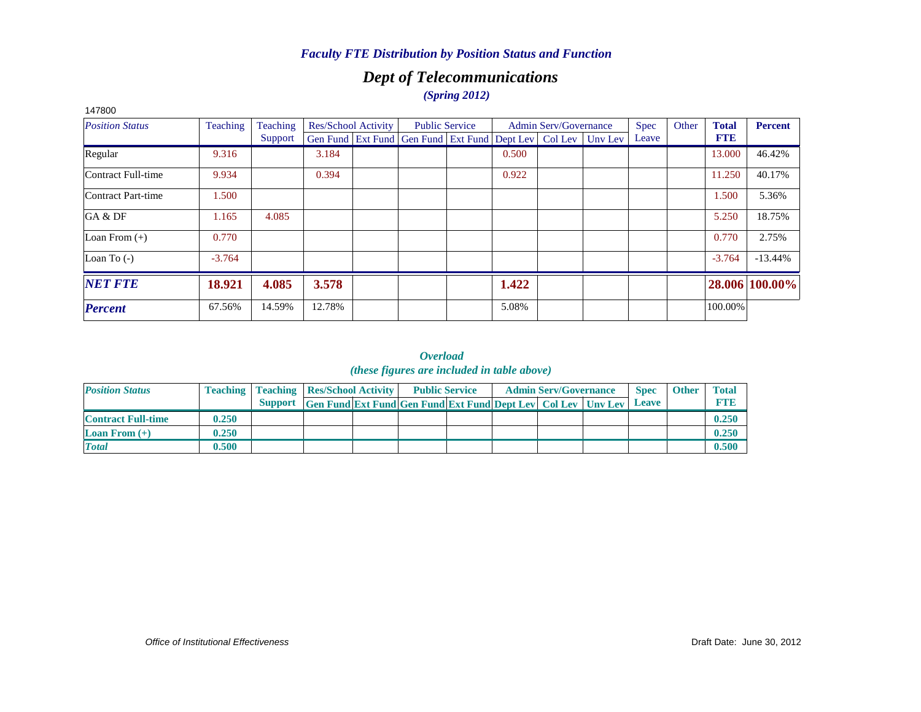*Faculty FTE Distribution by Position Status and Function*

## *Dept of Telecommunications*

***(Spring 2012)***

147800

| *Position Status* | Teaching | Teaching Support | Res/School Activity | | Public Service | | Admin Serv/Governance | | | Spec Leave | Other | **Total FTE** | **Percent** |
|---|---|---|---|---|---|---|---|---|---|---|---|---|---|
| | | | Gen Fund | Ext Fund | Gen Fund | Ext Fund | Dept Lev | Col Lev | Unv Lev | | | | |
| Regular | 9.316 | | 3.184 | | | | 0.500 | | | | | 13.000 | 46.42% |
| Contract Full-time | 9.934 | | 0.394 | | | | 0.922 | | | | | 11.250 | 40.17% |
| Contract Part-time | 1.500 | | | | | | | | | | | 1.500 | 5.36% |
| GA & DF | 1.165 | 4.085 | | | | | | | | | | 5.250 | 18.75% |
| Loan From (+) | 0.770 | | | | | | | | | | | 0.770 | 2.75% |
| Loan To (-) | -3.764 | | | | | | | | | | | -3.764 | -13.44% |
| ***NET FTE*** | **18.921** | **4.085** | **3.578** | | | | **1.422** | | | | | **28.006** | **100.00%** |
| ***Percent*** | 67.56% | 14.59% | 12.78% | | | | 5.08% | | | | | 100.00% | |

***Overload***
***(these figures are included in table above)***

| *Position Status* | Teaching | Teaching Support | Res/School Activity | | Public Service | | Admin Serv/Governance | | | Spec Leave | Other | Total FTE |
|---|---|---|---|---|---|---|---|---|---|---|---|---|
| | | | Gen Fund | Ext Fund | Gen Fund | Ext Fund | Dept Lev | Col Lev | Unv Lev | | | |
| **Contract Full-time** | **0.250** | | | | | | | | | | | **0.250** |
| **Loan From (+)** | **0.250** | | | | | | | | | | | **0.250** |
| ***Total*** | **0.500** | | | | | | | | | | | **0.500** |

*Office of Institutional Effectiveness*

Draft Date: June 30, 2012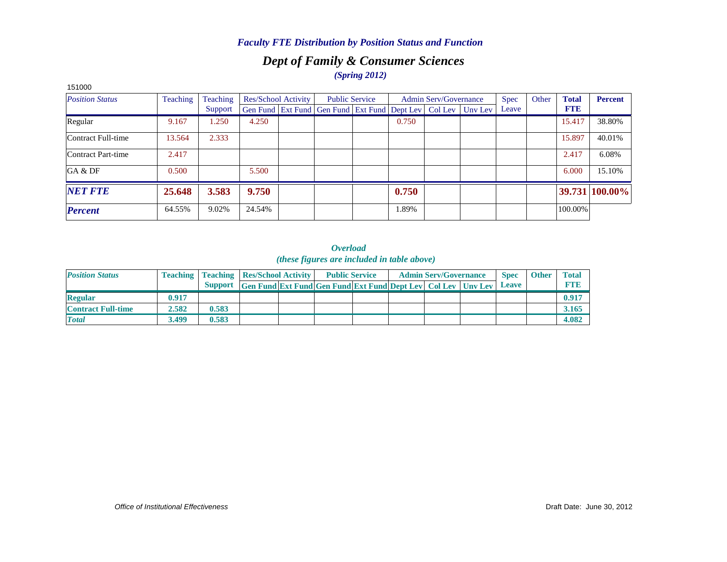*Faculty FTE Distribution by Position Status and Function*

## *Dept of Family & Consumer Sciences*

*(Spring 2012)*

151000

| *Position Status* | Teaching | Teaching Support | Res/School Activity | | Public Service | | Admin Serv/Governance | | | Spec Leave | Other | **Total FTE** | **Percent** |
|---|---|---|---|---|---|---|---|---|---|---|---|---|---|
| | | | Gen Fund | Ext Fund | Gen Fund | Ext Fund | Dept Lev | Col Lev | Unv Lev | | | | |
| Regular | 9.167 | 1.250 | 4.250 | | | | 0.750 | | | | | 15.417 | 38.80% |
| Contract Full-time | 13.564 | 2.333 | | | | | | | | | | 15.897 | 40.01% |
| Contract Part-time | 2.417 | | | | | | | | | | | 2.417 | 6.08% |
| GA & DF | 0.500 | | 5.500 | | | | | | | | | 6.000 | 15.10% |
| ***NET FTE*** | **25.648** | **3.583** | **9.750** | | | | **0.750** | | | | | **39.731** | **100.00%** |
| ***Percent*** | 64.55% | 9.02% | 24.54% | | | | 1.89% | | | | | 100.00% | |

*Overload*

*(these figures are included in table above)*

| *Position Status* | **Teaching** | **Teaching Support** | **Res/School Activity** | | **Public Service** | | **Admin Serv/Governance** | | | **Spec Leave** | **Other** | **Total FTE** |
|---|---|---|---|---|---|---|---|---|---|---|---|---|
| | | | **Gen Fund** | **Ext Fund** | **Gen Fund** | **Ext Fund** | **Dept Lev** | **Col Lev** | **Unv Lev** | | | |
| **Regular** | **0.917** | | | | | | | | | | | **0.917** |
| **Contract Full-time** | **2.582** | **0.583** | | | | | | | | | | **3.165** |
| ***Total*** | **3.499** | **0.583** | | | | | | | | | | **4.082** |

*Office of Institutional Effectiveness*

Draft Date: June 30, 2012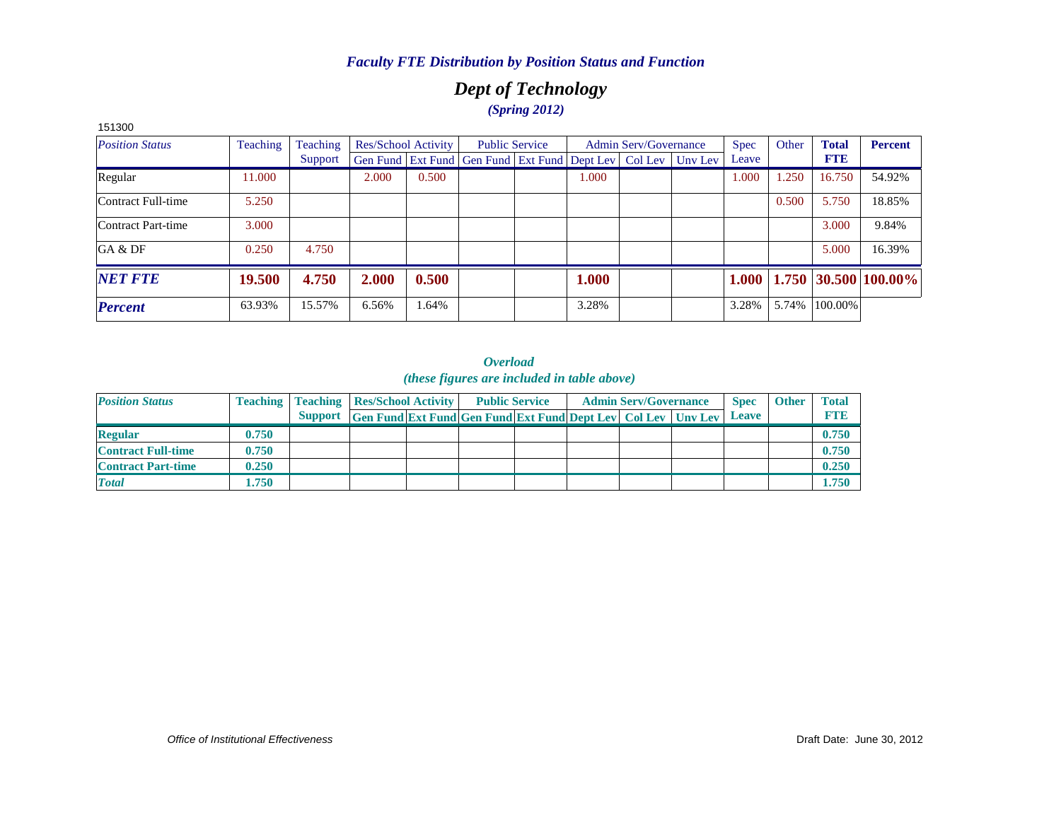*Faculty FTE Distribution by Position Status and Function*

# *Dept of Technology*

*(Spring 2012)*

151300

| *Position Status* | Teaching | Teaching Support | Res/School Activity | | Public Service | | Admin Serv/Governance | | | Spec Leave | Other | **Total FTE** | **Percent** |
|---|---|---|---|---|---|---|---|---|---|---|---|---|---|
| | | | Gen Fund | Ext Fund | Gen Fund | Ext Fund | Dept Lev | Col Lev | Unv Lev | | | | |
| Regular | 11.000 | | 2.000 | 0.500 | | | 1.000 | | | 1.000 | 1.250 | 16.750 | 54.92% |
| Contract Full-time | 5.250 | | | | | | | | | | 0.500 | 5.750 | 18.85% |
| Contract Part-time | 3.000 | | | | | | | | | | | 3.000 | 9.84% |
| GA & DF | 0.250 | 4.750 | | | | | | | | | | 5.000 | 16.39% |
| ***NET FTE*** | **19.500** | **4.750** | **2.000** | **0.500** | | | **1.000** | | | **1.000** | **1.750** | **30.500** | **100.00%** |
| ***Percent*** | 63.93% | 15.57% | 6.56% | 1.64% | | | 3.28% | | | 3.28% | 5.74% | 100.00% | |

*Overload*
*(these figures are included in table above)*

| *Position Status* | **Teaching** | **Teaching Support** | **Res/School Activity** | | **Public Service** | | **Admin Serv/Governance** | | | **Spec Leave** | **Other** | **Total FTE** |
|---|---|---|---|---|---|---|---|---|---|---|---|---|
| | | | **Gen Fund** | **Ext Fund** | **Gen Fund** | **Ext Fund** | **Dept Lev** | **Col Lev** | **Unv Lev** | | | |
| **Regular** | **0.750** | | | | | | | | | | | **0.750** |
| **Contract Full-time** | **0.750** | | | | | | | | | | | **0.750** |
| **Contract Part-time** | **0.250** | | | | | | | | | | | **0.250** |
| ***Total*** | **1.750** | | | | | | | | | | | **1.750** |

*Office of Institutional Effectiveness*

Draft Date: June 30, 2012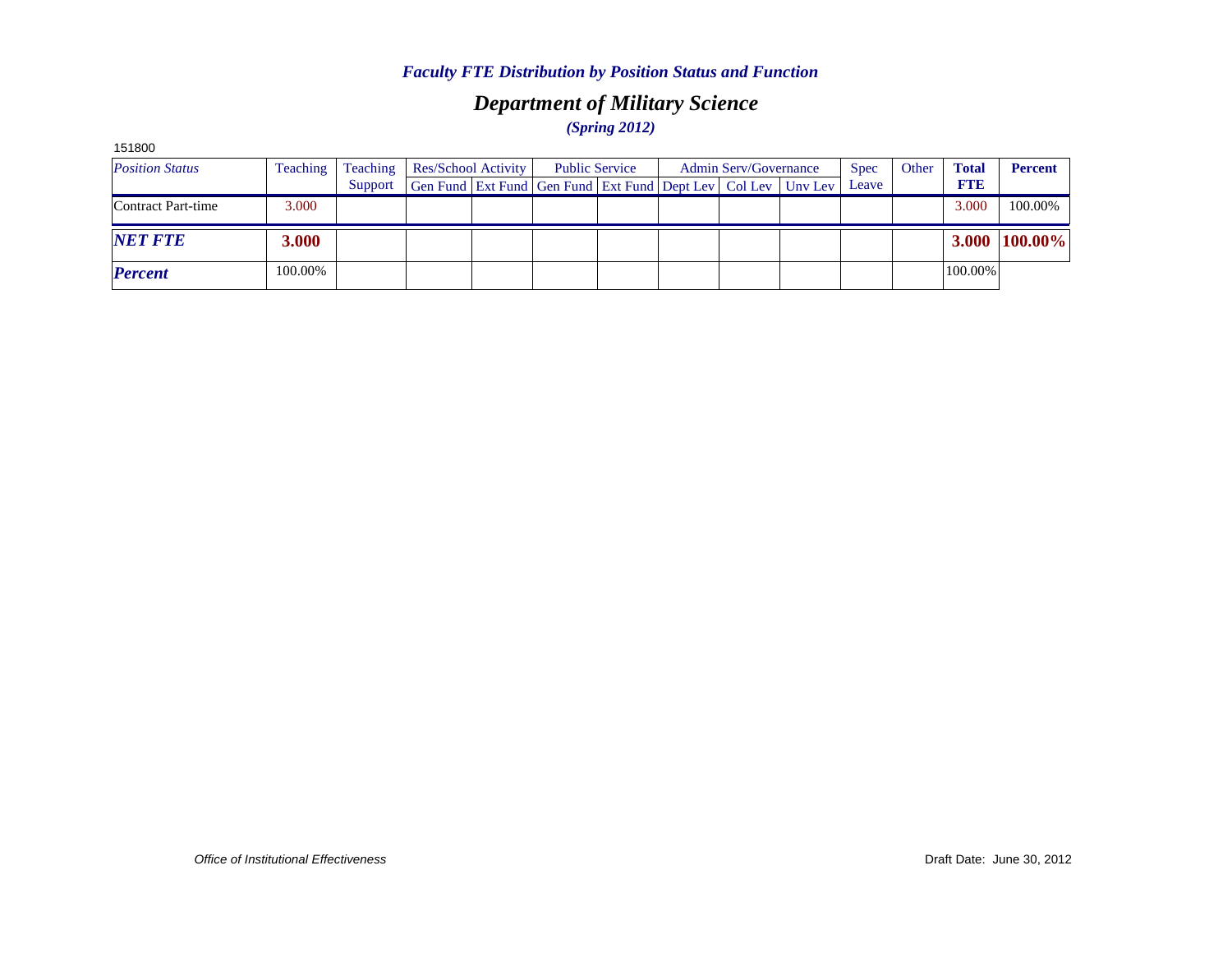*Faculty FTE Distribution by Position Status and Function*

## *Department of Military Science*

***(Spring 2012)***

151800

| *Position Status* | Teaching | Teaching Support | Res/School Activity | | Public Service | | Admin Serv/Governance | | | Spec Leave | Other | **Total FTE** | **Percent** |
|---|---|---|---|---|---|---|---|---|---|---|---|---|---|
| | | | Gen Fund | Ext Fund | Gen Fund | Ext Fund | Dept Lev | Col Lev | Unv Lev | | | | |
| Contract Part-time | 3.000 | | | | | | | | | | | 3.000 | 100.00% |
| ***NET FTE*** | **3.000** | | | | | | | | | | | **3.000** | **100.00%** |
| ***Percent*** | 100.00% | | | | | | | | | | | 100.00% | |

*Office of Institutional Effectiveness*

Draft Date: June 30, 2012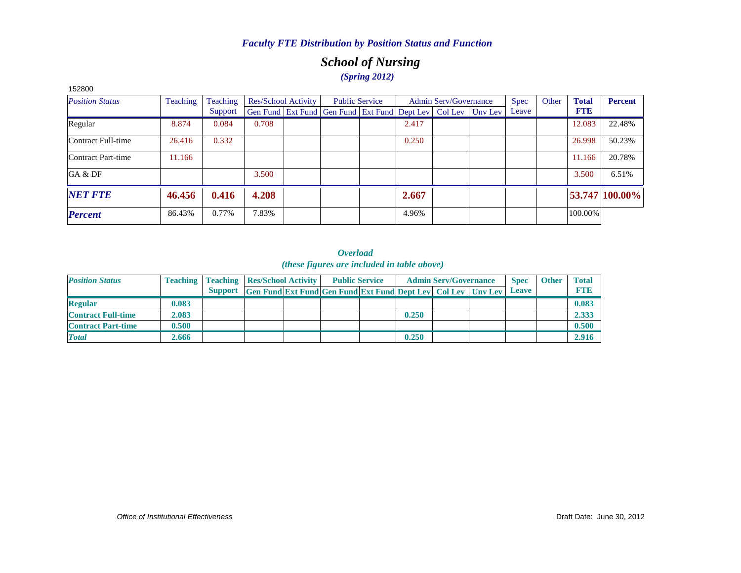### *Faculty FTE Distribution by Position Status and Function*

## *School of Nursing*

### *(Spring 2012)*

152800

| *Position Status* | Teaching | Teaching Support | Res/School Activity | | Public Service | | Admin Serv/Governance | | | Spec Leave | Other | **Total FTE** | **Percent** |
|---|---|---|---|---|---|---|---|---|---|---|---|---|---|
| | | | Gen Fund | Ext Fund | Gen Fund | Ext Fund | Dept Lev | Col Lev | Unv Lev | | | | |
| Regular | 8.874 | 0.084 | 0.708 | | | | 2.417 | | | | | 12.083 | 22.48% |
| Contract Full-time | 26.416 | 0.332 | | | | | 0.250 | | | | | 26.998 | 50.23% |
| Contract Part-time | 11.166 | | | | | | | | | | | 11.166 | 20.78% |
| GA & DF | | | 3.500 | | | | | | | | | 3.500 | 6.51% |
| ***NET FTE*** | **46.456** | **0.416** | **4.208** | | | | **2.667** | | | | | **53.747** | **100.00%** |
| ***Percent*** | 86.43% | 0.77% | 7.83% | | | | 4.96% | | | | | 100.00% | |

### *Overload*
### *(these figures are included in table above)*

| *Position Status* | **Teaching** | **Teaching Support** | **Res/School Activity** | | **Public Service** | | **Admin Serv/Governance** | | | **Spec Leave** | **Other** | **Total FTE** |
|---|---|---|---|---|---|---|---|---|---|---|---|---|
| | | | **Gen Fund** | **Ext Fund** | **Gen Fund** | **Ext Fund** | **Dept Lev** | **Col Lev** | **Unv Lev** | | | |
| **Regular** | **0.083** | | | | | | | | | | | **0.083** |
| **Contract Full-time** | **2.083** | | | | | | **0.250** | | | | | **2.333** |
| **Contract Part-time** | **0.500** | | | | | | | | | | | **0.500** |
| ***Total*** | **2.666** | | | | | | **0.250** | | | | | **2.916** |

*Office of Institutional Effectiveness*

Draft Date: June 30, 2012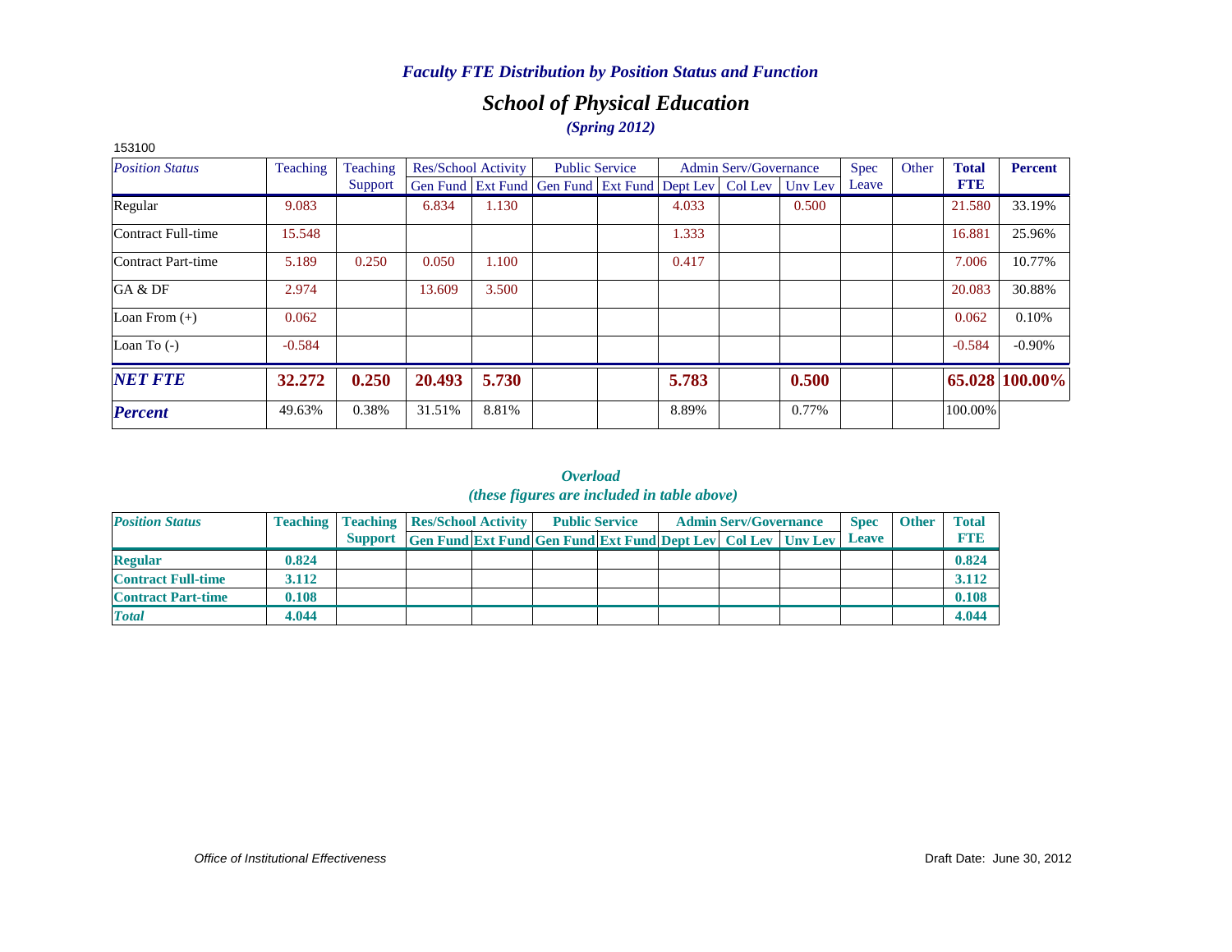*Faculty FTE Distribution by Position Status and Function*

## School of Physical Education

*(Spring 2012)*

153100

| *Position Status* | Teaching | Teaching Support | Res/School Activity | | Public Service | | Admin Serv/Governance | | | Spec Leave | Other | Total FTE | Percent |
|---|---|---|---|---|---|---|---|---|---|---|---|---|---|
| | | | Gen Fund | Ext Fund | Gen Fund | Ext Fund | Dept Lev | Col Lev | Unv Lev | | | | |
| Regular | 9.083 | | 6.834 | 1.130 | | | 4.033 | | 0.500 | | | 21.580 | 33.19% |
| Contract Full-time | 15.548 | | | | | | 1.333 | | | | | 16.881 | 25.96% |
| Contract Part-time | 5.189 | 0.250 | 0.050 | 1.100 | | | 0.417 | | | | | 7.006 | 10.77% |
| GA & DF | 2.974 | | 13.609 | 3.500 | | | | | | | | 20.083 | 30.88% |
| Loan From (+) | 0.062 | | | | | | | | | | | 0.062 | 0.10% |
| Loan To (-) | -0.584 | | | | | | | | | | | -0.584 | -0.90% |
| ***NET FTE*** | **32.272** | **0.250** | **20.493** | **5.730** | | | **5.783** | | **0.500** | | | **65.028** | **100.00%** |
| ***Percent*** | 49.63% | 0.38% | 31.51% | 8.81% | | | 8.89% | | 0.77% | | | 100.00% | |

***Overload***
*(these figures are included in table above)*

| *Position Status* | Teaching | Teaching Support | Res/School Activity | | Public Service | | Admin Serv/Governance | | | Spec Leave | Other | Total FTE |
|---|---|---|---|---|---|---|---|---|---|---|---|---|
| | | | Gen Fund | Ext Fund | Gen Fund | Ext Fund | Dept Lev | Col Lev | Unv Lev | | | |
| **Regular** | **0.824** | | | | | | | | | | | **0.824** |
| **Contract Full-time** | **3.112** | | | | | | | | | | | **3.112** |
| **Contract Part-time** | **0.108** | | | | | | | | | | | **0.108** |
| ***Total*** | **4.044** | | | | | | | | | | | **4.044** |

*Office of Institutional Effectiveness*

Draft Date: June 30, 2012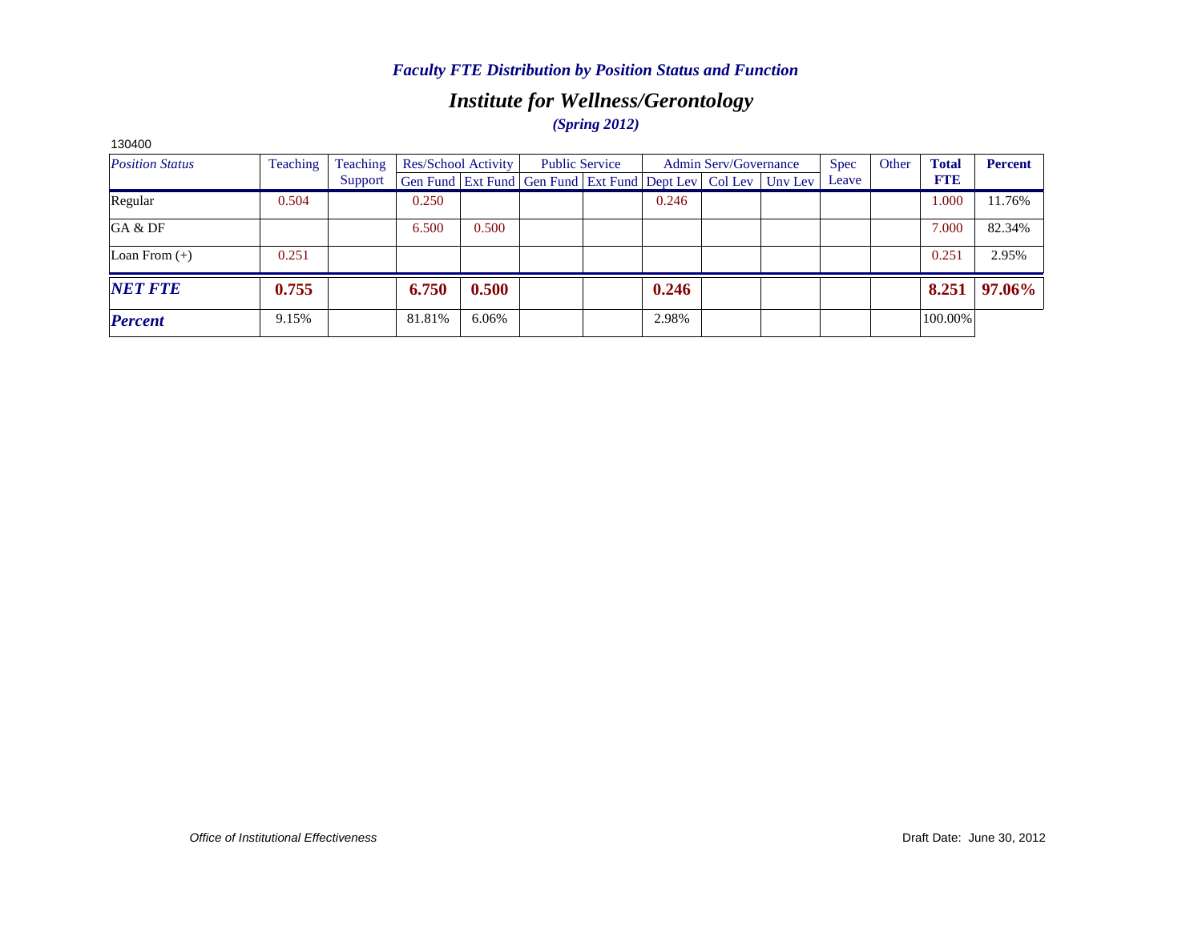*Faculty FTE Distribution by Position Status and Function*

## *Institute for Wellness/Gerontology*

*(Spring 2012)*

130400

| *Position Status* | Teaching | Teaching Support | Res/School Activity | | Public Service | | Admin Serv/Governance | | | Spec Leave | Other | **Total FTE** | **Percent** |
|---|---|---|---|---|---|---|---|---|---|---|---|---|---|
| | | | Gen Fund | Ext Fund | Gen Fund | Ext Fund | Dept Lev | Col Lev | Unv Lev | | | | |
| Regular | 0.504 | | 0.250 | | | | 0.246 | | | | | 1.000 | 11.76% |
| GA & DF | | | 6.500 | 0.500 | | | | | | | | 7.000 | 82.34% |
| Loan From (+) | 0.251 | | | | | | | | | | | 0.251 | 2.95% |
| ***NET FTE*** | **0.755** | | **6.750** | **0.500** | | | **0.246** | | | | | **8.251** | **97.06%** |
| ***Percent*** | 9.15% | | 81.81% | 6.06% | | | 2.98% | | | | | 100.00% | |

*Office of Institutional Effectiveness*

Draft Date: June 30, 2012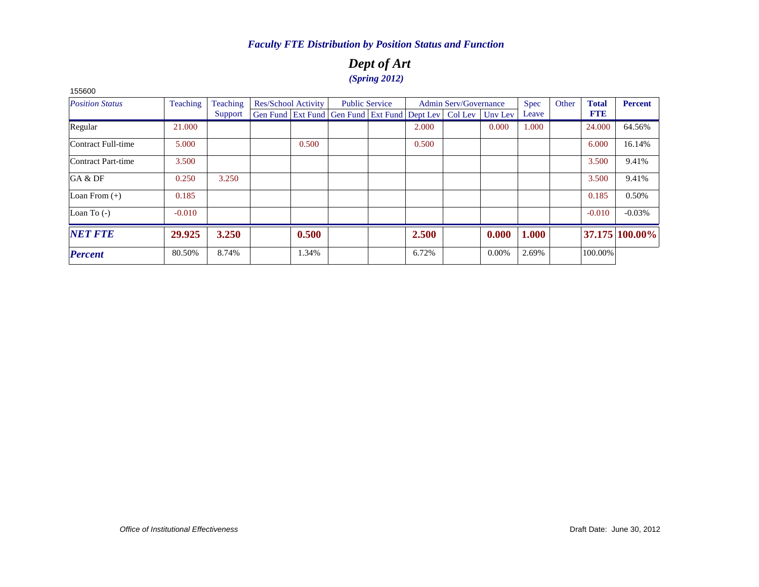# *Faculty FTE Distribution by Position Status and Function*

## *Dept of Art*

### *(Spring 2012)*

155600

| *Position Status* | Teaching | Teaching Support | Res/School Activity | | Public Service | | Admin Serv/Governance | | | Spec Leave | Other | **Total FTE** | **Percent** |
|---|---|---|---|---|---|---|---|---|---|---|---|---|---|
| | | | Gen Fund | Ext Fund | Gen Fund | Ext Fund | Dept Lev | Col Lev | Unv Lev | | | | |
| Regular | 21.000 | | | | | | 2.000 | | 0.000 | 1.000 | | 24.000 | 64.56% |
| Contract Full-time | 5.000 | | | 0.500 | | | 0.500 | | | | | 6.000 | 16.14% |
| Contract Part-time | 3.500 | | | | | | | | | | | 3.500 | 9.41% |
| GA & DF | 0.250 | 3.250 | | | | | | | | | | 3.500 | 9.41% |
| Loan From (+) | 0.185 | | | | | | | | | | | 0.185 | 0.50% |
| Loan To (-) | -0.010 | | | | | | | | | | | -0.010 | -0.03% |
| ***NET FTE*** | **29.925** | **3.250** | | **0.500** | | | **2.500** | | **0.000** | **1.000** | | **37.175** | **100.00%** |
| ***Percent*** | 80.50% | 8.74% | | 1.34% | | | 6.72% | | 0.00% | 2.69% | | 100.00% | |

*Office of Institutional Effectiveness*

Draft Date: June 30, 2012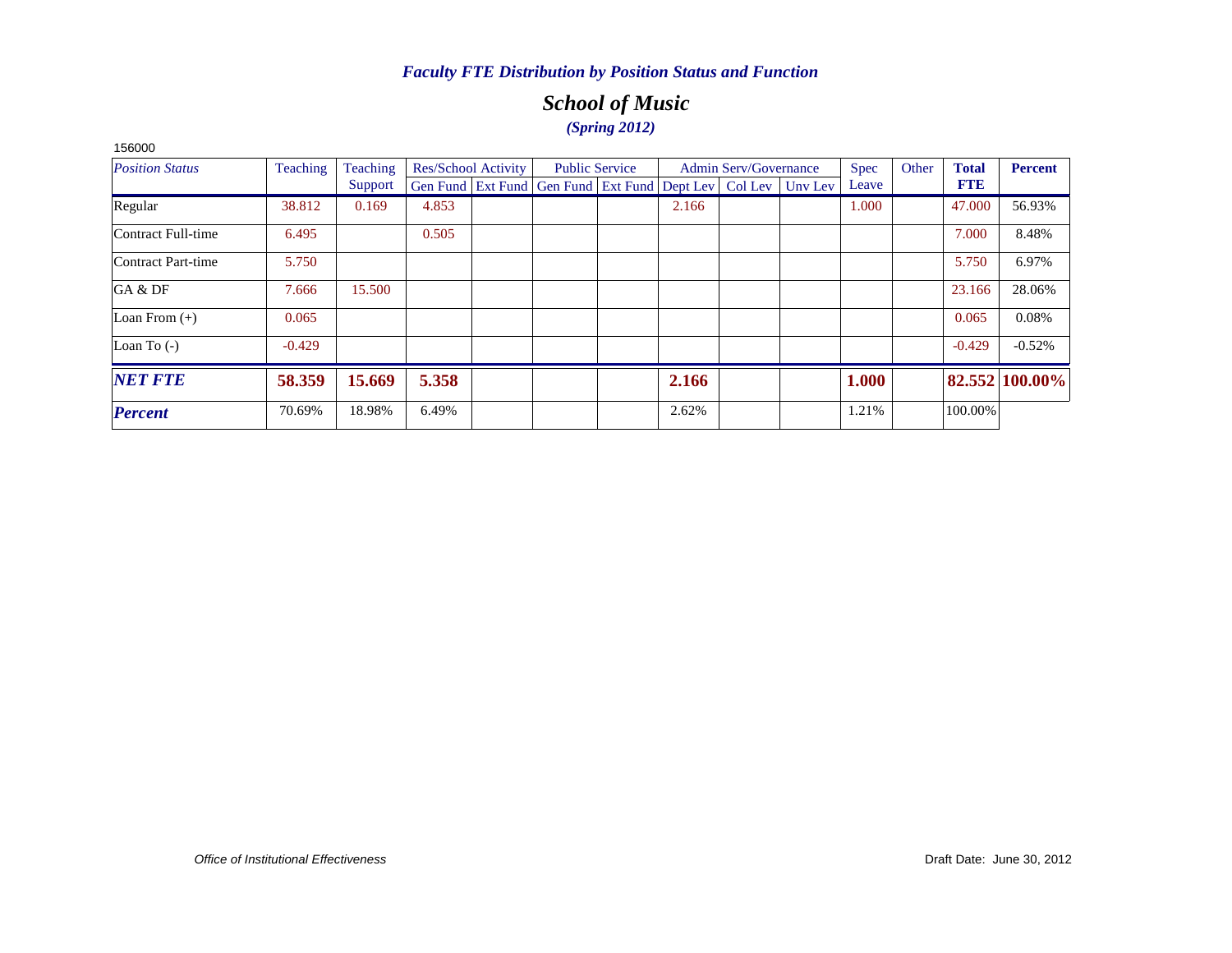*Faculty FTE Distribution by Position Status and Function*

# *School of Music*

***(Spring 2012)***

156000

| *Position Status* | Teaching | Teaching Support | Res/School Activity | | Public Service | | Admin Serv/Governance | | | Spec Leave | Other | **Total FTE** | **Percent** |
|---|---|---|---|---|---|---|---|---|---|---|---|---|---|
| | | | Gen Fund | Ext Fund | Gen Fund | Ext Fund | Dept Lev | Col Lev | Unv Lev | | | | |
| Regular | 38.812 | 0.169 | 4.853 | | | | 2.166 | | | 1.000 | | 47.000 | 56.93% |
| Contract Full-time | 6.495 | | 0.505 | | | | | | | | | 7.000 | 8.48% |
| Contract Part-time | 5.750 | | | | | | | | | | | 5.750 | 6.97% |
| GA & DF | 7.666 | 15.500 | | | | | | | | | | 23.166 | 28.06% |
| Loan From (+) | 0.065 | | | | | | | | | | | 0.065 | 0.08% |
| Loan To (-) | -0.429 | | | | | | | | | | | -0.429 | -0.52% |
| ***NET FTE*** | **58.359** | **15.669** | **5.358** | | | | **2.166** | | | **1.000** | | **82.552** | **100.00%** |
| ***Percent*** | 70.69% | 18.98% | 6.49% | | | | 2.62% | | | 1.21% | | 100.00% | |

*Office of Institutional Effectiveness*

Draft Date: June 30, 2012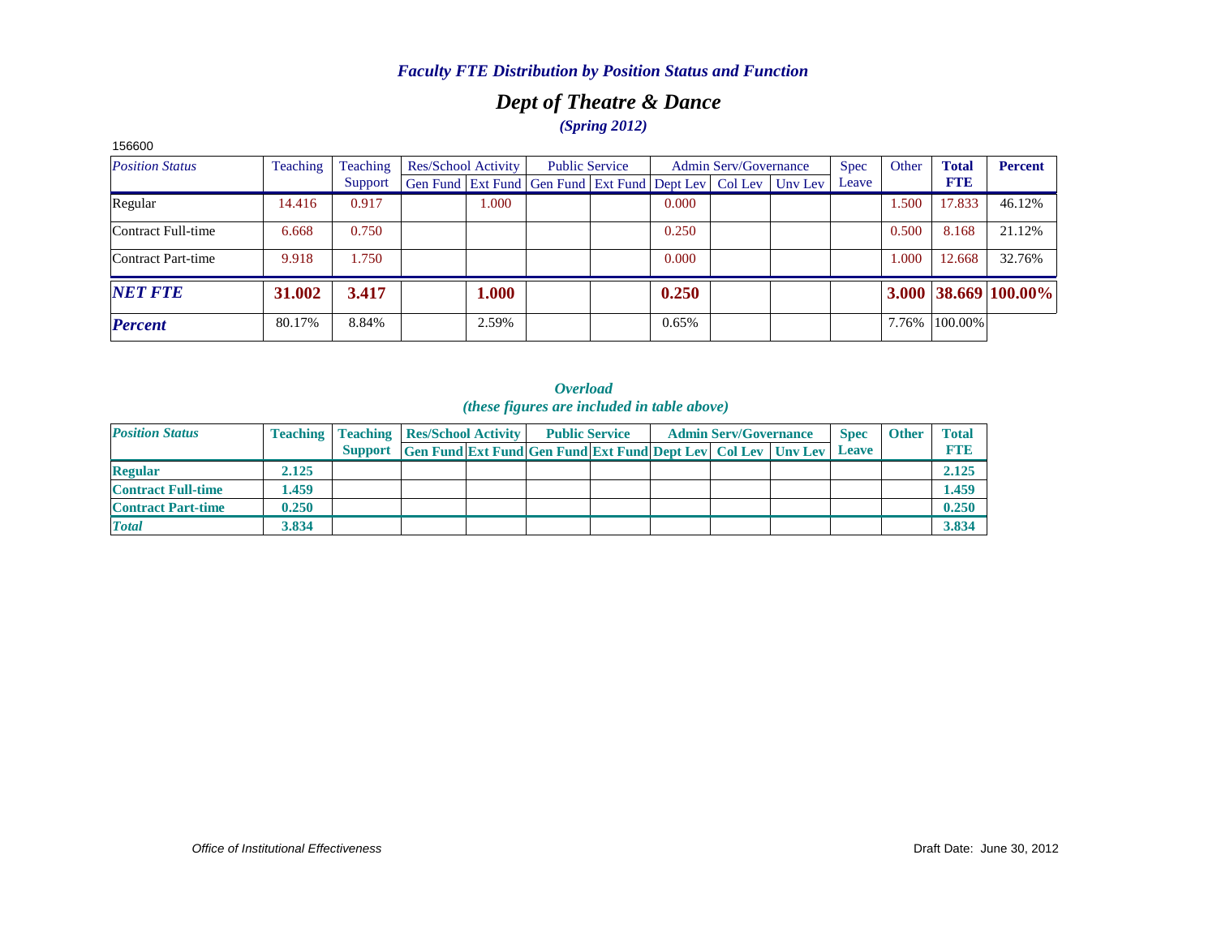*Faculty FTE Distribution by Position Status and Function*

## *Dept of Theatre & Dance*

*(Spring 2012)*

156600

| *Position Status* | Teaching | Teaching Support | Res/School Activity | | Public Service | | Admin Serv/Governance | | | Spec Leave | Other | **Total FTE** | **Percent** |
|---|---|---|---|---|---|---|---|---|---|---|---|---|---|
| | | | Gen Fund | Ext Fund | Gen Fund | Ext Fund | Dept Lev | Col Lev | Unv Lev | | | | |
| Regular | 14.416 | 0.917 | | 1.000 | | | 0.000 | | | | 1.500 | 17.833 | 46.12% |
| Contract Full-time | 6.668 | 0.750 | | | | | 0.250 | | | | 0.500 | 8.168 | 21.12% |
| Contract Part-time | 9.918 | 1.750 | | | | | 0.000 | | | | 1.000 | 12.668 | 32.76% |
| ***NET FTE*** | **31.002** | **3.417** | | **1.000** | | | **0.250** | | | | **3.000** | **38.669** | **100.00%** |
| ***Percent*** | 80.17% | 8.84% | | 2.59% | | | 0.65% | | | | 7.76% | 100.00% | |

*Overload*
*(these figures are included in table above)*

| *Position Status* | **Teaching** | **Teaching Support** | **Res/School Activity** | | **Public Service** | | **Admin Serv/Governance** | | | **Spec Leave** | **Other** | **Total FTE** |
|---|---|---|---|---|---|---|---|---|---|---|---|---|
| | | | **Gen Fund** | **Ext Fund** | **Gen Fund** | **Ext Fund** | **Dept Lev** | **Col Lev** | **Unv Lev** | | | |
| **Regular** | **2.125** | | | | | | | | | | | **2.125** |
| **Contract Full-time** | **1.459** | | | | | | | | | | | **1.459** |
| **Contract Part-time** | **0.250** | | | | | | | | | | | **0.250** |
| ***Total*** | **3.834** | | | | | | | | | | | **3.834** |

*Office of Institutional Effectiveness*

Draft Date: June 30, 2012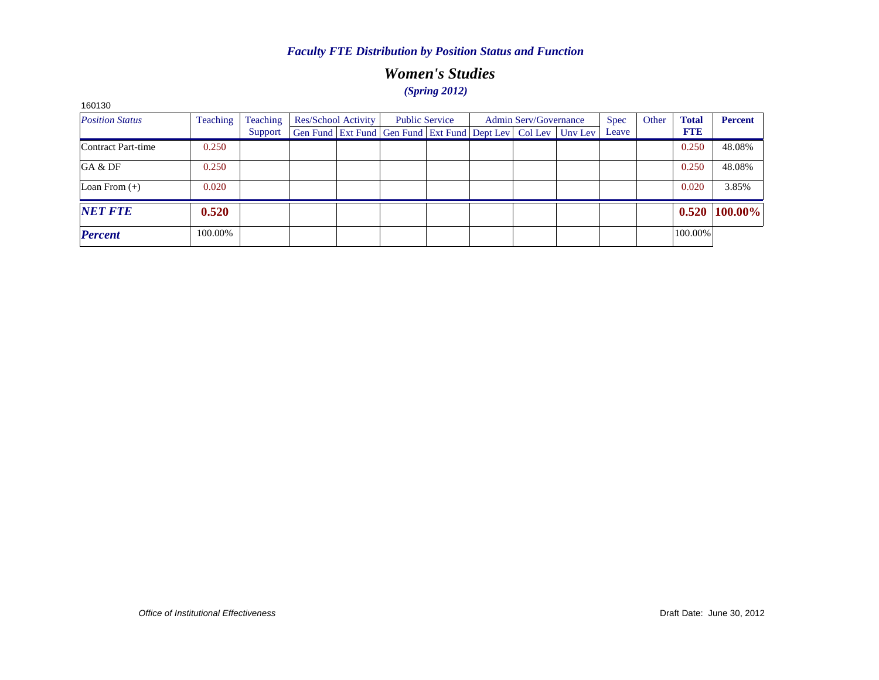*Faculty FTE Distribution by Position Status and Function*

## *Women's Studies*

***(Spring 2012)***

160130

| *Position Status* | Teaching | Teaching Support | Res/School Activity | | Public Service | | Admin Serv/Governance | | | Spec Leave | Other | **Total FTE** | **Percent** |
|---|---|---|---|---|---|---|---|---|---|---|---|---|---|
| | | | Gen Fund | Ext Fund | Gen Fund | Ext Fund | Dept Lev | Col Lev | Unv Lev | | | | |
| Contract Part-time | 0.250 | | | | | | | | | | | 0.250 | 48.08% |
| GA & DF | 0.250 | | | | | | | | | | | 0.250 | 48.08% |
| Loan From (+) | 0.020 | | | | | | | | | | | 0.020 | 3.85% |
| ***NET FTE*** | **0.520** | | | | | | | | | | | **0.520** | **100.00%** |
| ***Percent*** | 100.00% | | | | | | | | | | | 100.00% | |

*Office of Institutional Effectiveness*

Draft Date: June 30, 2012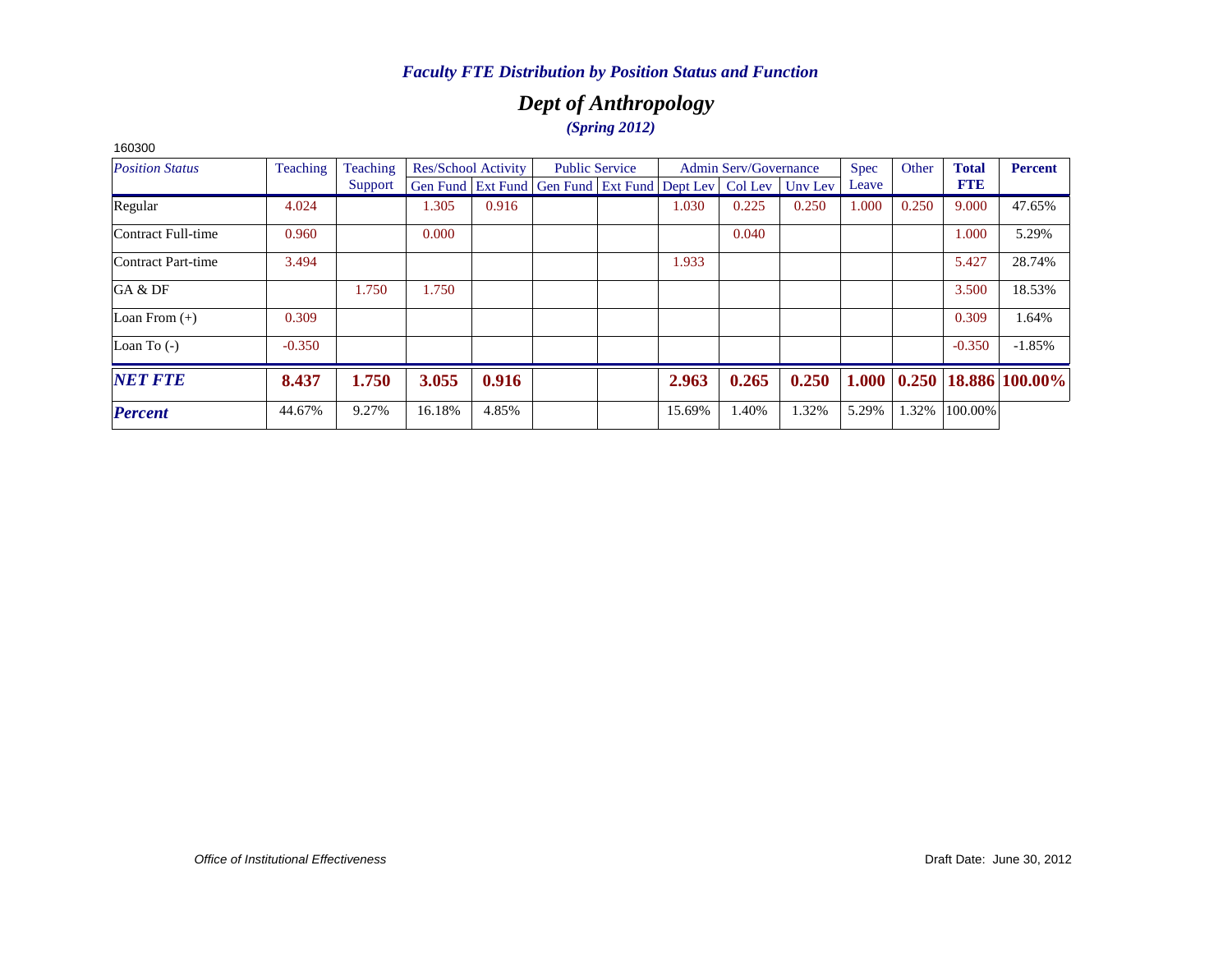*Faculty FTE Distribution by Position Status and Function*

# *Dept of Anthropology*

*(Spring 2012)*

160300

| *Position Status* | Teaching | Teaching Support | Res/School Activity | | Public Service | | Admin Serv/Governance | | | Spec Leave | Other | **Total FTE** | **Percent** |
|---|---|---|---|---|---|---|---|---|---|---|---|---|---|
| | | | Gen Fund | Ext Fund | Gen Fund | Ext Fund | Dept Lev | Col Lev | Unv Lev | | | | |
| Regular | 4.024 | | 1.305 | 0.916 | | | 1.030 | 0.225 | 0.250 | 1.000 | 0.250 | 9.000 | 47.65% |
| Contract Full-time | 0.960 | | 0.000 | | | | | 0.040 | | | | 1.000 | 5.29% |
| Contract Part-time | 3.494 | | | | | | 1.933 | | | | | 5.427 | 28.74% |
| GA & DF | | 1.750 | 1.750 | | | | | | | | | 3.500 | 18.53% |
| Loan From (+) | 0.309 | | | | | | | | | | | 0.309 | 1.64% |
| Loan To (-) | -0.350 | | | | | | | | | | | -0.350 | -1.85% |
| ***NET FTE*** | **8.437** | **1.750** | **3.055** | **0.916** | | | **2.963** | **0.265** | **0.250** | **1.000** | **0.250** | **18.886** | **100.00%** |
| ***Percent*** | 44.67% | 9.27% | 16.18% | 4.85% | | | 15.69% | 1.40% | 1.32% | 5.29% | 1.32% | 100.00% | |

*Office of Institutional Effectiveness*

Draft Date: June 30, 2012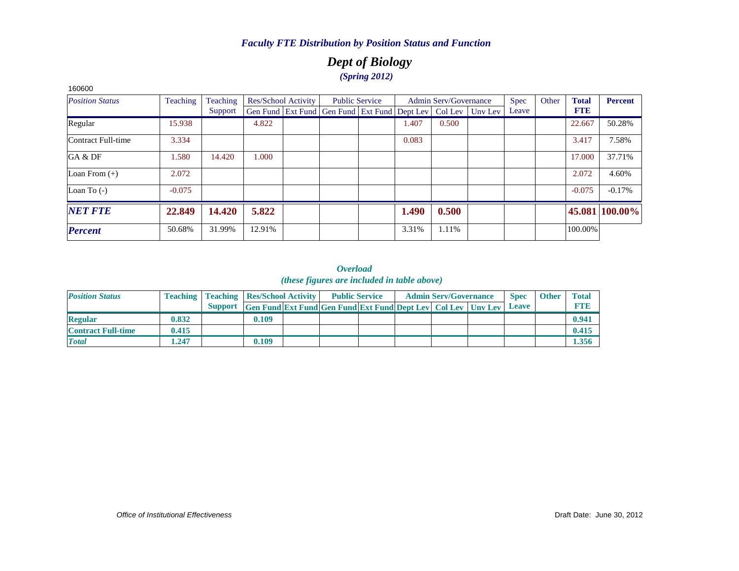*Faculty FTE Distribution by Position Status and Function*

# *Dept of Biology*

***(Spring 2012)***

160600

| *Position Status* | Teaching | Teaching Support | Res/School Activity | | Public Service | | Admin Serv/Governance | | | Spec Leave | Other | **Total FTE** | **Percent** |
|---|---|---|---|---|---|---|---|---|---|---|---|---|---|
| | | | Gen Fund | Ext Fund | Gen Fund | Ext Fund | Dept Lev | Col Lev | Unv Lev | | | | |
| Regular | 15.938 | | 4.822 | | | | 1.407 | 0.500 | | | | 22.667 | 50.28% |
| Contract Full-time | 3.334 | | | | | | 0.083 | | | | | 3.417 | 7.58% |
| GA & DF | 1.580 | 14.420 | 1.000 | | | | | | | | | 17.000 | 37.71% |
| Loan From (+) | 2.072 | | | | | | | | | | | 2.072 | 4.60% |
| Loan To (-) | -0.075 | | | | | | | | | | | -0.075 | -0.17% |
| ***NET FTE*** | **22.849** | **14.420** | **5.822** | | | | **1.490** | **0.500** | | | | **45.081** | **100.00%** |
| ***Percent*** | 50.68% | 31.99% | 12.91% | | | | 3.31% | 1.11% | | | | 100.00% | |

***Overload***
***(these figures are included in table above)***

| *Position Status* | **Teaching** | **Teaching Support** | **Res/School Activity** | | **Public Service** | | **Admin Serv/Governance** | | | **Spec Leave** | **Other** | **Total FTE** |
|---|---|---|---|---|---|---|---|---|---|---|---|---|
| | | | **Gen Fund** | **Ext Fund** | **Gen Fund** | **Ext Fund** | **Dept Lev** | **Col Lev** | **Unv Lev** | | | |
| **Regular** | **0.832** | | **0.109** | | | | | | | | | **0.941** |
| **Contract Full-time** | **0.415** | | | | | | | | | | | **0.415** |
| ***Total*** | **1.247** | | **0.109** | | | | | | | | | **1.356** |

*Office of Institutional Effectiveness*

Draft Date: June 30, 2012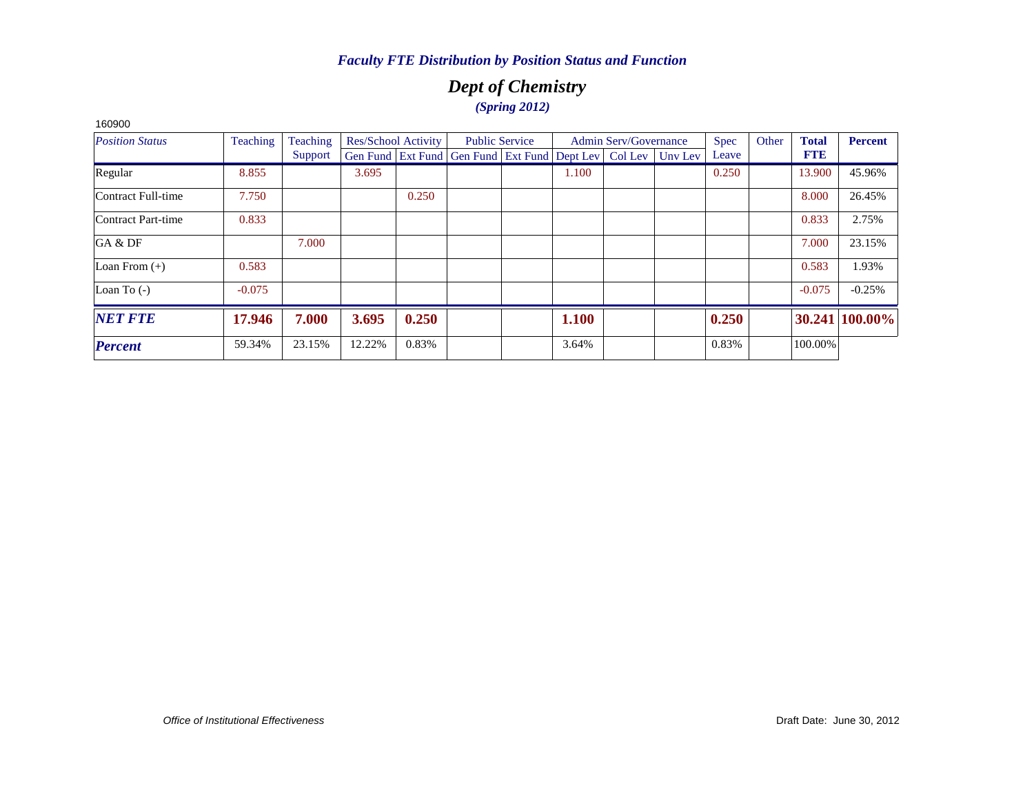## *Faculty FTE Distribution by Position Status and Function*

# *Dept of Chemistry*

### *(Spring 2012)*

160900

| *Position Status* | Teaching | Teaching Support | Res/School Activity | | Public Service | | Admin Serv/Governance | | | Spec Leave | Other | **Total FTE** | **Percent** |
|---|---|---|---|---|---|---|---|---|---|---|---|---|---|
| | | | Gen Fund | Ext Fund | Gen Fund | Ext Fund | Dept Lev | Col Lev | Unv Lev | | | | |
| Regular | 8.855 | | 3.695 | | | | 1.100 | | | 0.250 | | 13.900 | 45.96% |
| Contract Full-time | 7.750 | | | 0.250 | | | | | | | | 8.000 | 26.45% |
| Contract Part-time | 0.833 | | | | | | | | | | | 0.833 | 2.75% |
| GA & DF | | 7.000 | | | | | | | | | | 7.000 | 23.15% |
| Loan From (+) | 0.583 | | | | | | | | | | | 0.583 | 1.93% |
| Loan To (-) | -0.075 | | | | | | | | | | | -0.075 | -0.25% |
| ***NET FTE*** | **17.946** | **7.000** | **3.695** | **0.250** | | | **1.100** | | | **0.250** | | **30.241** | **100.00%** |
| ***Percent*** | 59.34% | 23.15% | 12.22% | 0.83% | | | 3.64% | | | 0.83% | | 100.00% | |

*Office of Institutional Effectiveness*

Draft Date: June 30, 2012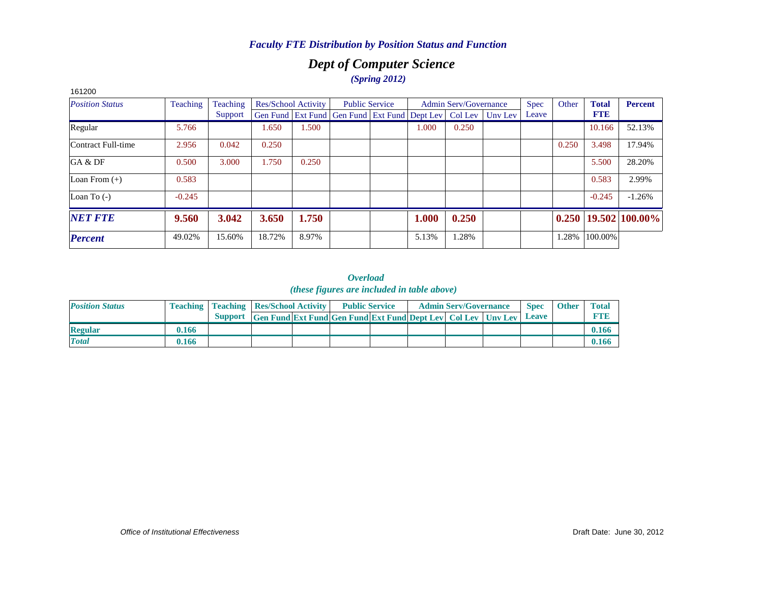*Faculty FTE Distribution by Position Status and Function*

## *Dept of Computer Science*

*(Spring 2012)*

161200

| *Position Status* | Teaching | Teaching Support | Res/School Activity | | Public Service | | Admin Serv/Governance | | | Spec Leave | Other | **Total FTE** | **Percent** |
|---|---|---|---|---|---|---|---|---|---|---|---|---|---|
| | | | Gen Fund | Ext Fund | Gen Fund | Ext Fund | Dept Lev | Col Lev | Unv Lev | | | | |
| Regular | 5.766 | | 1.650 | 1.500 | | | 1.000 | 0.250 | | | | 10.166 | 52.13% |
| Contract Full-time | 2.956 | 0.042 | 0.250 | | | | | | | | 0.250 | 3.498 | 17.94% |
| GA & DF | 0.500 | 3.000 | 1.750 | 0.250 | | | | | | | | 5.500 | 28.20% |
| Loan From (+) | 0.583 | | | | | | | | | | | 0.583 | 2.99% |
| Loan To (-) | -0.245 | | | | | | | | | | | -0.245 | -1.26% |
| ***NET FTE*** | **9.560** | **3.042** | **3.650** | **1.750** | | | **1.000** | **0.250** | | | **0.250** | **19.502** | **100.00%** |
| ***Percent*** | 49.02% | 15.60% | 18.72% | 8.97% | | | 5.13% | 1.28% | | | 1.28% | 100.00% | |

*Overload*
*(these figures are included in table above)*

| *Position Status* | Teaching | Teaching Support | Res/School Activity | | Public Service | | Admin Serv/Governance | | | Spec Leave | Other | Total FTE |
|---|---|---|---|---|---|---|---|---|---|---|---|---|
| | | | Gen Fund | Ext Fund | Gen Fund | Ext Fund | Dept Lev | Col Lev | Unv Lev | | | |
| **Regular** | **0.166** | | | | | | | | | | | **0.166** |
| ***Total*** | **0.166** | | | | | | | | | | | **0.166** |

*Office of Institutional Effectiveness*

Draft Date: June 30, 2012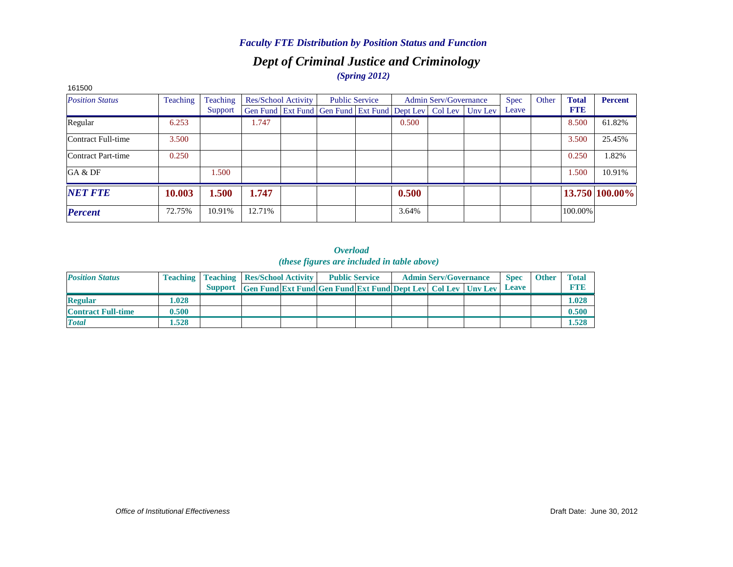### *Faculty FTE Distribution by Position Status and Function*

## *Dept of Criminal Justice and Criminology*

### *(Spring 2012)*

161500

| *Position Status* | Teaching | Teaching Support | Res/School Activity | | Public Service | | Admin Serv/Governance | | | Spec Leave | Other | **Total FTE** | **Percent** |
|---|---|---|---|---|---|---|---|---|---|---|---|---|---|
| | | | Gen Fund | Ext Fund | Gen Fund | Ext Fund | Dept Lev | Col Lev | Unv Lev | | | | |
| Regular | 6.253 | | 1.747 | | | | 0.500 | | | | | 8.500 | 61.82% |
| Contract Full-time | 3.500 | | | | | | | | | | | 3.500 | 25.45% |
| Contract Part-time | 0.250 | | | | | | | | | | | 0.250 | 1.82% |
| GA & DF | | 1.500 | | | | | | | | | | 1.500 | 10.91% |
| ***NET FTE*** | **10.003** | **1.500** | **1.747** | | | | **0.500** | | | | | **13.750** | **100.00%** |
| ***Percent*** | 72.75% | 10.91% | 12.71% | | | | 3.64% | | | | | 100.00% | |

### *Overload*
### *(these figures are included in table above)*

| *Position Status* | **Teaching** | **Teaching Support** | **Res/School Activity** | | **Public Service** | | **Admin Serv/Governance** | | | **Spec Leave** | **Other** | **Total FTE** |
|---|---|---|---|---|---|---|---|---|---|---|---|---|
| | | | **Gen Fund** | **Ext Fund** | **Gen Fund** | **Ext Fund** | **Dept Lev** | **Col Lev** | **Unv Lev** | | | |
| **Regular** | **1.028** | | | | | | | | | | | **1.028** |
| **Contract Full-time** | **0.500** | | | | | | | | | | | **0.500** |
| ***Total*** | **1.528** | | | | | | | | | | | **1.528** |

*Office of Institutional Effectiveness*

Draft Date: June 30, 2012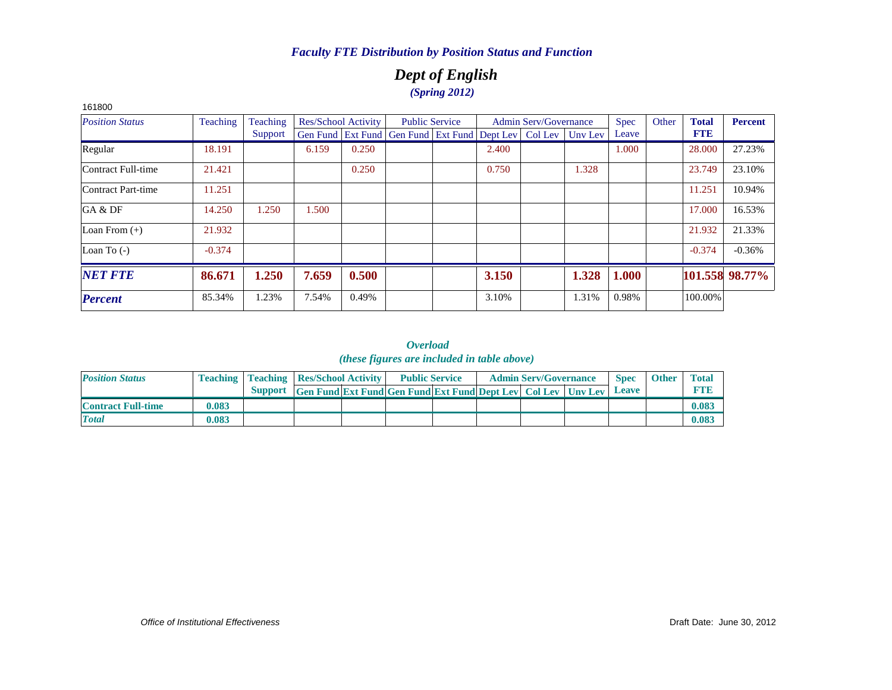*Faculty FTE Distribution by Position Status and Function*

# *Dept of English*

***(Spring 2012)***

161800

| *Position Status* | Teaching | Teaching Support | Res/School Activity | | Public Service | | Admin Serv/Governance | | | Spec Leave | Other | **Total FTE** | **Percent** |
|---|---|---|---|---|---|---|---|---|---|---|---|---|---|
| | | | Gen Fund | Ext Fund | Gen Fund | Ext Fund | Dept Lev | Col Lev | Unv Lev | | | | |
| Regular | 18.191 | | 6.159 | 0.250 | | | 2.400 | | | 1.000 | | 28.000 | 27.23% |
| Contract Full-time | 21.421 | | | 0.250 | | | 0.750 | | 1.328 | | | 23.749 | 23.10% |
| Contract Part-time | 11.251 | | | | | | | | | | | 11.251 | 10.94% |
| GA & DF | 14.250 | 1.250 | 1.500 | | | | | | | | | 17.000 | 16.53% |
| Loan From (+) | 21.932 | | | | | | | | | | | 21.932 | 21.33% |
| Loan To (-) | -0.374 | | | | | | | | | | | -0.374 | -0.36% |
| ***NET FTE*** | **86.671** | **1.250** | **7.659** | **0.500** | | | **3.150** | | **1.328** | **1.000** | | **101.558** | **98.77%** |
| ***Percent*** | 85.34% | 1.23% | 7.54% | 0.49% | | | 3.10% | | 1.31% | 0.98% | | 100.00% | |

***Overload***
***(these figures are included in table above)***

| *Position Status* | Teaching | Teaching Support | Res/School Activity | | Public Service | | Admin Serv/Governance | | | Spec Leave | Other | Total FTE |
|---|---|---|---|---|---|---|---|---|---|---|---|---|
| | | | Gen Fund | Ext Fund | Gen Fund | Ext Fund | Dept Lev | Col Lev | Unv Lev | | | |
| **Contract Full-time** | **0.083** | | | | | | | | | | | **0.083** |
| ***Total*** | **0.083** | | | | | | | | | | | **0.083** |

*Office of Institutional Effectiveness*

Draft Date: June 30, 2012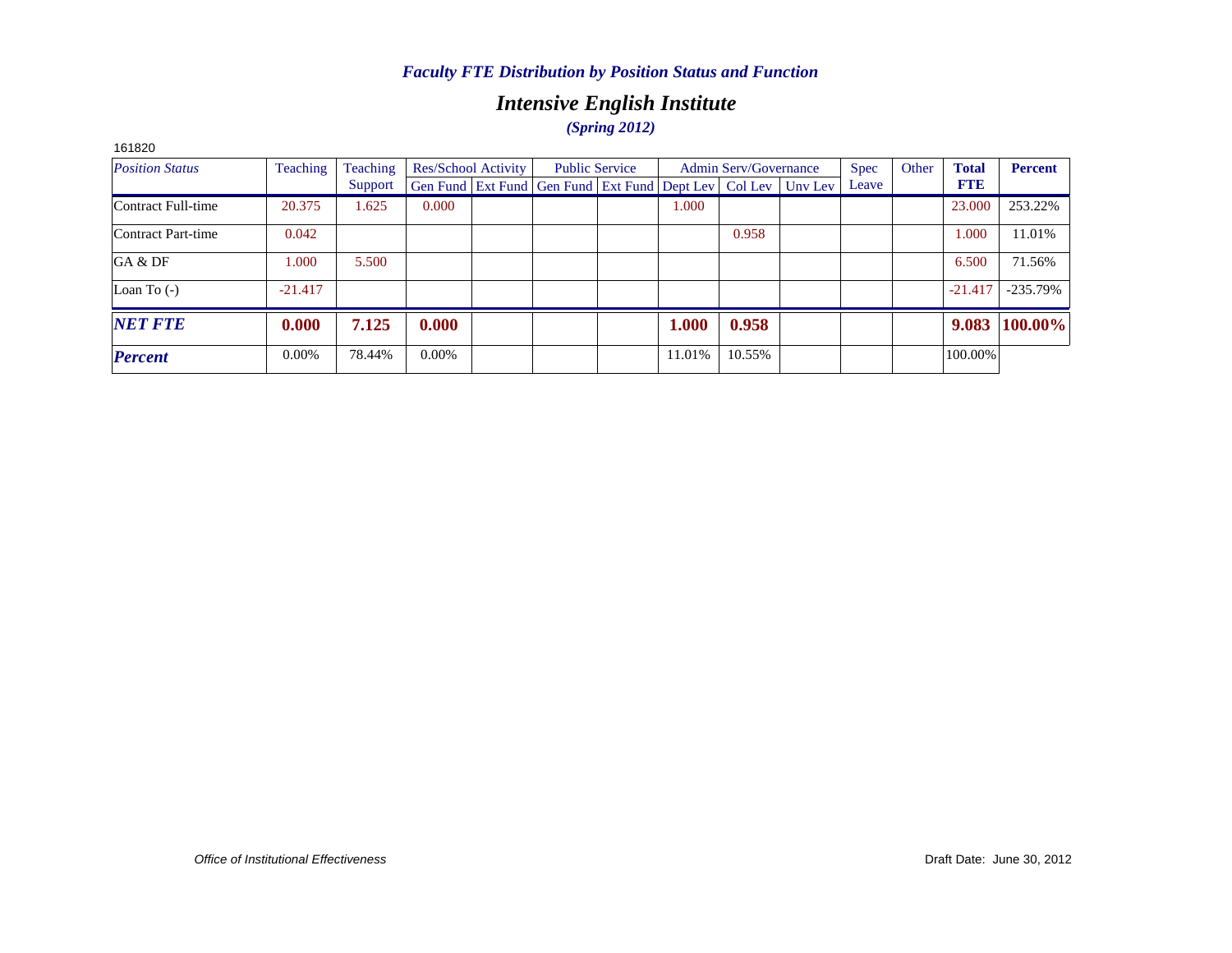*Faculty FTE Distribution by Position Status and Function*

## *Intensive English Institute*

***(Spring 2012)***

161820

| *Position Status* | Teaching | Teaching Support | Res/School Activity | | Public Service | | Admin Serv/Governance | | | Spec Leave | Other | **Total FTE** | **Percent** |
|---|---|---|---|---|---|---|---|---|---|---|---|---|---|
| | | | Gen Fund | Ext Fund | Gen Fund | Ext Fund | Dept Lev | Col Lev | Unv Lev | | | | |
| Contract Full-time | 20.375 | 1.625 | 0.000 | | | | 1.000 | | | | | 23.000 | 253.22% |
| Contract Part-time | 0.042 | | | | | | | 0.958 | | | | 1.000 | 11.01% |
| GA & DF | 1.000 | 5.500 | | | | | | | | | | 6.500 | 71.56% |
| Loan To (-) | -21.417 | | | | | | | | | | | -21.417 | -235.79% |
| ***NET FTE*** | **0.000** | **7.125** | **0.000** | | | | **1.000** | **0.958** | | | | **9.083** | **100.00%** |
| ***Percent*** | 0.00% | 78.44% | 0.00% | | | | 11.01% | 10.55% | | | | 100.00% | |

*Office of Institutional Effectiveness*

Draft Date: June 30, 2012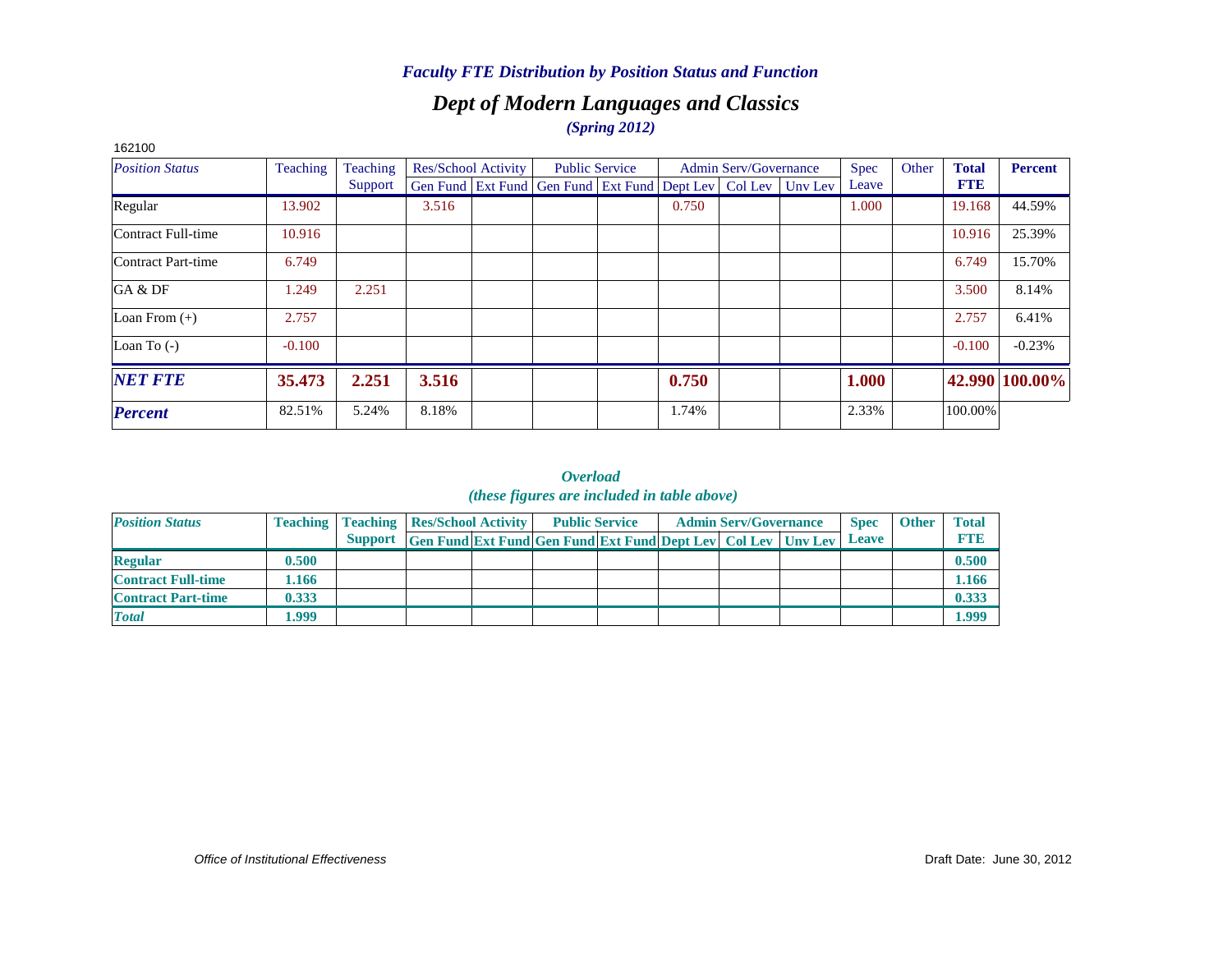### *Faculty FTE Distribution by Position Status and Function*

## *Dept of Modern Languages and Classics*

### *(Spring 2012)*

162100

| *Position Status* | Teaching | Teaching Support | Res/School Activity | | Public Service | | Admin Serv/Governance | | | Spec Leave | Other | **Total FTE** | **Percent** |
|---|---|---|---|---|---|---|---|---|---|---|---|---|---|
| | | | Gen Fund | Ext Fund | Gen Fund | Ext Fund | Dept Lev | Col Lev | Unv Lev | | | | |
| Regular | 13.902 | | 3.516 | | | | 0.750 | | | 1.000 | | 19.168 | 44.59% |
| Contract Full-time | 10.916 | | | | | | | | | | | 10.916 | 25.39% |
| Contract Part-time | 6.749 | | | | | | | | | | | 6.749 | 15.70% |
| GA & DF | 1.249 | 2.251 | | | | | | | | | | 3.500 | 8.14% |
| Loan From (+) | 2.757 | | | | | | | | | | | 2.757 | 6.41% |
| Loan To (-) | -0.100 | | | | | | | | | | | -0.100 | -0.23% |
| ***NET FTE*** | **35.473** | **2.251** | **3.516** | | | | **0.750** | | | **1.000** | | **42.990** | **100.00%** |
| ***Percent*** | 82.51% | 5.24% | 8.18% | | | | 1.74% | | | 2.33% | | 100.00% | |

### *Overload*
### *(these figures are included in table above)*

| *Position Status* | Teaching | Teaching Support | Res/School Activity | | Public Service | | Admin Serv/Governance | | | Spec Leave | Other | Total FTE |
|---|---|---|---|---|---|---|---|---|---|---|---|---|
| | | | Gen Fund | Ext Fund | Gen Fund | Ext Fund | Dept Lev | Col Lev | Unv Lev | | | |
| **Regular** | **0.500** | | | | | | | | | | | **0.500** |
| **Contract Full-time** | **1.166** | | | | | | | | | | | **1.166** |
| **Contract Part-time** | **0.333** | | | | | | | | | | | **0.333** |
| ***Total*** | **1.999** | | | | | | | | | | | **1.999** |

*Office of Institutional Effectiveness*

Draft Date: June 30, 2012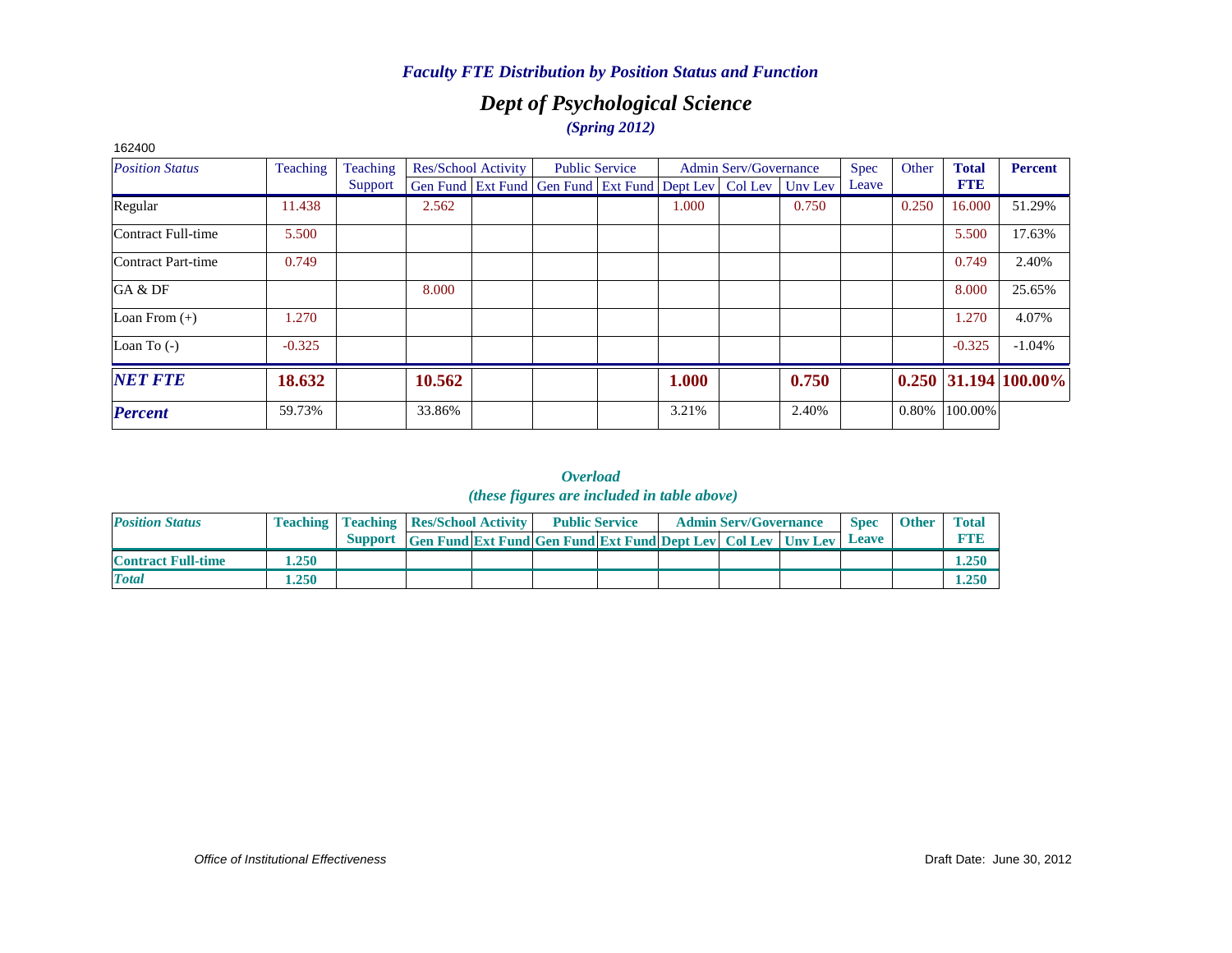*Faculty FTE Distribution by Position Status and Function*

## *Dept of Psychological Science*

*(Spring 2012)*

162400

| *Position Status* | Teaching | Teaching Support | Res/School Activity | | Public Service | | Admin Serv/Governance | | | Spec Leave | Other | **Total FTE** | **Percent** |
|---|---|---|---|---|---|---|---|---|---|---|---|---|---|
| | | | Gen Fund | Ext Fund | Gen Fund | Ext Fund | Dept Lev | Col Lev | Unv Lev | | | | |
| Regular | 11.438 | | 2.562 | | | | 1.000 | | 0.750 | | 0.250 | 16.000 | 51.29% |
| Contract Full-time | 5.500 | | | | | | | | | | | 5.500 | 17.63% |
| Contract Part-time | 0.749 | | | | | | | | | | | 0.749 | 2.40% |
| GA & DF | | | 8.000 | | | | | | | | | 8.000 | 25.65% |
| Loan From (+) | 1.270 | | | | | | | | | | | 1.270 | 4.07% |
| Loan To (-) | -0.325 | | | | | | | | | | | -0.325 | -1.04% |
| ***NET FTE*** | **18.632** | | **10.562** | | | | **1.000** | | **0.750** | | **0.250** | **31.194** | **100.00%** |
| ***Percent*** | 59.73% | | 33.86% | | | | 3.21% | | 2.40% | | 0.80% | 100.00% | |

***Overload***
*(these figures are included in table above)*

| *Position Status* | **Teaching** | **Teaching Support** | **Res/School Activity** | | **Public Service** | | **Admin Serv/Governance** | | | **Spec Leave** | **Other** | **Total FTE** |
|---|---|---|---|---|---|---|---|---|---|---|---|---|
| | | | **Gen Fund** | **Ext Fund** | **Gen Fund** | **Ext Fund** | **Dept Lev** | **Col Lev** | **Unv Lev** | | | |
| **Contract Full-time** | **1.250** | | | | | | | | | | | **1.250** |
| ***Total*** | **1.250** | | | | | | | | | | | **1.250** |

*Office of Institutional Effectiveness*

Draft Date: June 30, 2012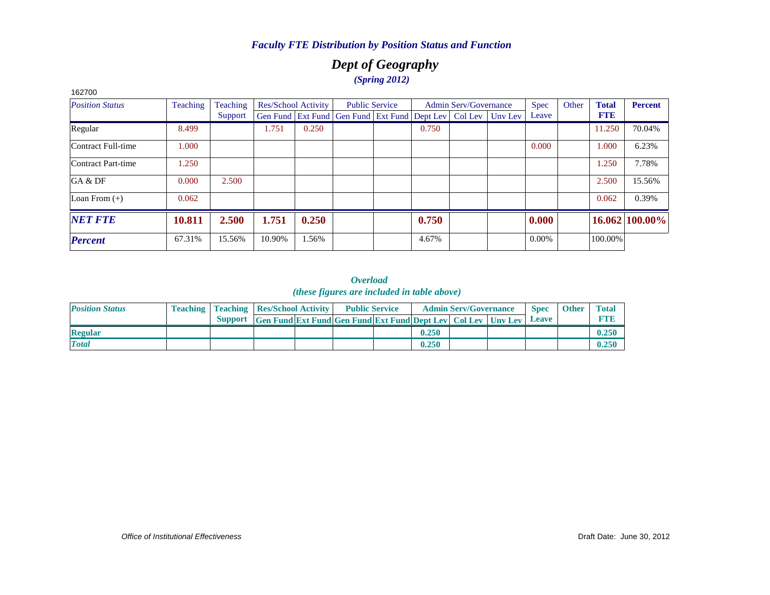*Faculty FTE Distribution by Position Status and Function*

# *Dept of Geography*

***(Spring 2012)***

162700

| *Position Status* | Teaching | Teaching Support | Res/School Activity | | Public Service | | Admin Serv/Governance | | | Spec Leave | Other | Total FTE | Percent |
|---|---|---|---|---|---|---|---|---|---|---|---|---|---|
| | | | Gen Fund | Ext Fund | Gen Fund | Ext Fund | Dept Lev | Col Lev | Unv Lev | | | | |
| Regular | 8.499 | | 1.751 | 0.250 | | | 0.750 | | | | | 11.250 | 70.04% |
| Contract Full-time | 1.000 | | | | | | | | | 0.000 | | 1.000 | 6.23% |
| Contract Part-time | 1.250 | | | | | | | | | | | 1.250 | 7.78% |
| GA & DF | 0.000 | 2.500 | | | | | | | | | | 2.500 | 15.56% |
| Loan From (+) | 0.062 | | | | | | | | | | | 0.062 | 0.39% |
| ***NET FTE*** | **10.811** | **2.500** | **1.751** | **0.250** | | | **0.750** | | | **0.000** | | **16.062** | **100.00%** |
| ***Percent*** | 67.31% | 15.56% | 10.90% | 1.56% | | | 4.67% | | | 0.00% | | 100.00% | |

*Overload*
*(these figures are included in table above)*

| *Position Status* | Teaching | Teaching Support | Res/School Activity | | Public Service | | Admin Serv/Governance | | | Spec Leave | Other | Total FTE |
|---|---|---|---|---|---|---|---|---|---|---|---|---|
| | | | Gen Fund | Ext Fund | Gen Fund | Ext Fund | Dept Lev | Col Lev | Unv Lev | | | |
| **Regular** | | | | | | | 0.250 | | | | | 0.250 |
| ***Total*** | | | | | | | 0.250 | | | | | 0.250 |

*Office of Institutional Effectiveness*

Draft Date: June 30, 2012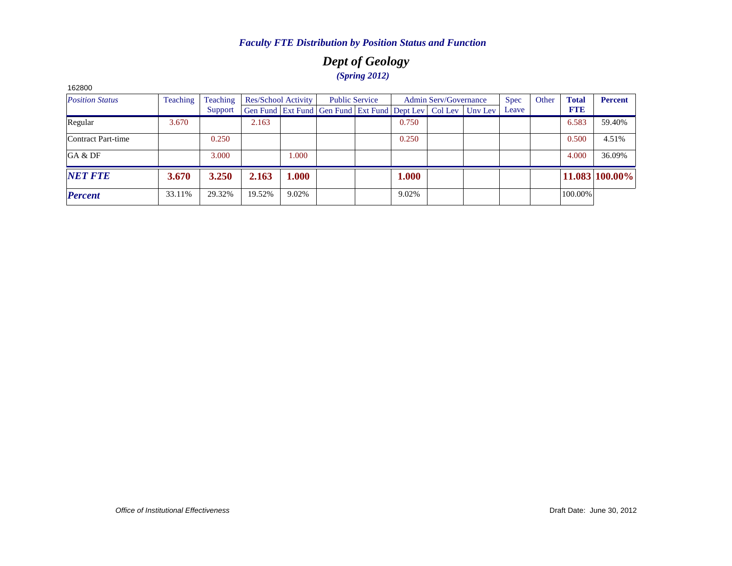*Faculty FTE Distribution by Position Status and Function*

# *Dept of Geology*

***(Spring 2012)***

162800

| *Position Status* | Teaching | Teaching Support | Res/School Activity | | Public Service | | Admin Serv/Governance | | | Spec Leave | Other | **Total FTE** | **Percent** |
|---|---|---|---|---|---|---|---|---|---|---|---|---|---|
| | | | Gen Fund | Ext Fund | Gen Fund | Ext Fund | Dept Lev | Col Lev | Unv Lev | | | | |
| Regular | 3.670 | | 2.163 | | | | 0.750 | | | | | 6.583 | 59.40% |
| Contract Part-time | | 0.250 | | | | | 0.250 | | | | | 0.500 | 4.51% |
| GA & DF | | 3.000 | | 1.000 | | | | | | | | 4.000 | 36.09% |
| ***NET FTE*** | **3.670** | **3.250** | **2.163** | **1.000** | | | **1.000** | | | | | **11.083** | **100.00%** |
| ***Percent*** | 33.11% | 29.32% | 19.52% | 9.02% | | | 9.02% | | | | | 100.00% | |

*Office of Institutional Effectiveness*

Draft Date: June 30, 2012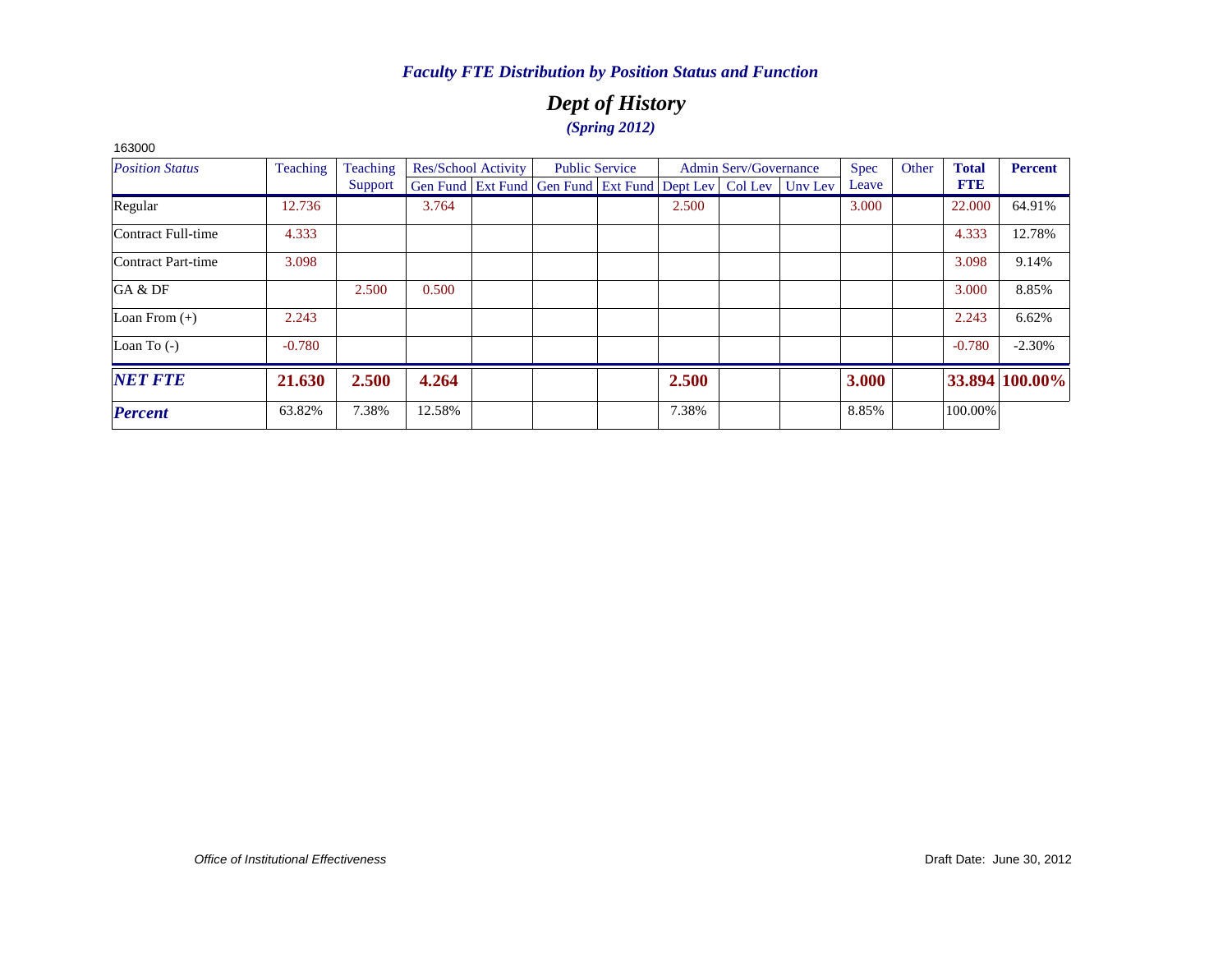*Faculty FTE Distribution by Position Status and Function*

## *Dept of History*

***(Spring 2012)***

163000

| *Position Status* | Teaching | Teaching Support | Res/School Activity | | Public Service | | Admin Serv/Governance | | | Spec Leave | Other | **Total FTE** | **Percent** |
|---|---|---|---|---|---|---|---|---|---|---|---|---|---|
| | | | Gen Fund | Ext Fund | Gen Fund | Ext Fund | Dept Lev | Col Lev | Unv Lev | | | | |
| Regular | 12.736 | | 3.764 | | | | 2.500 | | | 3.000 | | 22.000 | 64.91% |
| Contract Full-time | 4.333 | | | | | | | | | | | 4.333 | 12.78% |
| Contract Part-time | 3.098 | | | | | | | | | | | 3.098 | 9.14% |
| GA & DF | | 2.500 | 0.500 | | | | | | | | | 3.000 | 8.85% |
| Loan From (+) | 2.243 | | | | | | | | | | | 2.243 | 6.62% |
| Loan To (-) | -0.780 | | | | | | | | | | | -0.780 | -2.30% |
| ***NET FTE*** | **21.630** | **2.500** | **4.264** | | | | **2.500** | | | **3.000** | | **33.894** | **100.00%** |
| ***Percent*** | 63.82% | 7.38% | 12.58% | | | | 7.38% | | | 8.85% | | 100.00% | |

*Office of Institutional Effectiveness*

Draft Date: June 30, 2012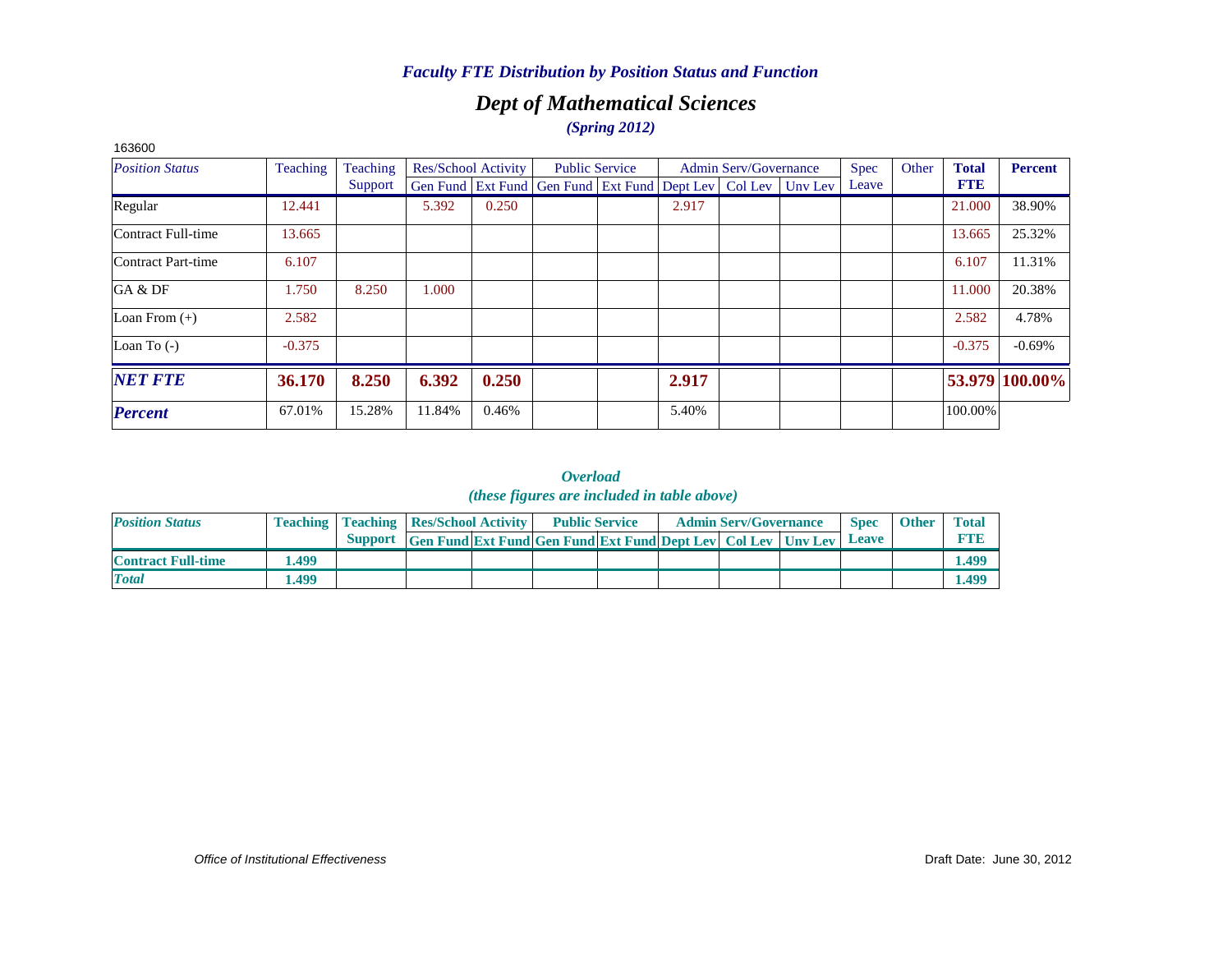*Faculty FTE Distribution by Position Status and Function*

## *Dept of Mathematical Sciences*

***(Spring 2012)***

163600

| *Position Status* | Teaching | Teaching Support | Res/School Activity | | Public Service | | Admin Serv/Governance | | | Spec Leave | Other | **Total FTE** | **Percent** |
|---|---|---|---|---|---|---|---|---|---|---|---|---|---|
| | | | Gen Fund | Ext Fund | Gen Fund | Ext Fund | Dept Lev | Col Lev | Unv Lev | | | | |
| Regular | 12.441 | | 5.392 | 0.250 | | | 2.917 | | | | | 21.000 | 38.90% |
| Contract Full-time | 13.665 | | | | | | | | | | | 13.665 | 25.32% |
| Contract Part-time | 6.107 | | | | | | | | | | | 6.107 | 11.31% |
| GA & DF | 1.750 | 8.250 | 1.000 | | | | | | | | | 11.000 | 20.38% |
| Loan From (+) | 2.582 | | | | | | | | | | | 2.582 | 4.78% |
| Loan To (-) | -0.375 | | | | | | | | | | | -0.375 | -0.69% |
| ***NET FTE*** | **36.170** | **8.250** | **6.392** | **0.250** | | | **2.917** | | | | | **53.979** | **100.00%** |
| ***Percent*** | 67.01% | 15.28% | 11.84% | 0.46% | | | 5.40% | | | | | 100.00% | |

***Overload***
***(these figures are included in table above)***

| *Position Status* | Teaching | Teaching Support | Res/School Activity | | Public Service | | Admin Serv/Governance | | | Spec Leave | Other | Total FTE |
|---|---|---|---|---|---|---|---|---|---|---|---|---|
| | | | Gen Fund | Ext Fund | Gen Fund | Ext Fund | Dept Lev | Col Lev | Unv Lev | | | |
| **Contract Full-time** | **1.499** | | | | | | | | | | | **1.499** |
| ***Total*** | **1.499** | | | | | | | | | | | **1.499** |

*Office of Institutional Effectiveness*

Draft Date: June 30, 2012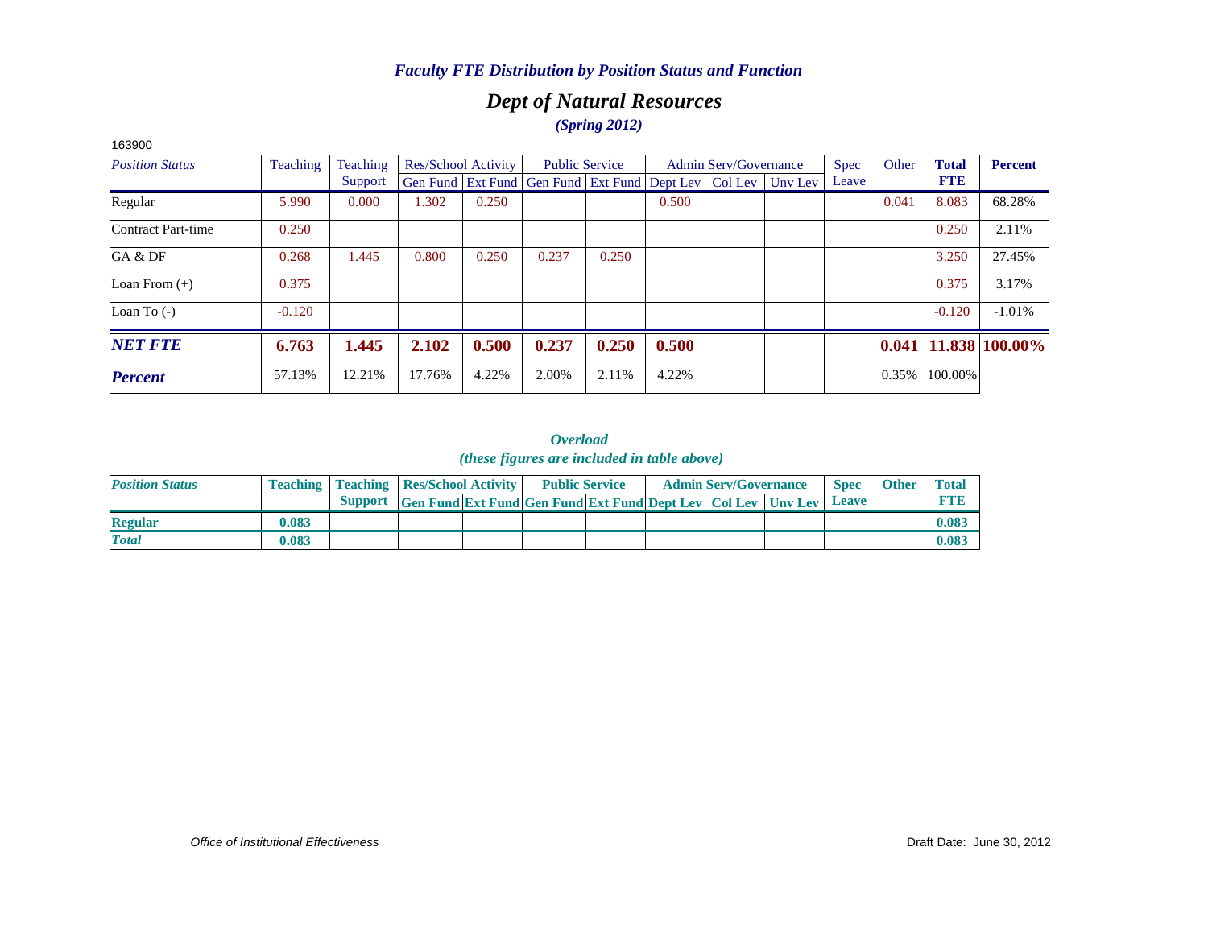*Faculty FTE Distribution by Position Status and Function*

# *Dept of Natural Resources*

***(Spring 2012)***

163900

| *Position Status* | Teaching | Teaching Support | Res/School Activity | | Public Service | | Admin Serv/Governance | | | Spec Leave | Other | **Total FTE** | **Percent** |
|---|---|---|---|---|---|---|---|---|---|---|---|---|---|
| | | | Gen Fund | Ext Fund | Gen Fund | Ext Fund | Dept Lev | Col Lev | Unv Lev | | | | |
| Regular | 5.990 | 0.000 | 1.302 | 0.250 | | | 0.500 | | | | 0.041 | 8.083 | 68.28% |
| Contract Part-time | 0.250 | | | | | | | | | | | 0.250 | 2.11% |
| GA & DF | 0.268 | 1.445 | 0.800 | 0.250 | 0.237 | 0.250 | | | | | | 3.250 | 27.45% |
| Loan From (+) | 0.375 | | | | | | | | | | | 0.375 | 3.17% |
| Loan To (-) | -0.120 | | | | | | | | | | | -0.120 | -1.01% |
| ***NET FTE*** | **6.763** | **1.445** | **2.102** | **0.500** | **0.237** | **0.250** | **0.500** | | | | **0.041** | **11.838** | **100.00%** |
| ***Percent*** | 57.13% | 12.21% | 17.76% | 4.22% | 2.00% | 2.11% | 4.22% | | | | 0.35% | 100.00% | |

***Overload***
***(these figures are included in table above)***

| *Position Status* | Teaching | Teaching Support | Res/School Activity | | Public Service | | Admin Serv/Governance | | | Spec Leave | Other | Total FTE |
|---|---|---|---|---|---|---|---|---|---|---|---|---|
| | | | Gen Fund | Ext Fund | Gen Fund | Ext Fund | Dept Lev | Col Lev | Unv Lev | | | |
| **Regular** | **0.083** | | | | | | | | | | | **0.083** |
| ***Total*** | **0.083** | | | | | | | | | | | **0.083** |

*Office of Institutional Effectiveness*

Draft Date: June 30, 2012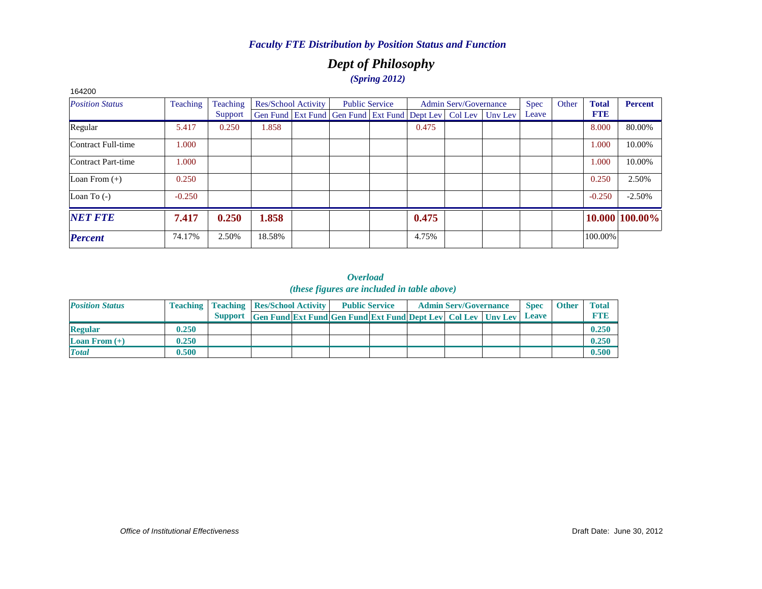*Faculty FTE Distribution by Position Status and Function*

# *Dept of Philosophy*

*(Spring 2012)*

164200

| *Position Status* | Teaching | Teaching Support | Res/School Activity | | Public Service | | Admin Serv/Governance | | | Spec Leave | Other | **Total FTE** | **Percent** |
|---|---|---|---|---|---|---|---|---|---|---|---|---|---|
| | | | Gen Fund | Ext Fund | Gen Fund | Ext Fund | Dept Lev | Col Lev | Unv Lev | | | | |
| Regular | 5.417 | 0.250 | 1.858 | | | | 0.475 | | | | | 8.000 | 80.00% |
| Contract Full-time | 1.000 | | | | | | | | | | | 1.000 | 10.00% |
| Contract Part-time | 1.000 | | | | | | | | | | | 1.000 | 10.00% |
| Loan From (+) | 0.250 | | | | | | | | | | | 0.250 | 2.50% |
| Loan To (-) | -0.250 | | | | | | | | | | | -0.250 | -2.50% |
| ***NET FTE*** | **7.417** | **0.250** | **1.858** | | | | **0.475** | | | | | **10.000** | **100.00%** |
| ***Percent*** | 74.17% | 2.50% | 18.58% | | | | 4.75% | | | | | 100.00% | |

*Overload*

*(these figures are included in table above)*

| *Position Status* | Teaching | Teaching Support | Res/School Activity | | Public Service | | Admin Serv/Governance | | | Spec Leave | Other | Total FTE |
|---|---|---|---|---|---|---|---|---|---|---|---|---|
| | | | Gen Fund | Ext Fund | Gen Fund | Ext Fund | Dept Lev | Col Lev | Unv Lev | | | |
| **Regular** | **0.250** | | | | | | | | | | | **0.250** |
| **Loan From (+)** | **0.250** | | | | | | | | | | | **0.250** |
| ***Total*** | **0.500** | | | | | | | | | | | **0.500** |

*Office of Institutional Effectiveness*

Draft Date: June 30, 2012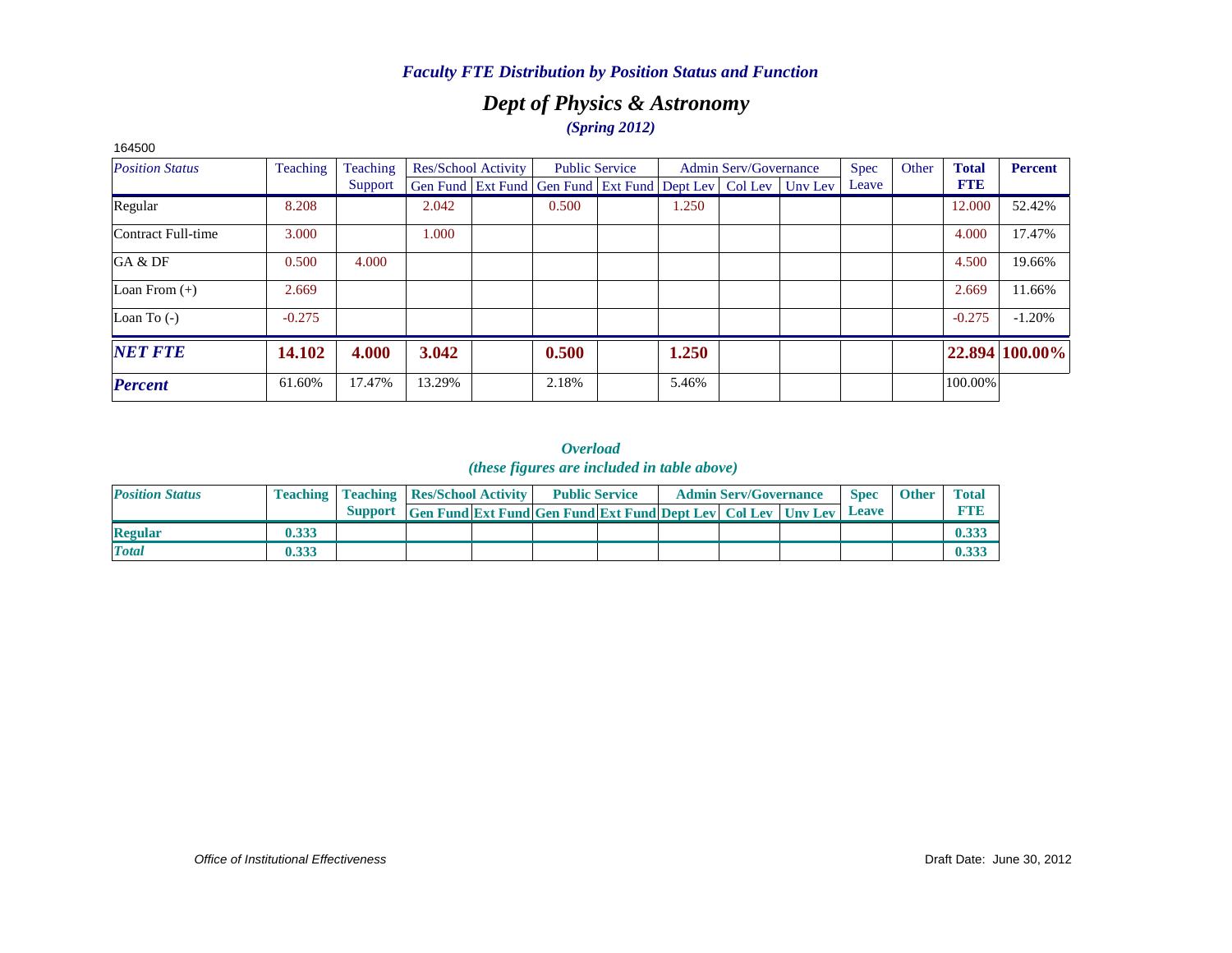*Faculty FTE Distribution by Position Status and Function*

## *Dept of Physics & Astronomy*

*(Spring 2012)*

164500

| *Position Status* | Teaching | Teaching Support | Res/School Activity | | Public Service | | Admin Serv/Governance | | | Spec Leave | Other | Total FTE | Percent |
|---|---|---|---|---|---|---|---|---|---|---|---|---|---|
| | | | Gen Fund | Ext Fund | Gen Fund | Ext Fund | Dept Lev | Col Lev | Unv Lev | | | | |
| Regular | 8.208 | | 2.042 | | 0.500 | | 1.250 | | | | | 12.000 | 52.42% |
| Contract Full-time | 3.000 | | 1.000 | | | | | | | | | 4.000 | 17.47% |
| GA & DF | 0.500 | 4.000 | | | | | | | | | | 4.500 | 19.66% |
| Loan From (+) | 2.669 | | | | | | | | | | | 2.669 | 11.66% |
| Loan To (-) | -0.275 | | | | | | | | | | | -0.275 | -1.20% |
| ***NET FTE*** | **14.102** | **4.000** | **3.042** | | **0.500** | | **1.250** | | | | | **22.894** | **100.00%** |
| ***Percent*** | 61.60% | 17.47% | 13.29% | | 2.18% | | 5.46% | | | | | 100.00% | |

*Overload*
*(these figures are included in table above)*

| *Position Status* | Teaching | Teaching Support | Res/School Activity | | Public Service | | Admin Serv/Governance | | | Spec Leave | Other | Total FTE |
|---|---|---|---|---|---|---|---|---|---|---|---|---|
| | | | Gen Fund | Ext Fund | Gen Fund | Ext Fund | Dept Lev | Col Lev | Unv Lev | | | |
| **Regular** | **0.333** | | | | | | | | | | | **0.333** |
| ***Total*** | **0.333** | | | | | | | | | | | **0.333** |

*Office of Institutional Effectiveness*

Draft Date: June 30, 2012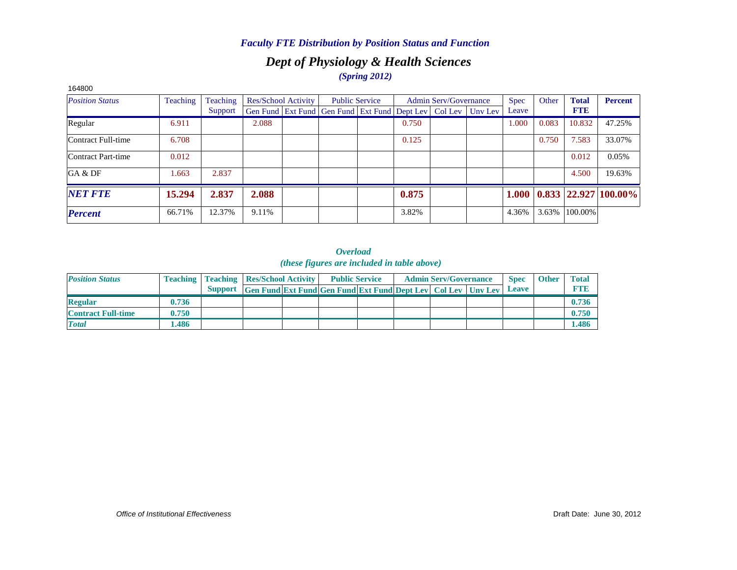*Faculty FTE Distribution by Position Status and Function*

## *Dept of Physiology & Health Sciences*

*(Spring 2012)*

164800

| *Position Status* | Teaching | Teaching Support | Res/School Activity Gen Fund | Res/School Activity Ext Fund | Public Service Gen Fund | Public Service Ext Fund | Admin Serv/Governance Dept Lev | Admin Serv/Governance Col Lev | Admin Serv/Governance Unv Lev | Spec Leave | Other | **Total FTE** | **Percent** |
|---|---|---|---|---|---|---|---|---|---|---|---|---|---|
| Regular | 6.911 | | 2.088 | | | | 0.750 | | | 1.000 | 0.083 | 10.832 | 47.25% |
| Contract Full-time | 6.708 | | | | | | 0.125 | | | | 0.750 | 7.583 | 33.07% |
| Contract Part-time | 0.012 | | | | | | | | | | | 0.012 | 0.05% |
| GA & DF | 1.663 | 2.837 | | | | | | | | | | 4.500 | 19.63% |
| ***NET FTE*** | **15.294** | **2.837** | **2.088** | | | | **0.875** | | | **1.000** | **0.833** | **22.927** | **100.00%** |
| ***Percent*** | 66.71% | 12.37% | 9.11% | | | | 3.82% | | | 4.36% | 3.63% | 100.00% | |

*Overload*
*(these figures are included in table above)*

| *Position Status* | Teaching | Teaching Support | Res/School Activity Gen Fund | Res/School Activity Ext Fund | Public Service Gen Fund | Public Service Ext Fund | Admin Serv/Governance Dept Lev | Admin Serv/Governance Col Lev | Admin Serv/Governance Unv Lev | Spec Leave | Other | Total FTE |
|---|---|---|---|---|---|---|---|---|---|---|---|---|
| **Regular** | **0.736** | | | | | | | | | | | **0.736** |
| **Contract Full-time** | **0.750** | | | | | | | | | | | **0.750** |
| ***Total*** | **1.486** | | | | | | | | | | | **1.486** |

*Office of Institutional Effectiveness*

Draft Date: June 30, 2012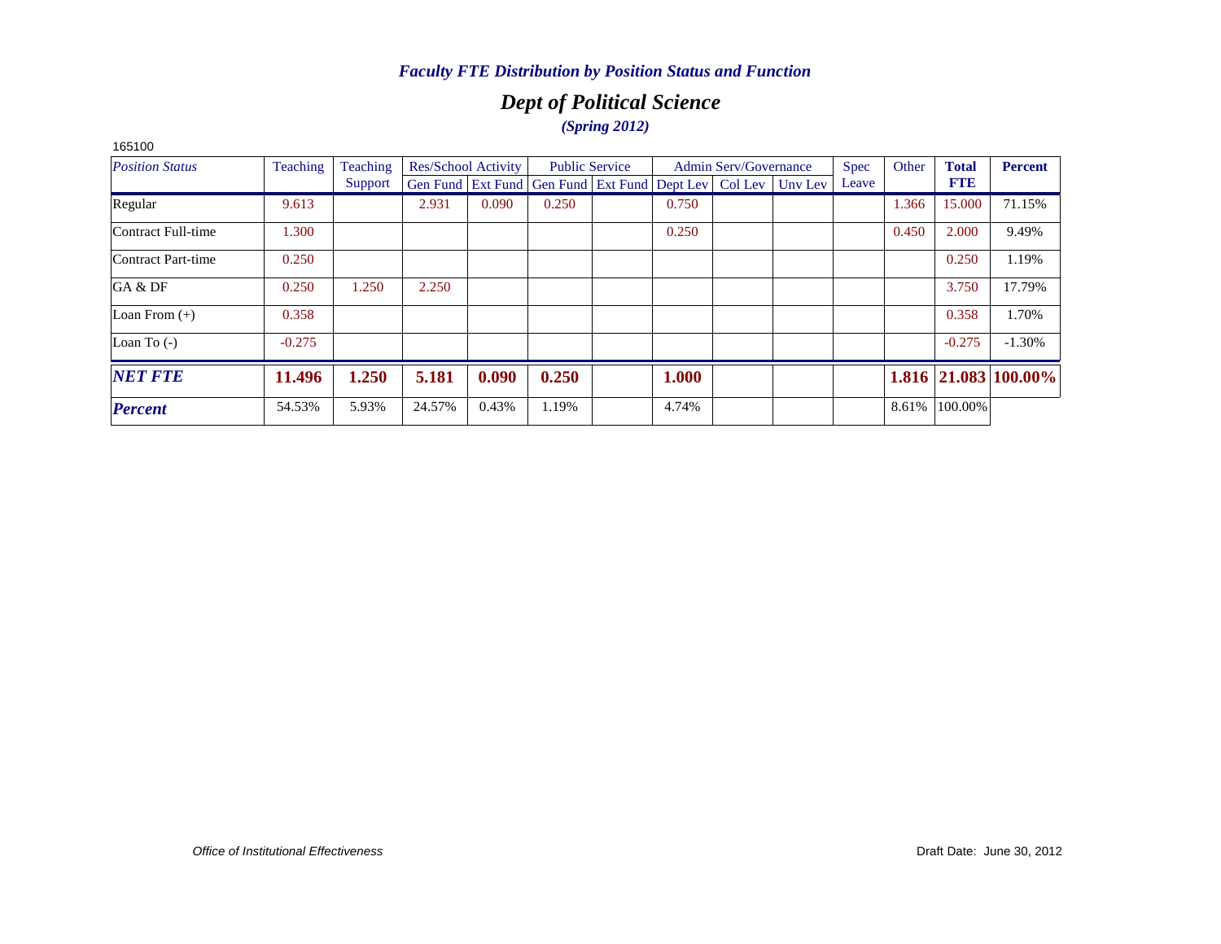*Faculty FTE Distribution by Position Status and Function*

## *Dept of Political Science*

***(Spring 2012)***

165100

| *Position Status* | Teaching | Teaching Support | Res/School Activity | | Public Service | | Admin Serv/Governance | | | Spec Leave | Other | **Total FTE** | **Percent** |
|---|---|---|---|---|---|---|---|---|---|---|---|---|---|
| | | | Gen Fund | Ext Fund | Gen Fund | Ext Fund | Dept Lev | Col Lev | Unv Lev | | | | |
| Regular | 9.613 | | 2.931 | 0.090 | 0.250 | | 0.750 | | | | 1.366 | 15.000 | 71.15% |
| Contract Full-time | 1.300 | | | | | | 0.250 | | | | 0.450 | 2.000 | 9.49% |
| Contract Part-time | 0.250 | | | | | | | | | | | 0.250 | 1.19% |
| GA & DF | 0.250 | 1.250 | 2.250 | | | | | | | | | 3.750 | 17.79% |
| Loan From (+) | 0.358 | | | | | | | | | | | 0.358 | 1.70% |
| Loan To (-) | -0.275 | | | | | | | | | | | -0.275 | -1.30% |
| ***NET FTE*** | **11.496** | **1.250** | **5.181** | **0.090** | **0.250** | | **1.000** | | | | **1.816** | **21.083** | **100.00%** |
| ***Percent*** | 54.53% | 5.93% | 24.57% | 0.43% | 1.19% | | 4.74% | | | | 8.61% | 100.00% | |

*Office of Institutional Effectiveness*

Draft Date: June 30, 2012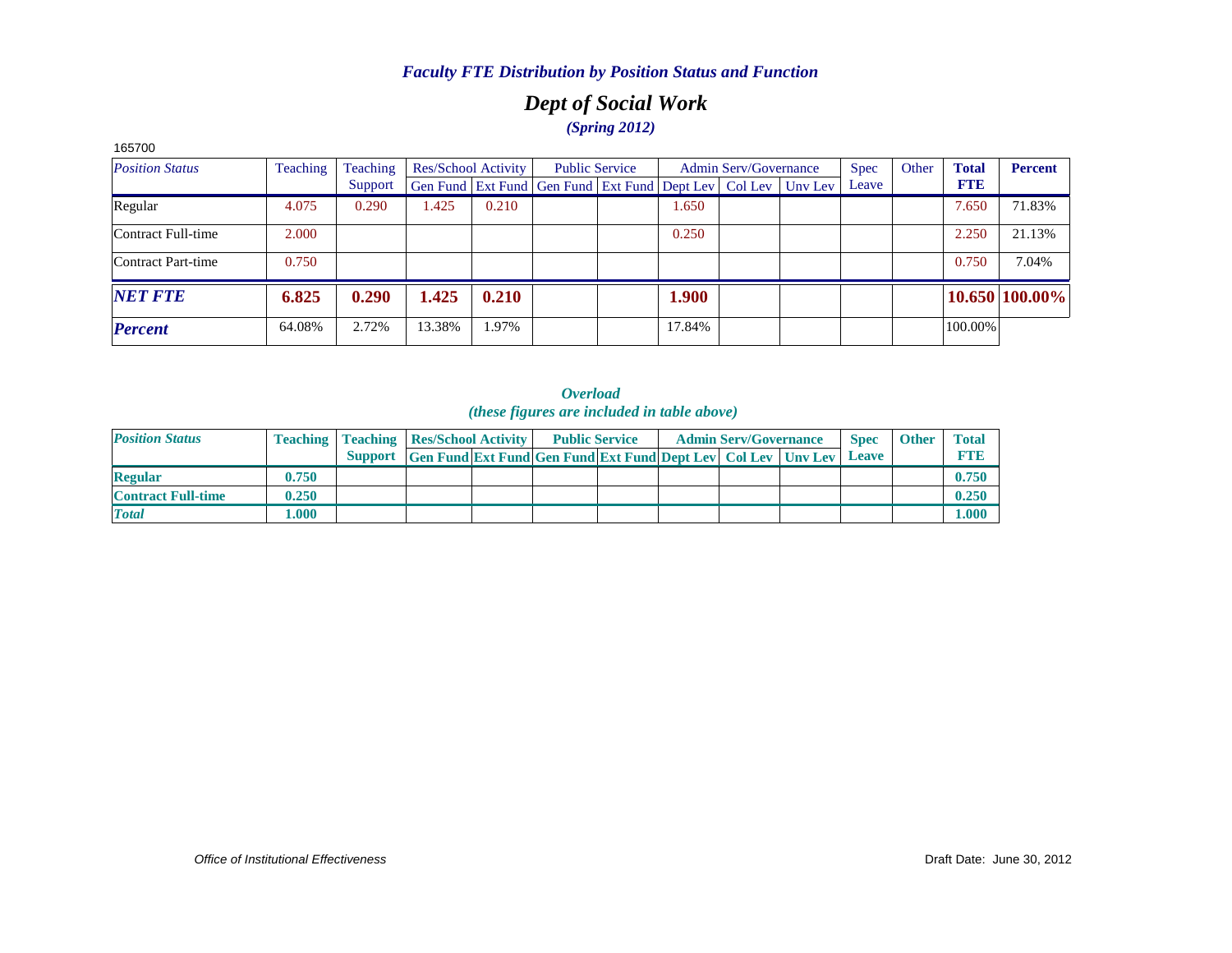*Faculty FTE Distribution by Position Status and Function*

## *Dept of Social Work*

***(Spring 2012)***

165700

| *Position Status* | Teaching | Teaching Support | Res/School Activity | | Public Service | | Admin Serv/Governance | | | Spec Leave | Other | **Total FTE** | **Percent** |
|---|---|---|---|---|---|---|---|---|---|---|---|---|---|
| | | | Gen Fund | Ext Fund | Gen Fund | Ext Fund | Dept Lev | Col Lev | Unv Lev | | | | |
| Regular | 4.075 | 0.290 | 1.425 | 0.210 | | | 1.650 | | | | | 7.650 | 71.83% |
| Contract Full-time | 2.000 | | | | | | 0.250 | | | | | 2.250 | 21.13% |
| Contract Part-time | 0.750 | | | | | | | | | | | 0.750 | 7.04% |
| ***NET FTE*** | **6.825** | **0.290** | **1.425** | **0.210** | | | **1.900** | | | | | **10.650** | **100.00%** |
| ***Percent*** | 64.08% | 2.72% | 13.38% | 1.97% | | | 17.84% | | | | | 100.00% | |

*Overload*
*(these figures are included in table above)*

| *Position Status* | **Teaching** | **Teaching Support** | **Res/School Activity** | | **Public Service** | | **Admin Serv/Governance** | | | **Spec Leave** | **Other** | **Total FTE** |
|---|---|---|---|---|---|---|---|---|---|---|---|---|
| | | | **Gen Fund** | **Ext Fund** | **Gen Fund** | **Ext Fund** | **Dept Lev** | **Col Lev** | **Unv Lev** | | | |
| **Regular** | **0.750** | | | | | | | | | | | **0.750** |
| **Contract Full-time** | **0.250** | | | | | | | | | | | **0.250** |
| ***Total*** | **1.000** | | | | | | | | | | | **1.000** |

*Office of Institutional Effectiveness*

Draft Date: June 30, 2012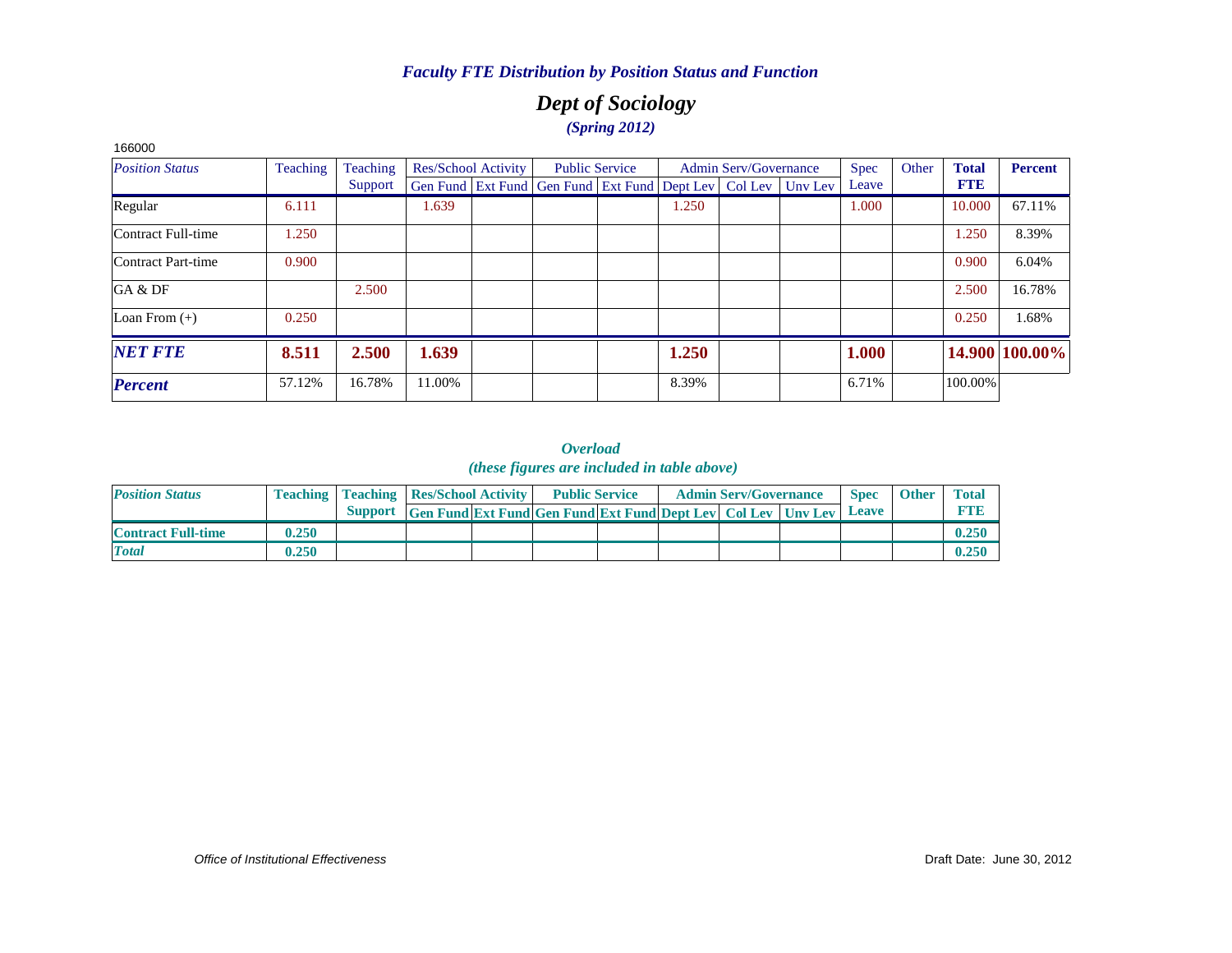## *Faculty FTE Distribution by Position Status and Function*

# *Dept of Sociology*

### *(Spring 2012)*

166000

| *Position Status* | Teaching | Teaching Support | Res/School Activity | | Public Service | | Admin Serv/Governance | | | Spec Leave | Other | **Total FTE** | **Percent** |
|---|---|---|---|---|---|---|---|---|---|---|---|---|---|
| | | | Gen Fund | Ext Fund | Gen Fund | Ext Fund | Dept Lev | Col Lev | Unv Lev | | | | |
| Regular | 6.111 | | 1.639 | | | | 1.250 | | | 1.000 | | 10.000 | 67.11% |
| Contract Full-time | 1.250 | | | | | | | | | | | 1.250 | 8.39% |
| Contract Part-time | 0.900 | | | | | | | | | | | 0.900 | 6.04% |
| GA & DF | | 2.500 | | | | | | | | | | 2.500 | 16.78% |
| Loan From (+) | 0.250 | | | | | | | | | | | 0.250 | 1.68% |
| ***NET FTE*** | **8.511** | **2.500** | **1.639** | | | | **1.250** | | | **1.000** | | **14.900** | **100.00%** |
| ***Percent*** | 57.12% | 16.78% | 11.00% | | | | 8.39% | | | 6.71% | | 100.00% | |

### *Overload*
### *(these figures are included in table above)*

| *Position Status* | Teaching | Teaching Support | Res/School Activity | | Public Service | | Admin Serv/Governance | | | Spec Leave | Other | Total FTE |
|---|---|---|---|---|---|---|---|---|---|---|---|---|
| | | | Gen Fund | Ext Fund | Gen Fund | Ext Fund | Dept Lev | Col Lev | Unv Lev | | | |
| **Contract Full-time** | **0.250** | | | | | | | | | | | **0.250** |
| ***Total*** | **0.250** | | | | | | | | | | | **0.250** |

*Office of Institutional Effectiveness*

Draft Date: June 30, 2012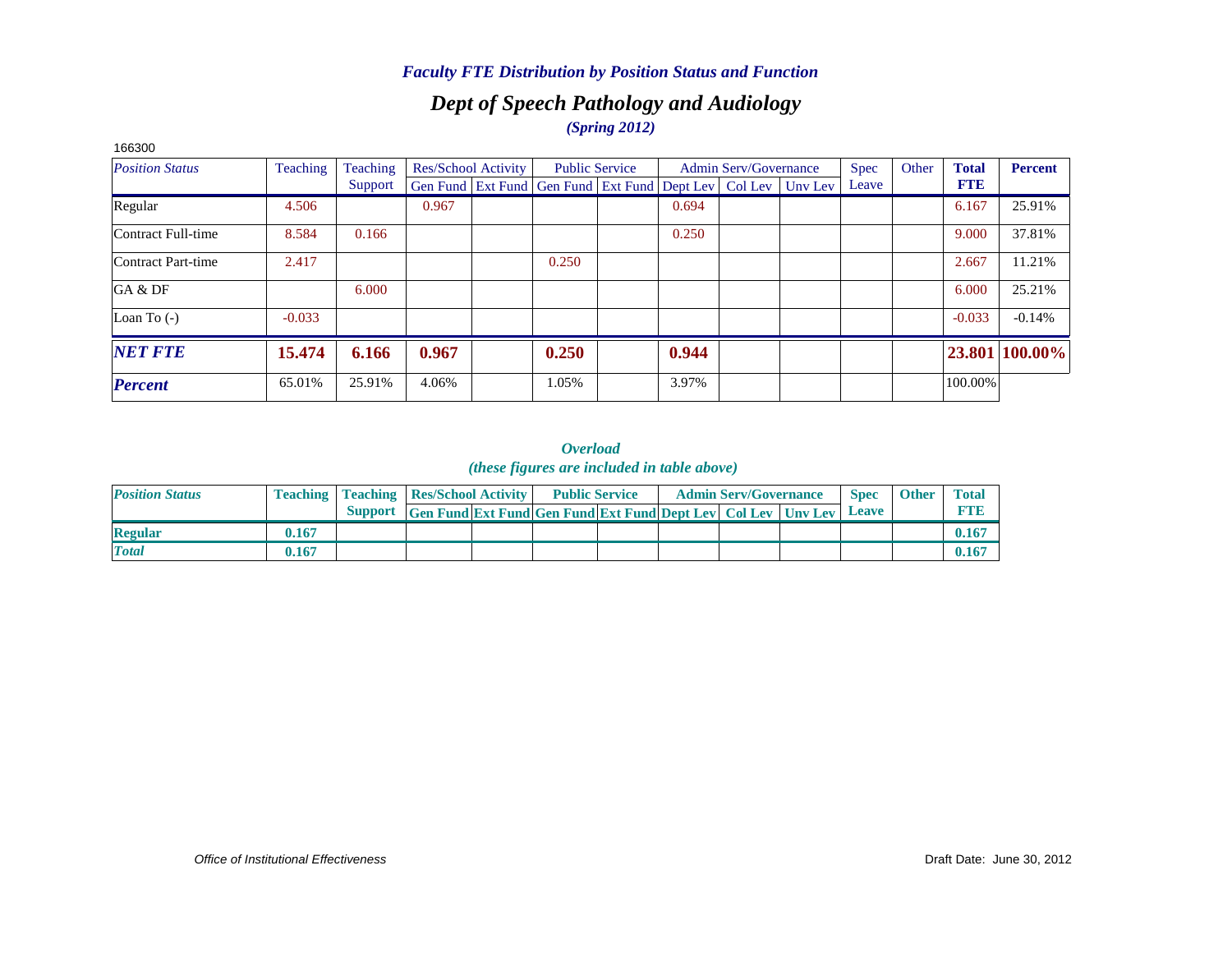*Faculty FTE Distribution by Position Status and Function*

## *Dept of Speech Pathology and Audiology*

*(Spring 2012)*

166300

| *Position Status* | Teaching | Teaching Support | Res/School Activity | | Public Service | | Admin Serv/Governance | | | Spec Leave | Other | **Total FTE** | **Percent** |
|---|---|---|---|---|---|---|---|---|---|---|---|---|---|
| | | | Gen Fund | Ext Fund | Gen Fund | Ext Fund | Dept Lev | Col Lev | Unv Lev | | | | |
| Regular | 4.506 | | 0.967 | | | | 0.694 | | | | | 6.167 | 25.91% |
| Contract Full-time | 8.584 | 0.166 | | | | | 0.250 | | | | | 9.000 | 37.81% |
| Contract Part-time | 2.417 | | | | 0.250 | | | | | | | 2.667 | 11.21% |
| GA & DF | | 6.000 | | | | | | | | | | 6.000 | 25.21% |
| Loan To (-) | -0.033 | | | | | | | | | | | -0.033 | -0.14% |
| ***NET FTE*** | **15.474** | **6.166** | **0.967** | | **0.250** | | **0.944** | | | | | **23.801** | **100.00%** |
| ***Percent*** | 65.01% | 25.91% | 4.06% | | 1.05% | | 3.97% | | | | | 100.00% | |

*Overload*

*(these figures are included in table above)*

| *Position Status* | Teaching | Teaching Support | Res/School Activity | | Public Service | | Admin Serv/Governance | | | Spec Leave | Other | Total FTE |
|---|---|---|---|---|---|---|---|---|---|---|---|---|
| | | | Gen Fund | Ext Fund | Gen Fund | Ext Fund | Dept Lev | Col Lev | Unv Lev | | | |
| **Regular** | 0.167 | | | | | | | | | | | 0.167 |
| ***Total*** | 0.167 | | | | | | | | | | | 0.167 |

*Office of Institutional Effectiveness*

Draft Date: June 30, 2012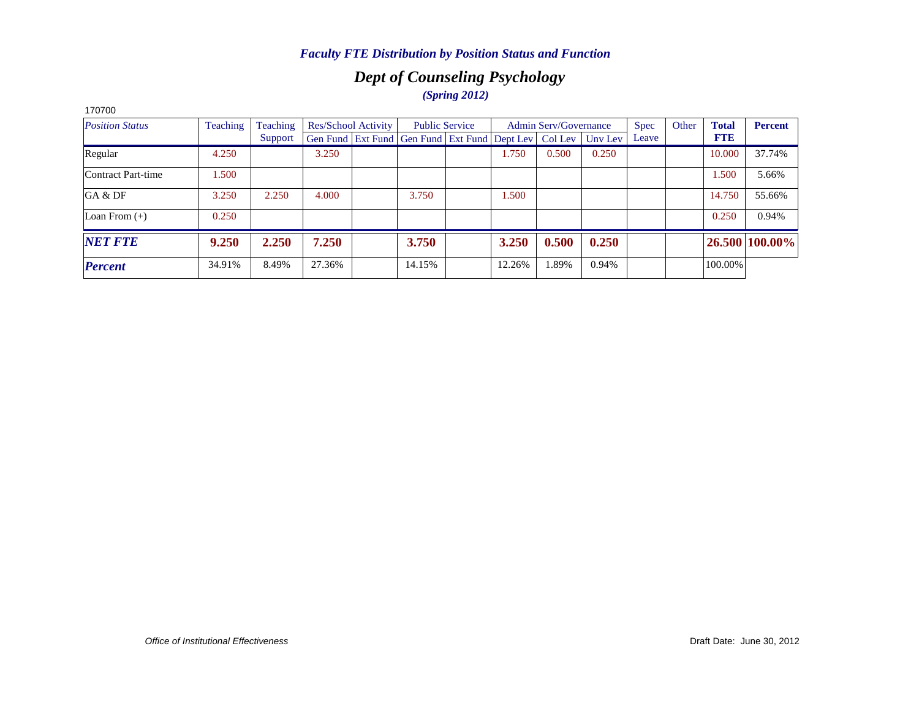*Faculty FTE Distribution by Position Status and Function*

## *Dept of Counseling Psychology*

***(Spring 2012)***

170700

| *Position Status* | Teaching | Teaching Support | Res/School Activity | | Public Service | | Admin Serv/Governance | | | Spec Leave | Other | **Total FTE** | **Percent** |
|---|---|---|---|---|---|---|---|---|---|---|---|---|---|
| | | | Gen Fund | Ext Fund | Gen Fund | Ext Fund | Dept Lev | Col Lev | Unv Lev | | | | |
| Regular | 4.250 | | 3.250 | | | | 1.750 | 0.500 | 0.250 | | | 10.000 | 37.74% |
| Contract Part-time | 1.500 | | | | | | | | | | | 1.500 | 5.66% |
| GA & DF | 3.250 | 2.250 | 4.000 | | 3.750 | | 1.500 | | | | | 14.750 | 55.66% |
| Loan From (+) | 0.250 | | | | | | | | | | | 0.250 | 0.94% |
| ***NET FTE*** | **9.250** | **2.250** | **7.250** | | **3.750** | | **3.250** | **0.500** | **0.250** | | | **26.500** | **100.00%** |
| ***Percent*** | 34.91% | 8.49% | 27.36% | | 14.15% | | 12.26% | 1.89% | 0.94% | | | 100.00% | |

*Office of Institutional Effectiveness*

Draft Date: June 30, 2012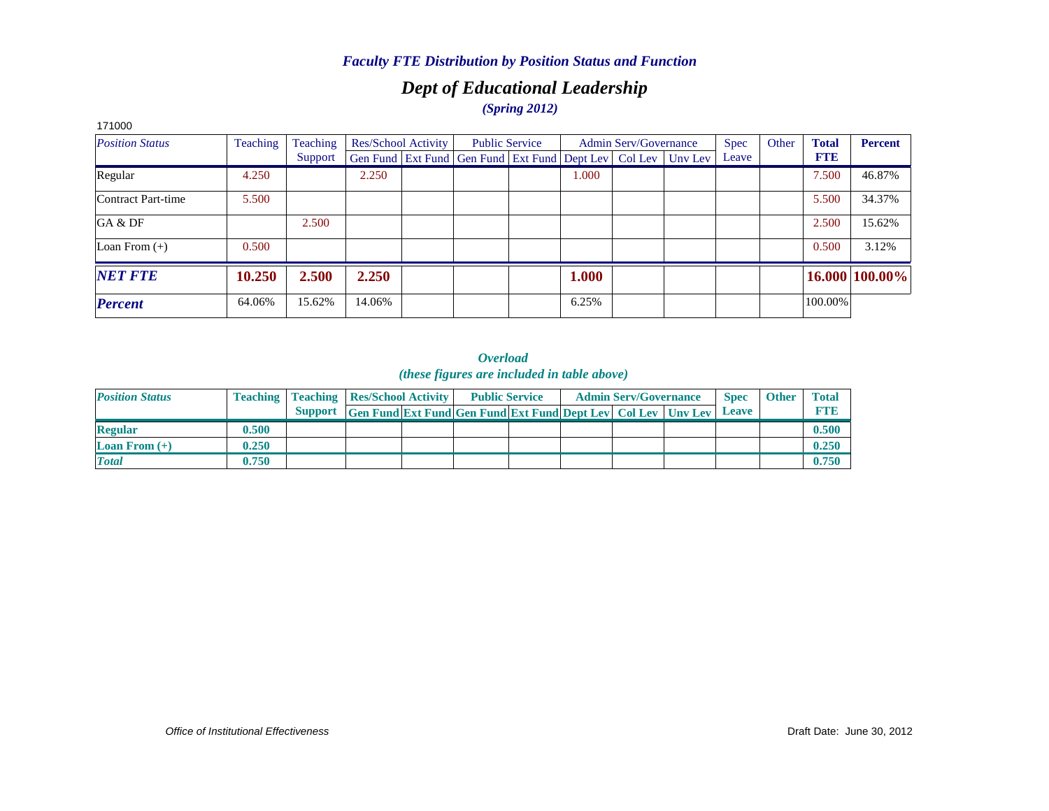*Faculty FTE Distribution by Position Status and Function*

## *Dept of Educational Leadership*

*(Spring 2012)*

171000

| *Position Status* | Teaching | Teaching Support | Res/School Activity | | Public Service | | Admin Serv/Governance | | | Spec Leave | Other | **Total FTE** | **Percent** |
|---|---|---|---|---|---|---|---|---|---|---|---|---|---|
| | | | Gen Fund | Ext Fund | Gen Fund | Ext Fund | Dept Lev | Col Lev | Unv Lev | | | | |
| Regular | 4.250 | | 2.250 | | | | 1.000 | | | | | 7.500 | 46.87% |
| Contract Part-time | 5.500 | | | | | | | | | | | 5.500 | 34.37% |
| GA & DF | | 2.500 | | | | | | | | | | 2.500 | 15.62% |
| Loan From (+) | 0.500 | | | | | | | | | | | 0.500 | 3.12% |
| ***NET FTE*** | **10.250** | **2.500** | **2.250** | | | | **1.000** | | | | | **16.000** | **100.00%** |
| ***Percent*** | 64.06% | 15.62% | 14.06% | | | | 6.25% | | | | | 100.00% | |

*Overload*
*(these figures are included in table above)*

| *Position Status* | Teaching | Teaching Support | Res/School Activity | | Public Service | | Admin Serv/Governance | | | Spec Leave | Other | Total FTE |
|---|---|---|---|---|---|---|---|---|---|---|---|---|
| | | | Gen Fund | Ext Fund | Gen Fund | Ext Fund | Dept Lev | Col Lev | Unv Lev | | | |
| **Regular** | **0.500** | | | | | | | | | | | **0.500** |
| **Loan From (+)** | **0.250** | | | | | | | | | | | **0.250** |
| ***Total*** | **0.750** | | | | | | | | | | | **0.750** |

*Office of Institutional Effectiveness*

Draft Date: June 30, 2012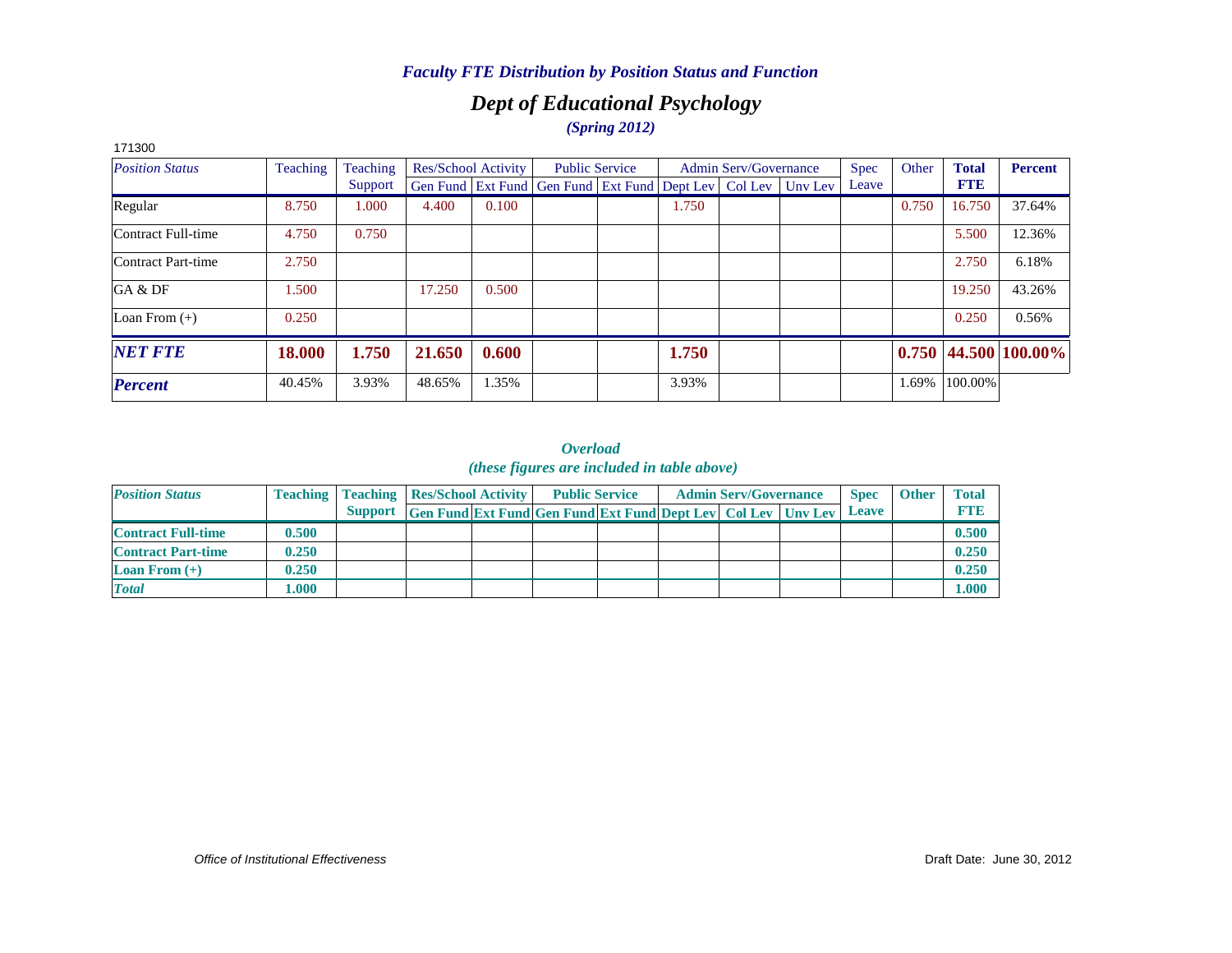### *Faculty FTE Distribution by Position Status and Function*

## *Dept of Educational Psychology*

***(Spring 2012)***

171300

| *Position Status* | Teaching | Teaching Support | Res/School Activity | | Public Service | | Admin Serv/Governance | | | Spec Leave | Other | **Total FTE** | **Percent** |
|---|---|---|---|---|---|---|---|---|---|---|---|---|---|
| | | | Gen Fund | Ext Fund | Gen Fund | Ext Fund | Dept Lev | Col Lev | Unv Lev | | | | |
| Regular | 8.750 | 1.000 | 4.400 | 0.100 | | | 1.750 | | | | 0.750 | 16.750 | 37.64% |
| Contract Full-time | 4.750 | 0.750 | | | | | | | | | | 5.500 | 12.36% |
| Contract Part-time | 2.750 | | | | | | | | | | | 2.750 | 6.18% |
| GA & DF | 1.500 | | 17.250 | 0.500 | | | | | | | | 19.250 | 43.26% |
| Loan From (+) | 0.250 | | | | | | | | | | | 0.250 | 0.56% |
| ***NET FTE*** | **18.000** | **1.750** | **21.650** | **0.600** | | | **1.750** | | | | **0.750** | **44.500** | **100.00%** |
| ***Percent*** | 40.45% | 3.93% | 48.65% | 1.35% | | | 3.93% | | | | 1.69% | 100.00% | |

***Overload***
***(these figures are included in table above)***

| *Position Status* | Teaching | Teaching Support | Res/School Activity | | Public Service | | Admin Serv/Governance | | | Spec Leave | Other | Total FTE |
|---|---|---|---|---|---|---|---|---|---|---|---|---|
| | | | Gen Fund | Ext Fund | Gen Fund | Ext Fund | Dept Lev | Col Lev | Unv Lev | | | |
| **Contract Full-time** | **0.500** | | | | | | | | | | | **0.500** |
| **Contract Part-time** | **0.250** | | | | | | | | | | | **0.250** |
| **Loan From (+)** | **0.250** | | | | | | | | | | | **0.250** |
| ***Total*** | **1.000** | | | | | | | | | | | **1.000** |

*Office of Institutional Effectiveness*

Draft Date: June 30, 2012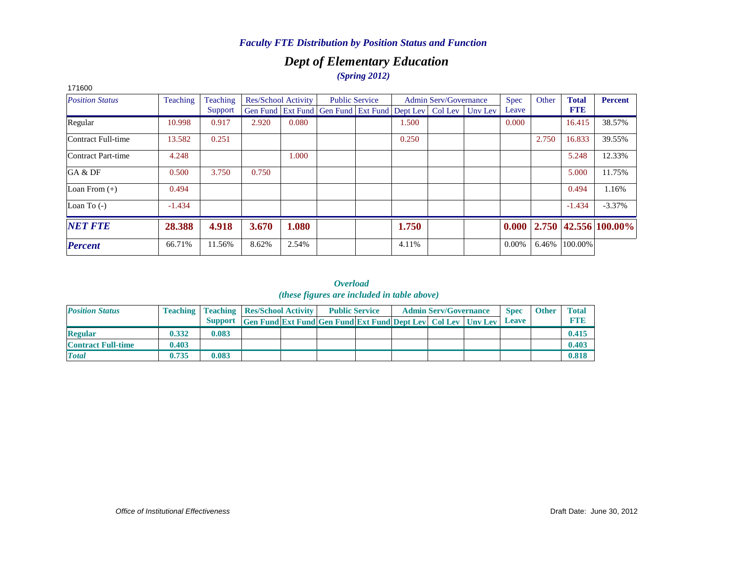*Faculty FTE Distribution by Position Status and Function*

# *Dept of Elementary Education*

*(Spring 2012)*

171600

| *Position Status* | Teaching | Teaching Support | Res/School Activity | | Public Service | | Admin Serv/Governance | | | Spec Leave | Other | **Total FTE** | **Percent** |
|---|---|---|---|---|---|---|---|---|---|---|---|---|---|
| | | | Gen Fund | Ext Fund | Gen Fund | Ext Fund | Dept Lev | Col Lev | Unv Lev | | | | |
| Regular | 10.998 | 0.917 | 2.920 | 0.080 | | | 1.500 | | | 0.000 | | 16.415 | 38.57% |
| Contract Full-time | 13.582 | 0.251 | | | | | 0.250 | | | | 2.750 | 16.833 | 39.55% |
| Contract Part-time | 4.248 | | | 1.000 | | | | | | | | 5.248 | 12.33% |
| GA & DF | 0.500 | 3.750 | 0.750 | | | | | | | | | 5.000 | 11.75% |
| Loan From (+) | 0.494 | | | | | | | | | | | 0.494 | 1.16% |
| Loan To (-) | -1.434 | | | | | | | | | | | -1.434 | -3.37% |
| ***NET FTE*** | **28.388** | **4.918** | **3.670** | **1.080** | | | **1.750** | | | **0.000** | **2.750** | **42.556** | **100.00%** |
| ***Percent*** | 66.71% | 11.56% | 8.62% | 2.54% | | | 4.11% | | | 0.00% | 6.46% | 100.00% | |

*Overload*
*(these figures are included in table above)*

| *Position Status* | Teaching | Teaching Support | Res/School Activity | | Public Service | | Admin Serv/Governance | | | Spec Leave | Other | Total FTE |
|---|---|---|---|---|---|---|---|---|---|---|---|---|
| | | | Gen Fund | Ext Fund | Gen Fund | Ext Fund | Dept Lev | Col Lev | Unv Lev | | | |
| **Regular** | **0.332** | **0.083** | | | | | | | | | | **0.415** |
| **Contract Full-time** | **0.403** | | | | | | | | | | | **0.403** |
| ***Total*** | **0.735** | **0.083** | | | | | | | | | | **0.818** |

*Office of Institutional Effectiveness*

Draft Date: June 30, 2012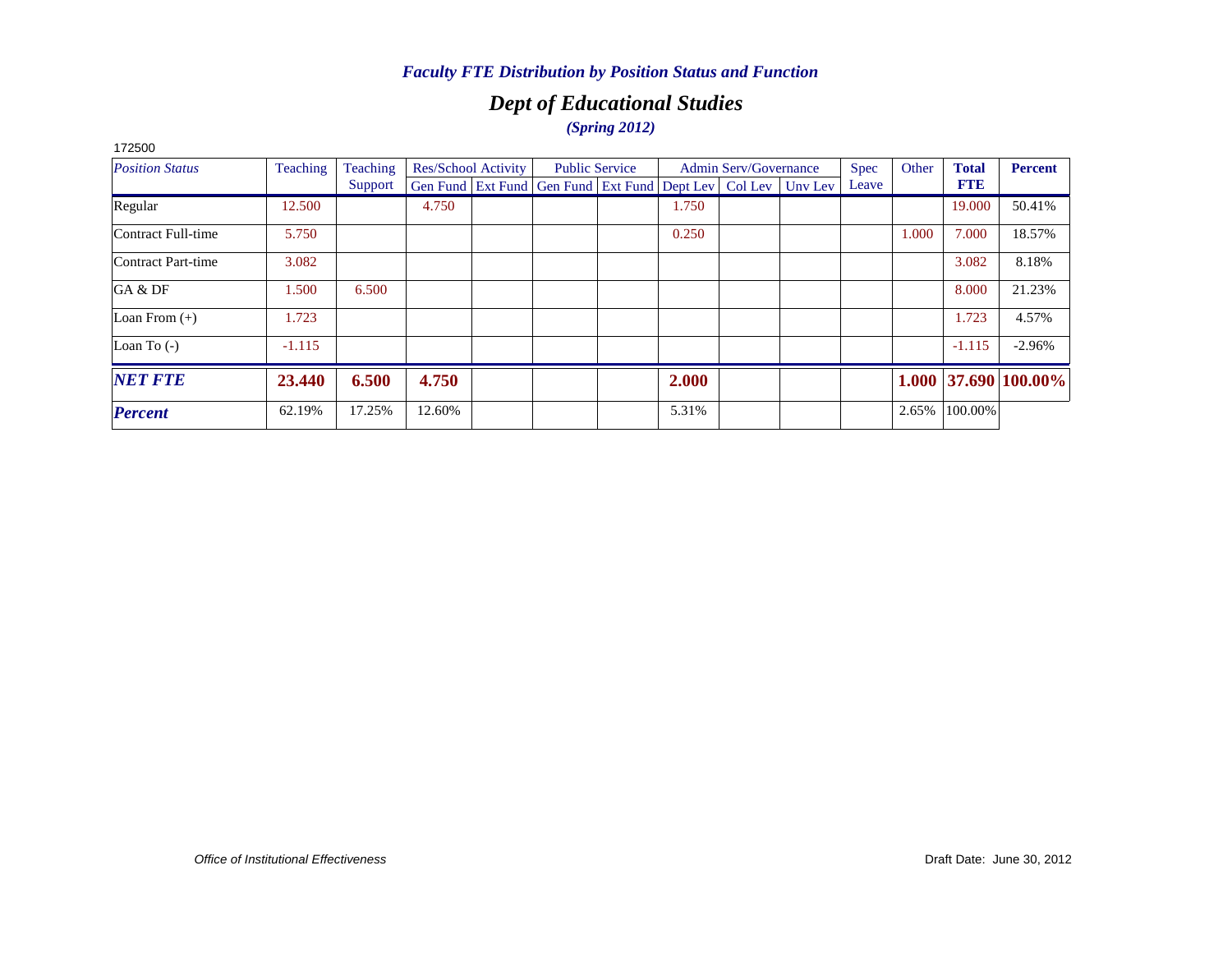*Faculty FTE Distribution by Position Status and Function*

## *Dept of Educational Studies*

***(Spring 2012)***

172500

| *Position Status* | Teaching | Teaching Support | Res/School Activity | | Public Service | | Admin Serv/Governance | | | Spec Leave | Other | **Total FTE** | **Percent** |
|---|---|---|---|---|---|---|---|---|---|---|---|---|---|
| | | | Gen Fund | Ext Fund | Gen Fund | Ext Fund | Dept Lev | Col Lev | Unv Lev | | | | |
| Regular | 12.500 | | 4.750 | | | | 1.750 | | | | | 19.000 | 50.41% |
| Contract Full-time | 5.750 | | | | | | 0.250 | | | | 1.000 | 7.000 | 18.57% |
| Contract Part-time | 3.082 | | | | | | | | | | | 3.082 | 8.18% |
| GA & DF | 1.500 | 6.500 | | | | | | | | | | 8.000 | 21.23% |
| Loan From (+) | 1.723 | | | | | | | | | | | 1.723 | 4.57% |
| Loan To (-) | -1.115 | | | | | | | | | | | -1.115 | -2.96% |
| ***NET FTE*** | **23.440** | **6.500** | **4.750** | | | | **2.000** | | | | **1.000** | **37.690** | **100.00%** |
| ***Percent*** | 62.19% | 17.25% | 12.60% | | | | 5.31% | | | | 2.65% | 100.00% | |

*Office of Institutional Effectiveness*

Draft Date: June 30, 2012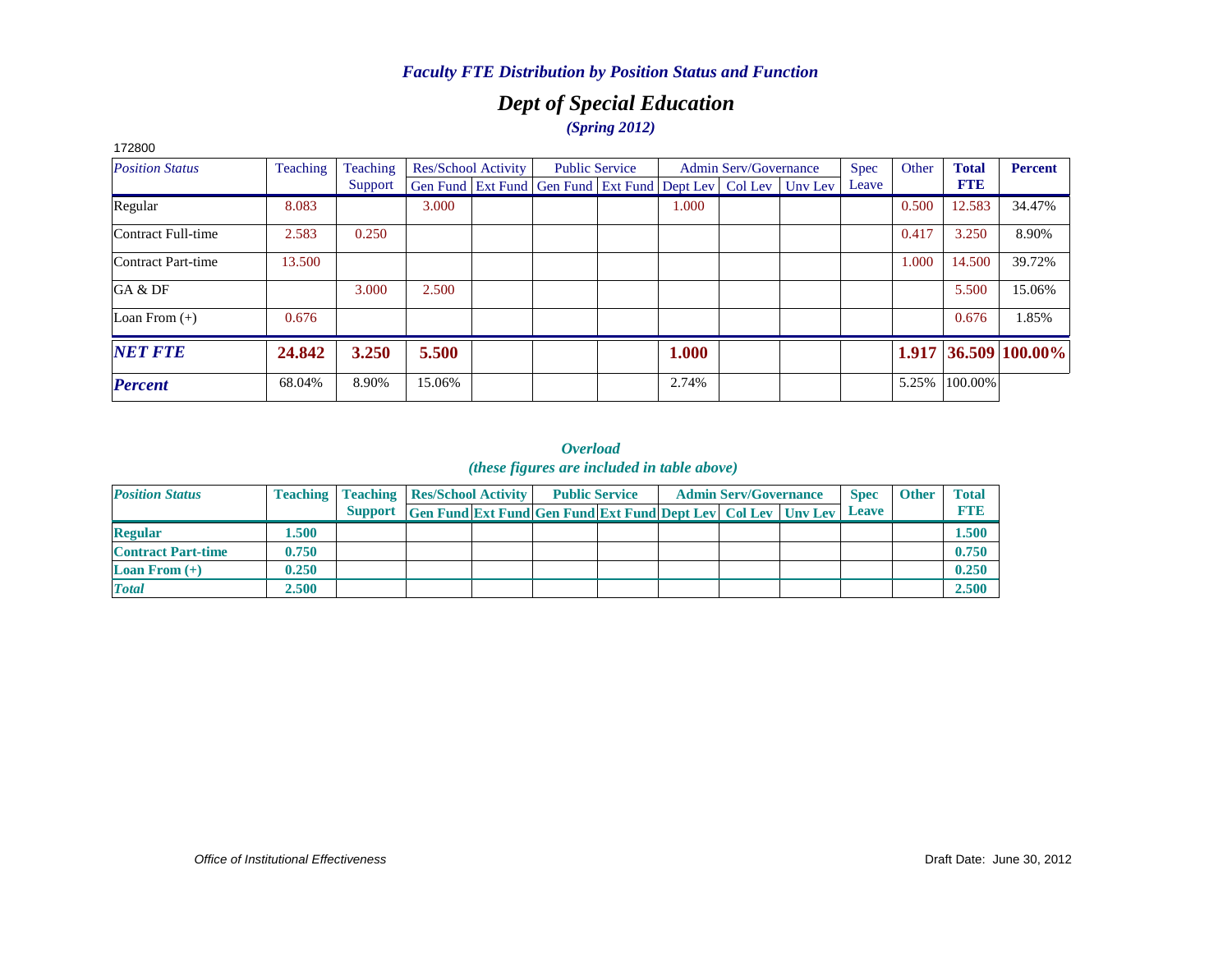*Faculty FTE Distribution by Position Status and Function*

# *Dept of Special Education*

*(Spring 2012)*

172800

| *Position Status* | Teaching | Teaching Support | Res/School Activity | | Public Service | | Admin Serv/Governance | | | Spec Leave | Other | **Total FTE** | **Percent** |
|---|---|---|---|---|---|---|---|---|---|---|---|---|---|
| | | | Gen Fund | Ext Fund | Gen Fund | Ext Fund | Dept Lev | Col Lev | Unv Lev | | | | |
| Regular | 8.083 | | 3.000 | | | | 1.000 | | | | 0.500 | 12.583 | 34.47% |
| Contract Full-time | 2.583 | 0.250 | | | | | | | | | 0.417 | 3.250 | 8.90% |
| Contract Part-time | 13.500 | | | | | | | | | | 1.000 | 14.500 | 39.72% |
| GA & DF | | 3.000 | 2.500 | | | | | | | | | 5.500 | 15.06% |
| Loan From (+) | 0.676 | | | | | | | | | | | 0.676 | 1.85% |
| ***NET FTE*** | **24.842** | **3.250** | **5.500** | | | | **1.000** | | | | **1.917** | **36.509** | **100.00%** |
| ***Percent*** | 68.04% | 8.90% | 15.06% | | | | 2.74% | | | | 5.25% | 100.00% | |

***Overload***
***(these figures are included in table above)***

| *Position Status* | **Teaching** | **Teaching Support** | **Res/School Activity** | | **Public Service** | | **Admin Serv/Governance** | | | **Spec Leave** | **Other** | **Total FTE** |
|---|---|---|---|---|---|---|---|---|---|---|---|---|
| | | | **Gen Fund** | **Ext Fund** | **Gen Fund** | **Ext Fund** | **Dept Lev** | **Col Lev** | **Unv Lev** | | | |
| **Regular** | **1.500** | | | | | | | | | | | **1.500** |
| **Contract Part-time** | **0.750** | | | | | | | | | | | **0.750** |
| **Loan From (+)** | **0.250** | | | | | | | | | | | **0.250** |
| ***Total*** | **2.500** | | | | | | | | | | | **2.500** |

*Office of Institutional Effectiveness*

Draft Date: June 30, 2012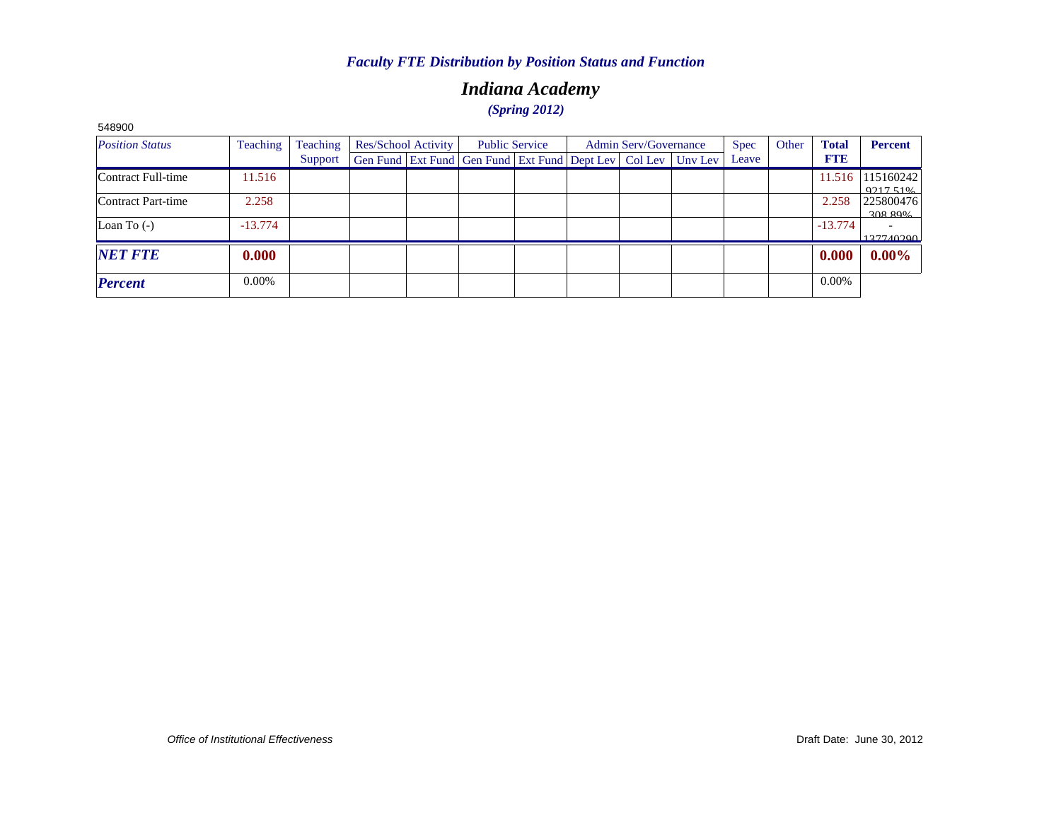*Faculty FTE Distribution by Position Status and Function*

## *Indiana Academy*

***(Spring 2012)***

548900

| *Position Status* | Teaching | Teaching Support | Res/School Activity | | Public Service | | Admin Serv/Governance | | | Spec Leave | Other | **Total FTE** | **Percent** |
|---|---|---|---|---|---|---|---|---|---|---|---|---|---|
| | | | Gen Fund | Ext Fund | Gen Fund | Ext Fund | Dept Lev | Col Lev | Unv Lev | | | | |
| Contract Full-time | 11.516 | | | | | | | | | | | 11.516 | 1151602429217.51% |
| Contract Part-time | 2.258 | | | | | | | | | | | 2.258 | 225800476308.89% |
| Loan To (-) | -13.774 | | | | | | | | | | | -13.774 | -137740290 |
| ***NET FTE*** | **0.000** | | | | | | | | | | | **0.000** | **0.00%** |
| ***Percent*** | 0.00% | | | | | | | | | | | 0.00% | |

*Office of Institutional Effectiveness*

Draft Date: June 30, 2012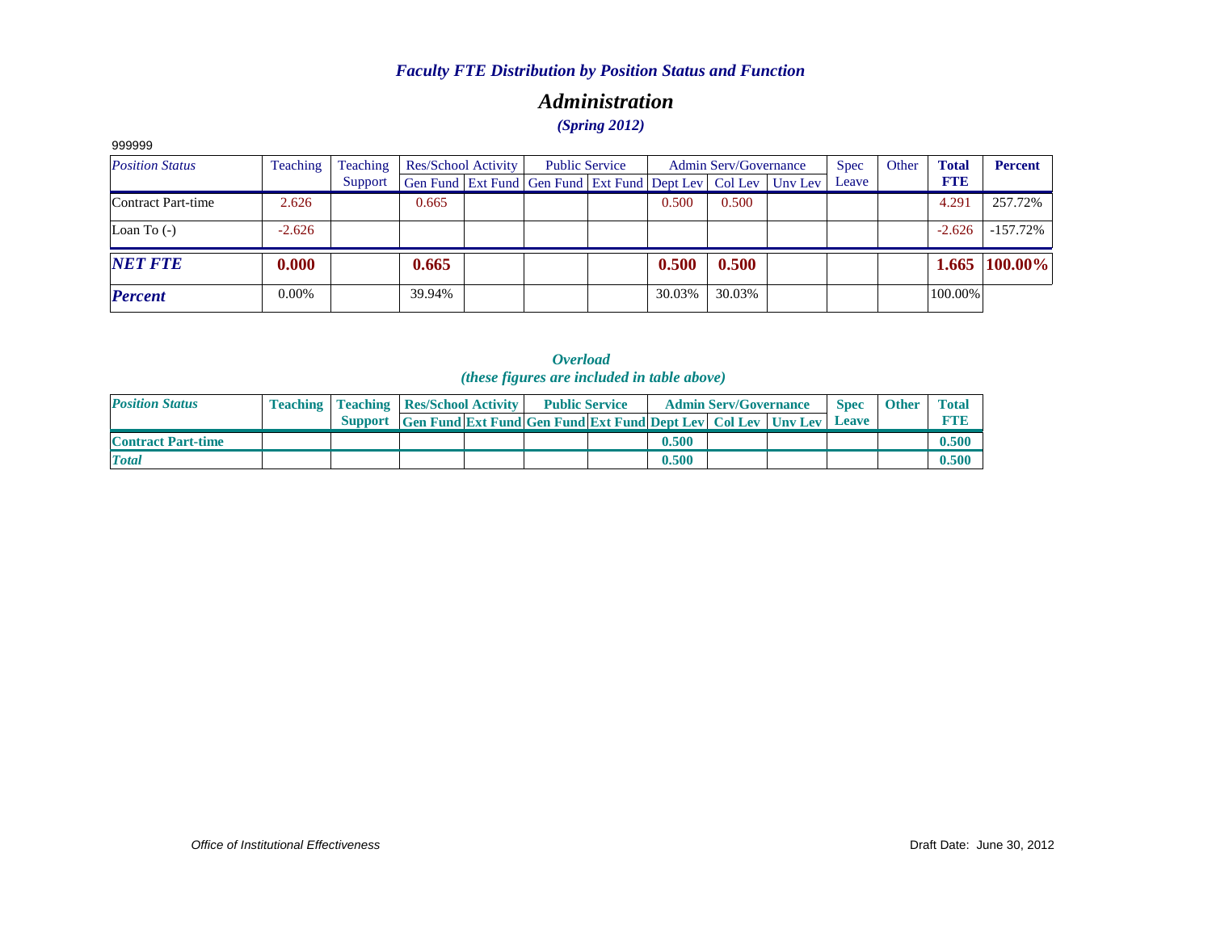### *Faculty FTE Distribution by Position Status and Function*

## *Administration*

### *(Spring 2012)*

999999

| *Position Status* | Teaching | Teaching Support | Res/School Activity | | Public Service | | Admin Serv/Governance | | | Spec Leave | Other | **Total FTE** | **Percent** |
|---|---|---|---|---|---|---|---|---|---|---|---|---|---|
| | | | Gen Fund | Ext Fund | Gen Fund | Ext Fund | Dept Lev | Col Lev | Unv Lev | | | | |
| Contract Part-time | 2.626 | | 0.665 | | | | 0.500 | 0.500 | | | | 4.291 | 257.72% |
| Loan To (-) | -2.626 | | | | | | | | | | | -2.626 | -157.72% |
| ***NET FTE*** | **0.000** | | **0.665** | | | | **0.500** | **0.500** | | | | **1.665** | **100.00%** |
| ***Percent*** | 0.00% | | 39.94% | | | | 30.03% | 30.03% | | | | 100.00% | |

*Overload*
*(these figures are included in table above)*

| *Position Status* | Teaching | Teaching Support | Res/School Activity | | Public Service | | Admin Serv/Governance | | | Spec Leave | Other | Total FTE |
|---|---|---|---|---|---|---|---|---|---|---|---|---|
| | | | Gen Fund | Ext Fund | Gen Fund | Ext Fund | Dept Lev | Col Lev | Unv Lev | | | |
| **Contract Part-time** | | | | | | | 0.500 | | | | | 0.500 |
| ***Total*** | | | | | | | 0.500 | | | | | 0.500 |

*Office of Institutional Effectiveness*

Draft Date: June 30, 2012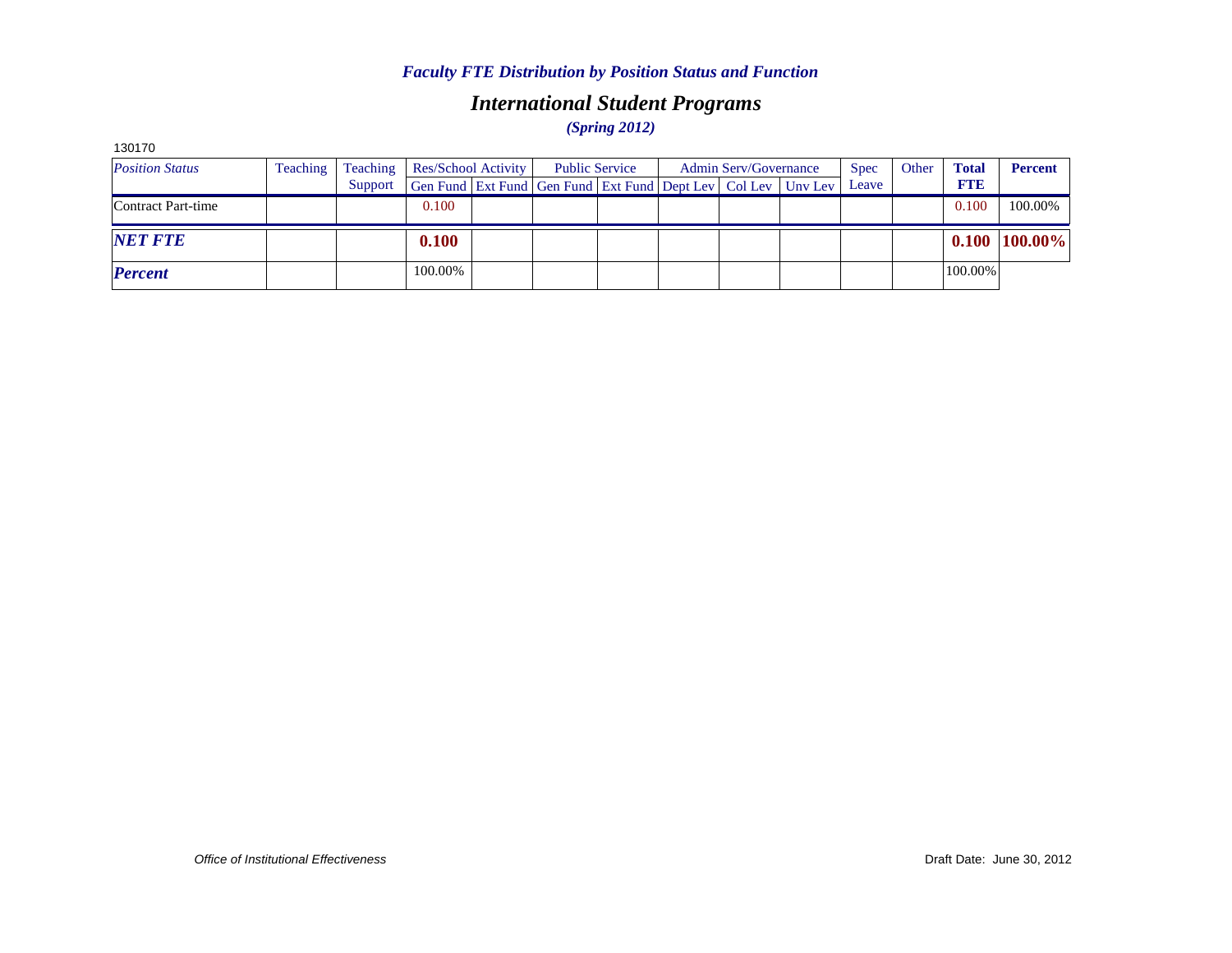*Faculty FTE Distribution by Position Status and Function*

# *International Student Programs*

***(Spring 2012)***

130170

| *Position Status* | Teaching | Teaching Support | Res/School Activity | | Public Service | | Admin Serv/Governance | | | Spec Leave | Other | **Total FTE** | **Percent** |
|---|---|---|---|---|---|---|---|---|---|---|---|---|---|
| | | | Gen Fund | Ext Fund | Gen Fund | Ext Fund | Dept Lev | Col Lev | Unv Lev | | | | |
| Contract Part-time | | | 0.100 | | | | | | | | | 0.100 | 100.00% |
| ***NET FTE*** | | | **0.100** | | | | | | | | | **0.100** | **100.00%** |
| ***Percent*** | | | 100.00% | | | | | | | | | 100.00% | |

*Office of Institutional Effectiveness*

Draft Date: June 30, 2012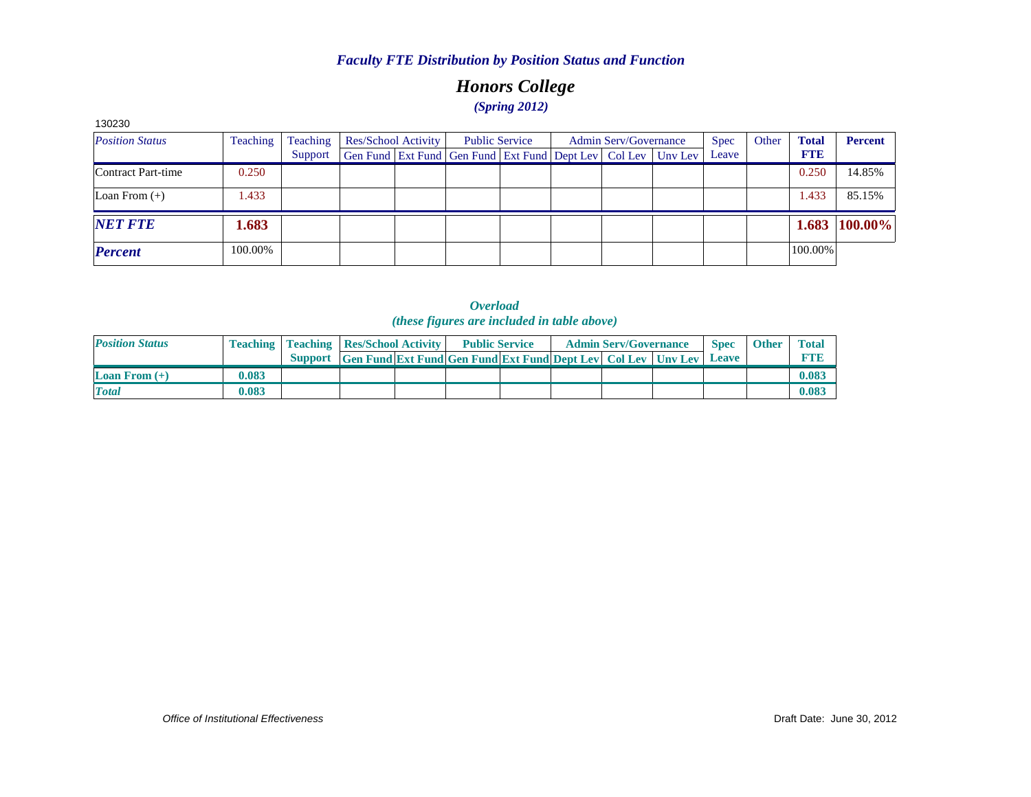*Faculty FTE Distribution by Position Status and Function*

# *Honors College*

***(Spring 2012)***

130230

| *Position Status* | Teaching | Teaching Support | Res/School Activity | | Public Service | | Admin Serv/Governance | | | Spec Leave | Other | **Total FTE** | **Percent** |
|---|---|---|---|---|---|---|---|---|---|---|---|---|---|
| | | | Gen Fund | Ext Fund | Gen Fund | Ext Fund | Dept Lev | Col Lev | Unv Lev | | | | |
| Contract Part-time | 0.250 | | | | | | | | | | | 0.250 | 14.85% |
| Loan From (+) | 1.433 | | | | | | | | | | | 1.433 | 85.15% |
| ***NET FTE*** | **1.683** | | | | | | | | | | | **1.683** | **100.00%** |
| ***Percent*** | 100.00% | | | | | | | | | | | 100.00% | |

***Overload***
***(these figures are included in table above)***

| *Position Status* | Teaching | Teaching Support | Res/School Activity | | Public Service | | Admin Serv/Governance | | | Spec Leave | Other | Total FTE |
|---|---|---|---|---|---|---|---|---|---|---|---|---|
| | | | Gen Fund | Ext Fund | Gen Fund | Ext Fund | Dept Lev | Col Lev | Unv Lev | | | |
| **Loan From (+)** | **0.083** | | | | | | | | | | | **0.083** |
| ***Total*** | **0.083** | | | | | | | | | | | **0.083** |

*Office of Institutional Effectiveness*

Draft Date: June 30, 2012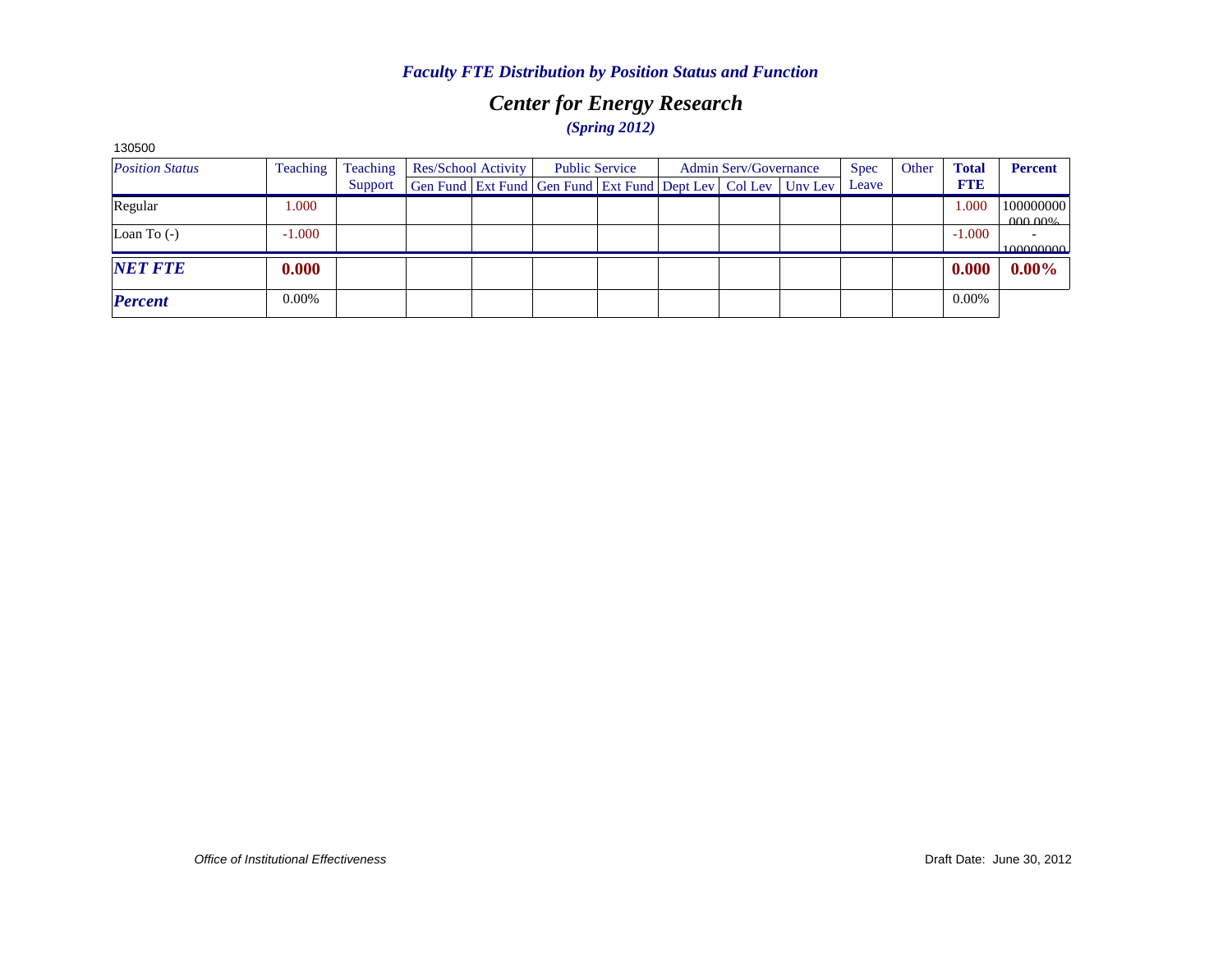*Faculty FTE Distribution by Position Status and Function*

## *Center for Energy Research*

*(Spring 2012)*

130500

| *Position Status* | Teaching | Teaching Support | Res/School Activity | | Public Service | | Admin Serv/Governance | | | Spec Leave | Other | **Total FTE** | **Percent** |
|---|---|---|---|---|---|---|---|---|---|---|---|---|---|
| | | | Gen Fund | Ext Fund | Gen Fund | Ext Fund | Dept Lev | Col Lev | Unv Lev | | | | |
| Regular | 1.000 | | | | | | | | | | | 1.000 | 100000000000.00% |
| Loan To (-) | -1.000 | | | | | | | | | | | -1.000 | -100000000 |
| ***NET FTE*** | **0.000** | | | | | | | | | | | **0.000** | **0.00%** |
| ***Percent*** | 0.00% | | | | | | | | | | | 0.00% | |

*Office of Institutional Effectiveness*

Draft Date: June 30, 2012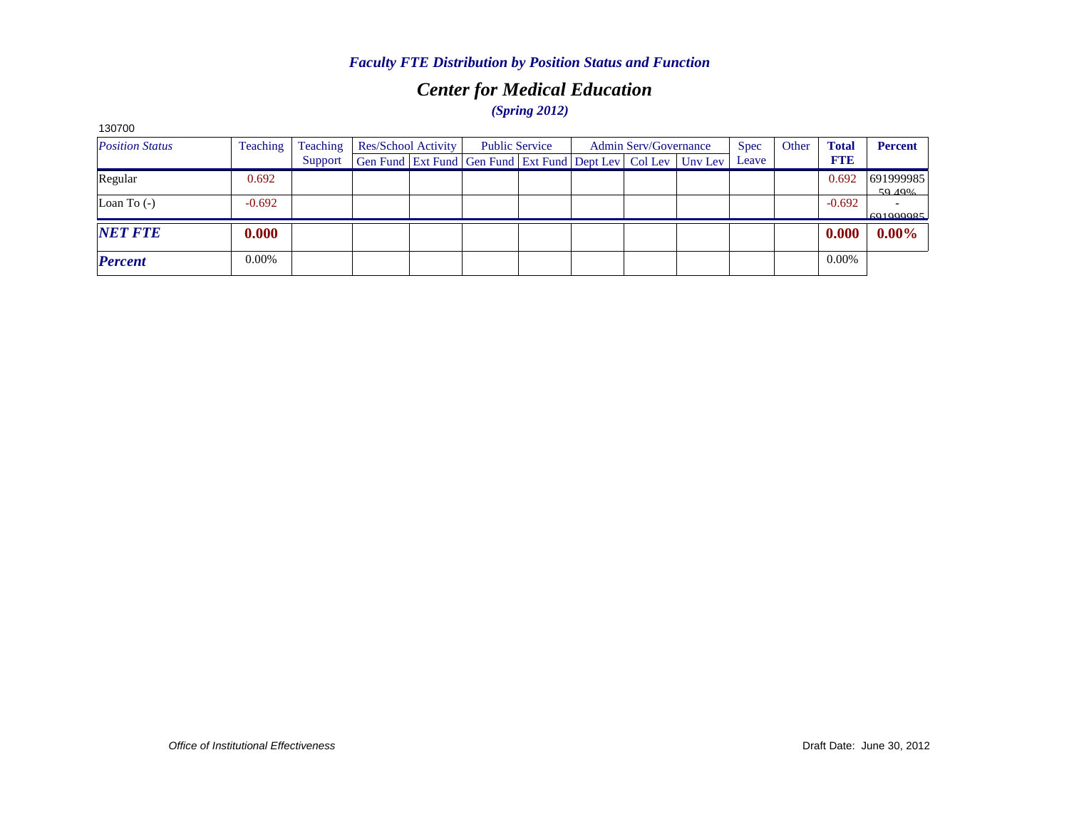*Faculty FTE Distribution by Position Status and Function*

## *Center for Medical Education*

*(Spring 2012)*

130700

| *Position Status* | Teaching | Teaching Support | Res/School Activity | | Public Service | | Admin Serv/Governance | | | Spec Leave | Other | **Total FTE** | **Percent** |
|---|---|---|---|---|---|---|---|---|---|---|---|---|---|
| | | | Gen Fund | Ext Fund | Gen Fund | Ext Fund | Dept Lev | Col Lev | Unv Lev | | | | |
| Regular | 0.692 | | | | | | | | | | | 0.692 | 691999985 59.49% |
| Loan To (-) | -0.692 | | | | | | | | | | | -0.692 | - 691999985 |
| ***NET FTE*** | **0.000** | | | | | | | | | | | **0.000** | **0.00%** |
| ***Percent*** | 0.00% | | | | | | | | | | | 0.00% | |

*Office of Institutional Effectiveness*

Draft Date: June 30, 2012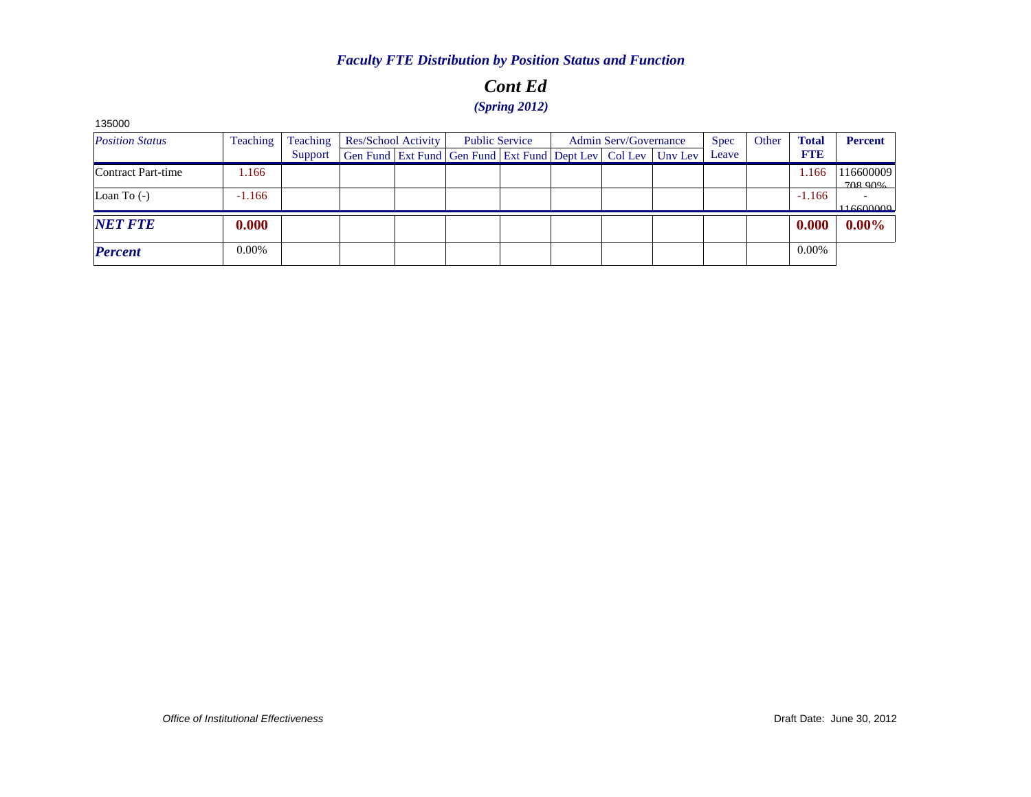# *Faculty FTE Distribution by Position Status and Function*

## *Cont Ed*

### *(Spring 2012)*

135000

| *Position Status* | Teaching | Teaching Support | Res/School Activity | | Public Service | | Admin Serv/Governance | | | Spec Leave | Other | **Total FTE** | **Percent** |
|---|---|---|---|---|---|---|---|---|---|---|---|---|---|
| | | | Gen Fund | Ext Fund | Gen Fund | Ext Fund | Dept Lev | Col Lev | Unv Lev | | | | |
| Contract Part-time | 1.166 | | | | | | | | | | | 1.166 | 116600009708.90% |
| Loan To (-) | -1.166 | | | | | | | | | | | -1.166 | -116600009 |
| ***NET FTE*** | **0.000** | | | | | | | | | | | **0.000** | **0.00%** |
| ***Percent*** | 0.00% | | | | | | | | | | | 0.00% | |

*Office of Institutional Effectiveness*

Draft Date: June 30, 2012